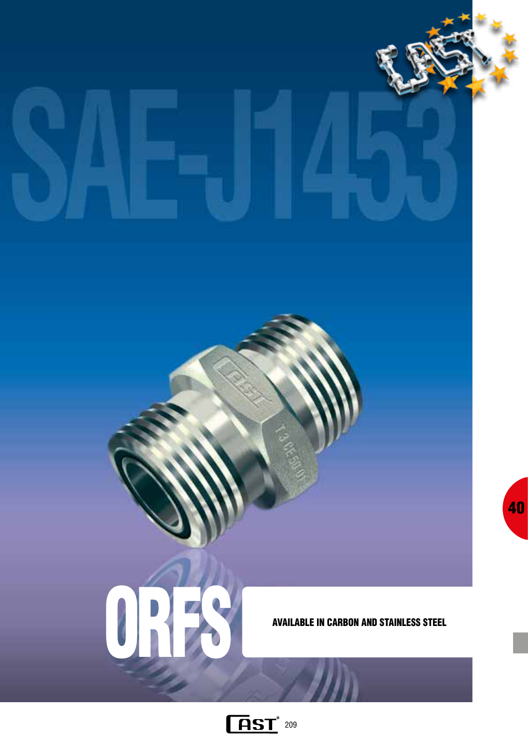# SAE-J1453

# ORFS

**AVAILABLE IN CARBON AND STAINLESS STEEL**

40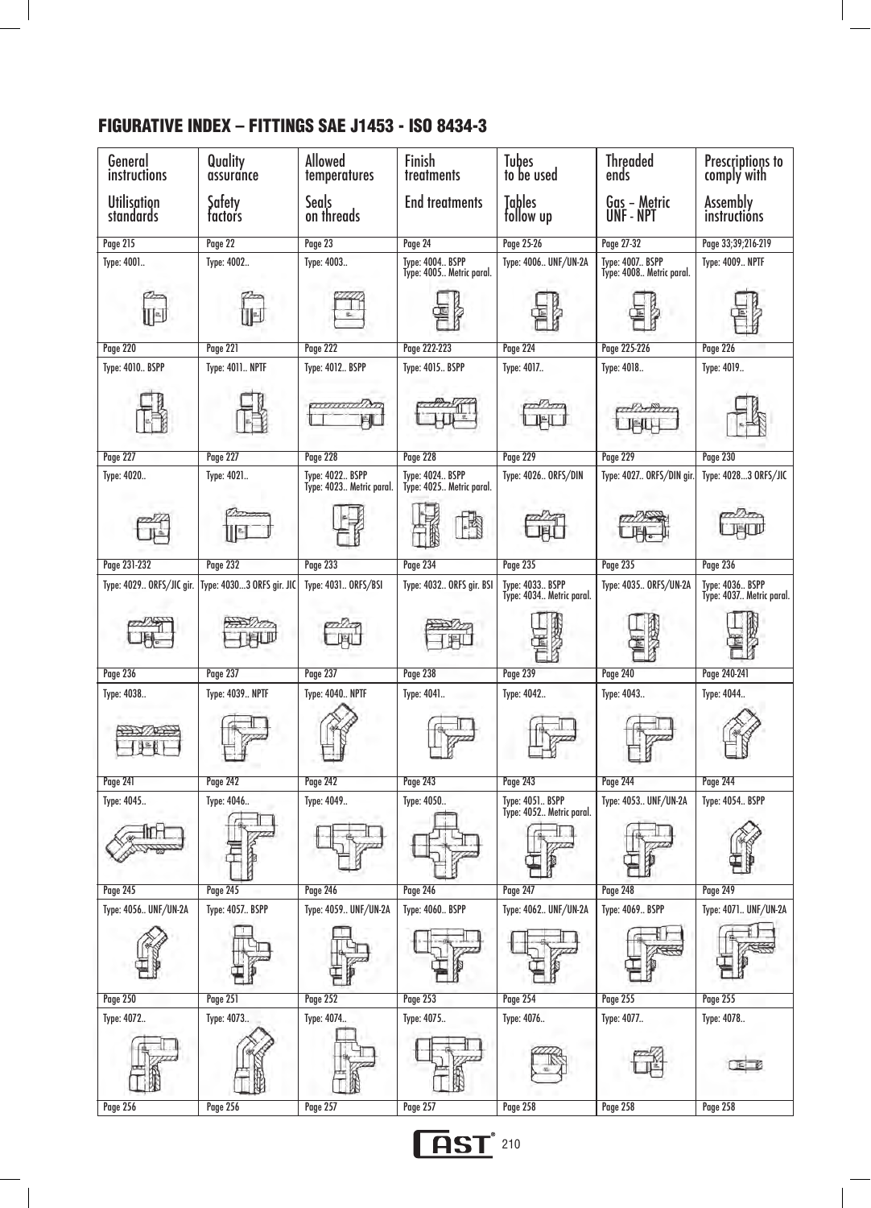## FIGURATIVE INDEX – FITTINGS SAE J1453 - ISO 8434-3

| General instructions<br>Utilisation standards | Quality assurance<br>Safety factors | Allowed temperatures<br>Seals on threads | Finish treatments<br>End treatments | Tubes to be used<br>Tables follow up | Threaded ends<br>Gas – Metric UNF - NPT | Prescriptions to comply with<br>Assembly instructions |
|---|---|---|---|---|---|---|
| Page 215 | Page 22 | Page 23 | Page 24 | Page 25-26 | Page 27-32 | Page 33;39;216-219 |
| Type: 4001.. | Type: 4002.. | Type: 4003.. | Type: 4004.. BSPP<br>Type: 4005.. Metric paral. | Type: 4006.. UNF/UN-2A | Type: 4007.. BSPP<br>Type: 4008.. Metric paral. | Type: 4009.. NPTF |
| Page 220 | Page 221 | Page 222 | Page 222-223 | Page 224 | Page 225-226 | Page 226 |
| Type: 4010.. BSPP | Type: 4011.. NPTF | Type: 4012.. BSPP | Type: 4015.. BSPP | Type: 4017.. | Type: 4018.. | Type: 4019.. |
| Page 227 | Page 227 | Page 228 | Page 228 | Page 229 | Page 229 | Page 230 |
| Type: 4020.. | Type: 4021.. | Type: 4022.. BSPP<br>Type: 4023.. Metric paral. | Type: 4024.. BSPP<br>Type: 4025.. Metric paral. | Type: 4026.. ORFS/DIN | Type: 4027.. ORFS/DIN gir. | Type: 4028...3 ORFS/JIC |
| Page 231-232 | Page 232 | Page 233 | Page 234 | Page 235 | Page 235 | Page 236 |
| Type: 4029.. ORFS/JIC gir. | Type: 4030...3 ORFS gir. JIC | Type: 4031.. ORFS/BSI | Type: 4032.. ORFS gir. BSI | Type: 4033.. BSPP<br>Type: 4034.. Metric paral. | Type: 4035.. ORFS/UN-2A | Type: 4036.. BSPP<br>Type: 4037.. Metric paral. |
| Page 236 | Page 237 | Page 237 | Page 238 | Page 239 | Page 240 | Page 240-241 |
| Type: 4038.. | Type: 4039.. NPTF | Type: 4040.. NPTF | Type: 4041.. | Type: 4042.. | Type: 4043.. | Type: 4044.. |
| Page 241 | Page 242 | Page 242 | Page 243 | Page 243 | Page 244 | Page 244 |
| Type: 4045.. | Type: 4046.. | Type: 4049.. | Type: 4050.. | Type: 4051.. BSPP<br>Type: 4052.. Metric paral. | Type: 4053.. UNF/UN-2A | Type: 4054.. BSPP |
| Page 245 | Page 245 | Page 246 | Page 246 | Page 247 | Page 248 | Page 249 |
| Type: 4056.. UNF/UN-2A | Type: 4057.. BSPP | Type: 4059.. UNF/UN-2A | Type: 4060.. BSPP | Type: 4062.. UNF/UN-2A | Type: 4069.. BSPP | Type: 4071.. UNF/UN-2A |
| Page 250 | Page 251 | Page 252 | Page 253 | Page 254 | Page 255 | Page 255 |
| Type: 4072.. | Type: 4073.. | Type: 4074.. | Type: 4075.. | Type: 4076.. | Type: 4077.. | Type: 4078.. |
| Page 256 | Page 256 | Page 257 | Page 257 | Page 258 | Page 258 | Page 258 |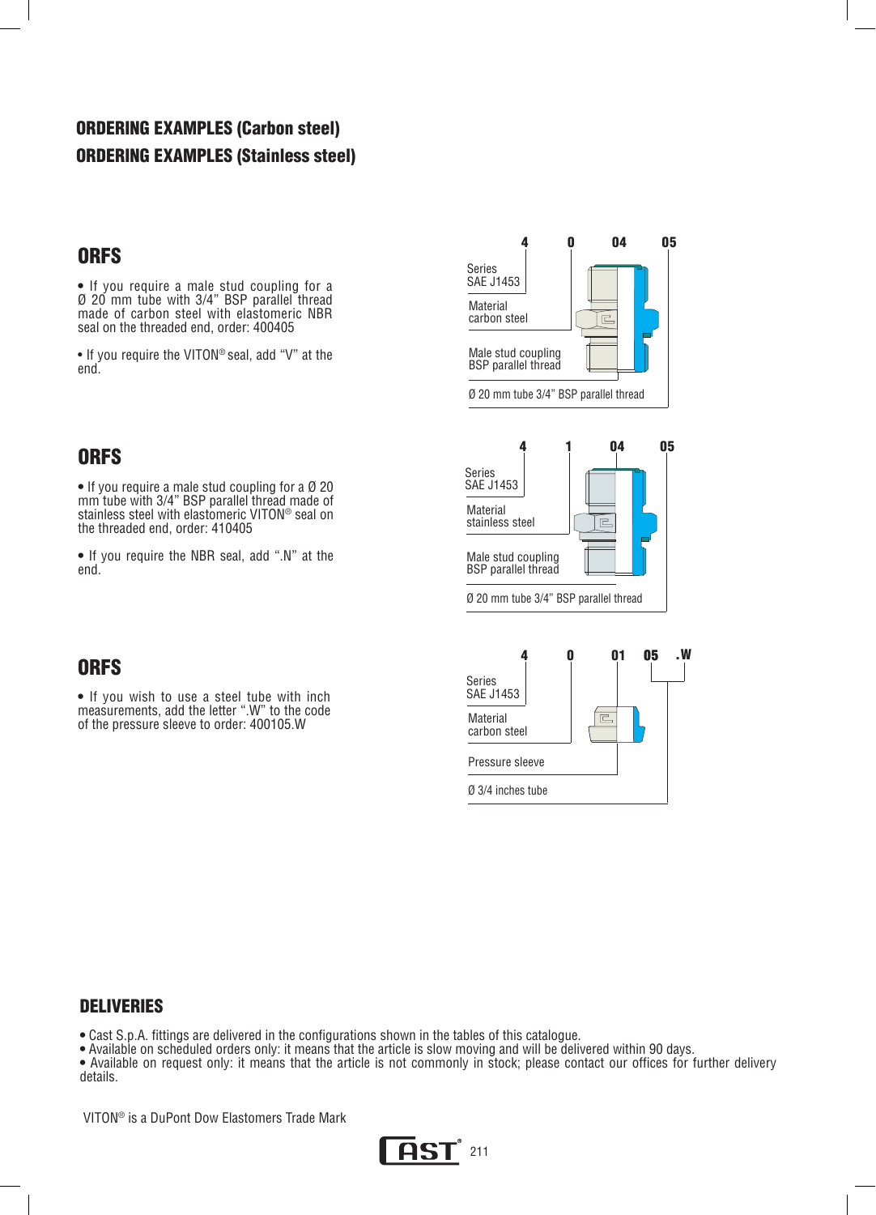## ORDERING EXAMPLES (Carbon steel)
## ORDERING EXAMPLES (Stainless steel)

### ORFS

• If you require a male stud coupling for a Ø 20 mm tube with 3/4" BSP parallel thread made of carbon steel with elastomeric NBR seal on the threaded end, order: 400405

• If you require the VITON® seal, add "V" at the end.

| 4 | 0 | 04 | 05 |
|---|---|---|---|
| Series SAE J1453 | Material carbon steel | Male stud coupling BSP parallel thread | Ø 20 mm tube 3/4" BSP parallel thread |

### ORFS

• If you require a male stud coupling for a Ø 20 mm tube with 3/4" BSP parallel thread made of stainless steel with elastomeric VITON® seal on the threaded end, order: 410405

• If you require the NBR seal, add ".N" at the end.

| 4 | 1 | 04 | 05 |
|---|---|---|---|
| Series SAE J1453 | Material stainless steel | Male stud coupling BSP parallel thread | Ø 20 mm tube 3/4" BSP parallel thread |

### ORFS

• If you wish to use a steel tube with inch measurements, add the letter ".W" to the code of the pressure sleeve to order: 400105.W

| 4 | 0 | 01 | 05 | .W |
|---|---|---|---|---|
| Series SAE J1453 | Material carbon steel | Pressure sleeve | Ø 3/4 inches tube | |

### DELIVERIES

- Cast S.p.A. fittings are delivered in the configurations shown in the tables of this catalogue.
- Available on scheduled orders only: it means that the article is slow moving and will be delivered within 90 days.
- Available on request only: it means that the article is not commonly in stock; please contact our offices for further delivery details.

VITON® is a DuPont Dow Elastomers Trade Mark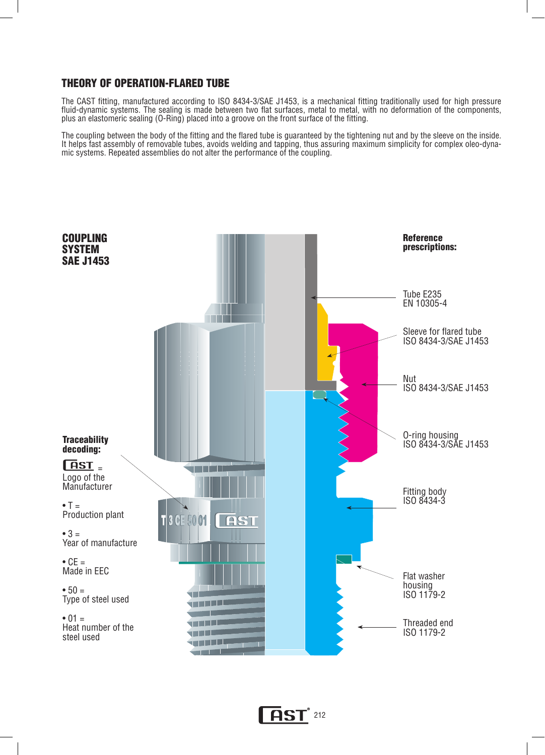## THEORY OF OPERATION-FLARED TUBE

The CAST fitting, manufactured according to ISO 8434-3/SAE J1453, is a mechanical fitting traditionally used for high pressure fluid-dynamic systems. The sealing is made between two flat surfaces, metal to metal, with no deformation of the components, plus an elastomeric sealing (O-Ring) placed into a groove on the front surface of the fitting.

The coupling between the body of the fitting and the flared tube is guaranteed by the tightening nut and by the sleeve on the inside. It helps fast assembly of removable tubes, avoids welding and tapping, thus assuring maximum simplicity for complex oleo-dynamic systems. Repeated assemblies do not alter the performance of the coupling.

**COUPLING SYSTEM SAE J1453**

**Reference prescriptions:**

Tube E235
EN 10305-4

Sleeve for flared tube
ISO 8434-3/SAE J1453

Nut
ISO 8434-3/SAE J1453

O-ring housing
ISO 8434-3/SAE J1453

Fitting body
ISO 8434-3

Flat washer housing
ISO 1179-2

Threaded end
ISO 1179-2

T 3 CE 50 01 CAST

**Traceability decoding:**

CAST = Logo of the Manufacturer

- T = Production plant
- 3 = Year of manufacture
- CE = Made in EEC
- 50 = Type of steel used
- 01 = Heat number of the steel used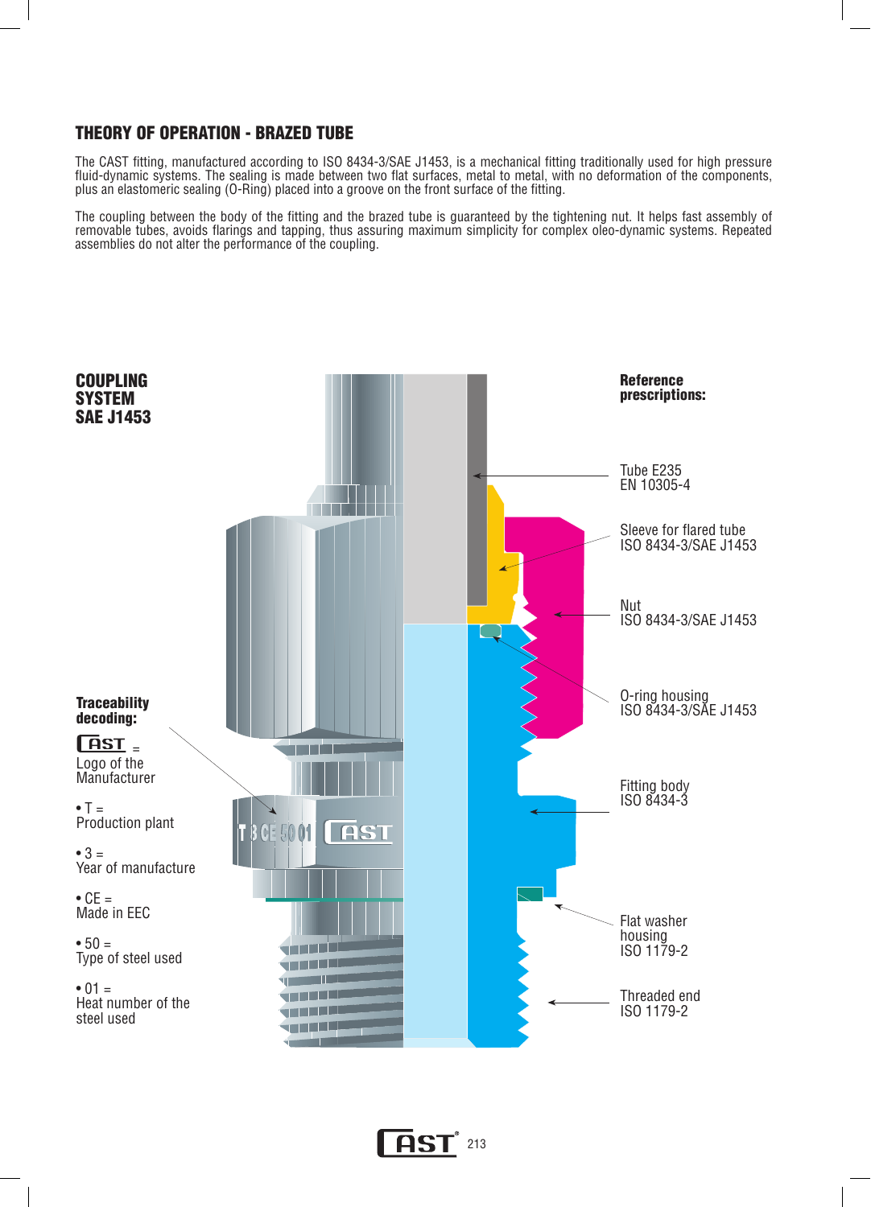## THEORY OF OPERATION - BRAZED TUBE

The CAST fitting, manufactured according to ISO 8434-3/SAE J1453, is a mechanical fitting traditionally used for high pressure fluid-dynamic systems. The sealing is made between two flat surfaces, metal to metal, with no deformation of the components, plus an elastomeric sealing (O-Ring) placed into a groove on the front surface of the fitting.

The coupling between the body of the fitting and the brazed tube is guaranteed by the tightening nut. It helps fast assembly of removable tubes, avoids flarings and tapping, thus assuring maximum simplicity for complex oleo-dynamic systems. Repeated assemblies do not alter the performance of the coupling.

### COUPLING SYSTEM SAE J1453

**Reference prescriptions:**

Tube E235
EN 10305-4

Sleeve for flared tube
ISO 8434-3/SAE J1453

Nut
ISO 8434-3/SAE J1453

O-ring housing
ISO 8434-3/SAE J1453

Fitting body
ISO 8434-3

Flat washer housing
ISO 1179-2

Threaded end
ISO 1179-2

**Traceability decoding:**

CAST = Logo of the Manufacturer

- T = Production plant
- 3 = Year of manufacture
- CE = Made in EEC
- 50 = Type of steel used
- 01 = Heat number of the steel used

T 3 CE 50 01 CAST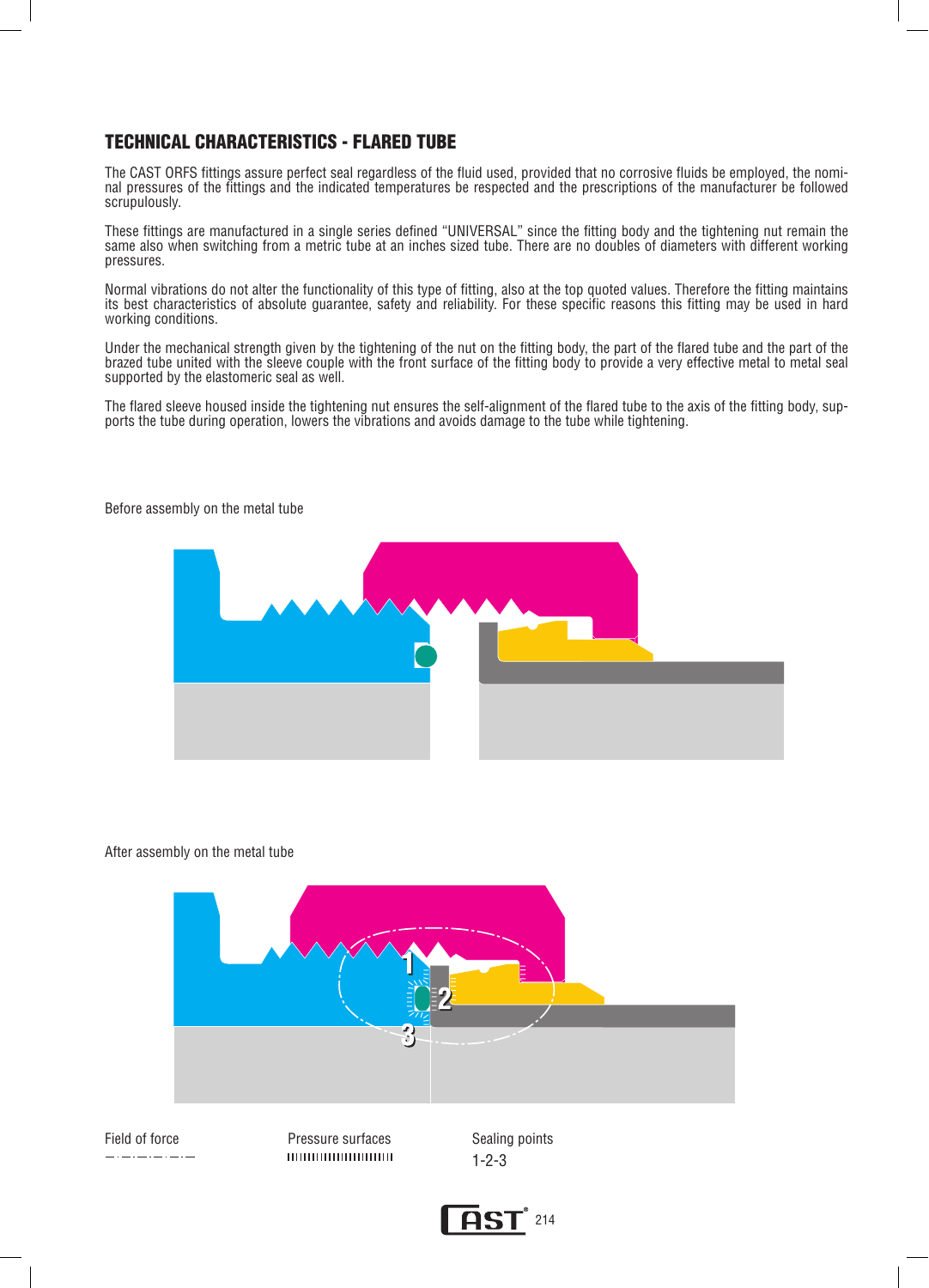## TECHNICAL CHARACTERISTICS - FLARED TUBE

The CAST ORFS fittings assure perfect seal regardless of the fluid used, provided that no corrosive fluids be employed, the nominal pressures of the fittings and the indicated temperatures be respected and the prescriptions of the manufacturer be followed scrupulously.

These fittings are manufactured in a single series defined “UNIVERSAL” since the fitting body and the tightening nut remain the same also when switching from a metric tube at an inches sized tube. There are no doubles of diameters with different working pressures.

Normal vibrations do not alter the functionality of this type of fitting, also at the top quoted values. Therefore the fitting maintains its best characteristics of absolute guarantee, safety and reliability. For these specific reasons this fitting may be used in hard working conditions.

Under the mechanical strength given by the tightening of the nut on the fitting body, the part of the flared tube and the part of the brazed tube united with the sleeve couple with the front surface of the fitting body to provide a very effective metal to metal seal supported by the elastomeric seal as well.

The flared sleeve housed inside the tightening nut ensures the self-alignment of the flared tube to the axis of the fitting body, supports the tube during operation, lowers the vibrations and avoids damage to the tube while tightening.

Before assembly on the metal tube

After assembly on the metal tube

1 2 3

Field of force

Pressure surfaces

Sealing points
1-2-3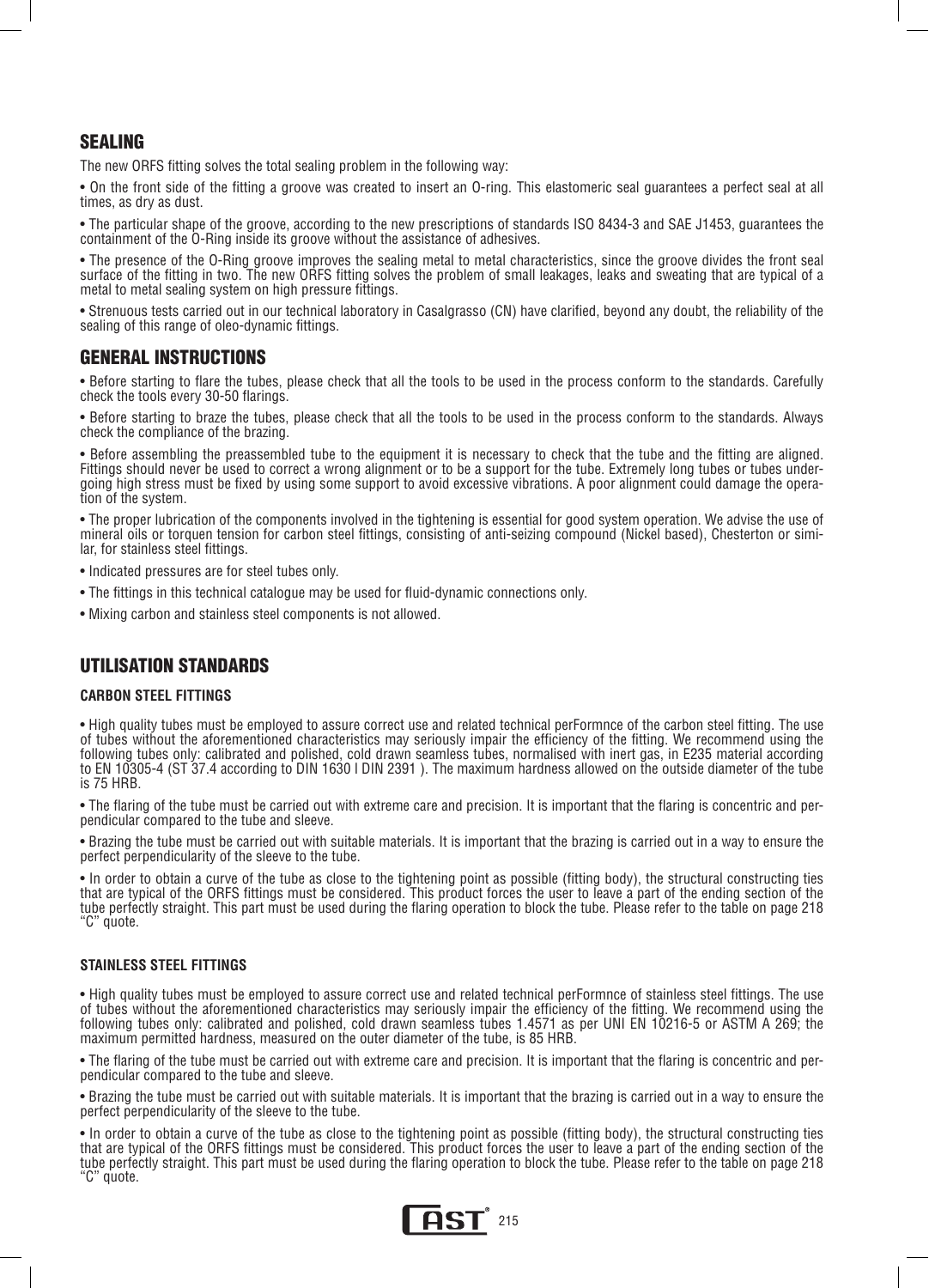## SEALING

The new ORFS fitting solves the total sealing problem in the following way:

- On the front side of the fitting a groove was created to insert an O-ring. This elastomeric seal guarantees a perfect seal at all times, as dry as dust.
- The particular shape of the groove, according to the new prescriptions of standards ISO 8434-3 and SAE J1453, guarantees the containment of the O-Ring inside its groove without the assistance of adhesives.
- The presence of the O-Ring groove improves the sealing metal to metal characteristics, since the groove divides the front seal surface of the fitting in two. The new ORFS fitting solves the problem of small leakages, leaks and sweating that are typical of a metal to metal sealing system on high pressure fittings.
- Strenuous tests carried out in our technical laboratory in Casalgrasso (CN) have clarified, beyond any doubt, the reliability of the sealing of this range of oleo-dynamic fittings.

## GENERAL INSTRUCTIONS

- Before starting to flare the tubes, please check that all the tools to be used in the process conform to the standards. Carefully check the tools every 30-50 flarings.
- Before starting to braze the tubes, please check that all the tools to be used in the process conform to the standards. Always check the compliance of the brazing.
- Before assembling the preassembled tube to the equipment it is necessary to check that the tube and the fitting are aligned. Fittings should never be used to correct a wrong alignment or to be a support for the tube. Extremely long tubes or tubes undergoing high stress must be fixed by using some support to avoid excessive vibrations. A poor alignment could damage the operation of the system.
- The proper lubrication of the components involved in the tightening is essential for good system operation. We advise the use of mineral oils or torquen tension for carbon steel fittings, consisting of anti-seizing compound (Nickel based), Chesterton or similar, for stainless steel fittings.
- Indicated pressures are for steel tubes only.
- The fittings in this technical catalogue may be used for fluid-dynamic connections only.
- Mixing carbon and stainless steel components is not allowed.

## UTILISATION STANDARDS

### CARBON STEEL FITTINGS

- High quality tubes must be employed to assure correct use and related technical perFormnce of the carbon steel fitting. The use of tubes without the aforementioned characteristics may seriously impair the efficiency of the fitting. We recommend using the following tubes only: calibrated and polished, cold drawn seamless tubes, normalised with inert gas, in E235 material according to EN 10305-4 (ST 37.4 according to DIN 1630 l DIN 2391 ). The maximum hardness allowed on the outside diameter of the tube is 75 HRB.
- The flaring of the tube must be carried out with extreme care and precision. It is important that the flaring is concentric and perpendicular compared to the tube and sleeve.
- Brazing the tube must be carried out with suitable materials. It is important that the brazing is carried out in a way to ensure the perfect perpendicularity of the sleeve to the tube.
- In order to obtain a curve of the tube as close to the tightening point as possible (fitting body), the structural constructing ties that are typical of the ORFS fittings must be considered. This product forces the user to leave a part of the ending section of the tube perfectly straight. This part must be used during the flaring operation to block the tube. Please refer to the table on page 218 "C" quote.

### STAINLESS STEEL FITTINGS

- High quality tubes must be employed to assure correct use and related technical perFormnce of stainless steel fittings. The use of tubes without the aforementioned characteristics may seriously impair the efficiency of the fitting. We recommend using the following tubes only: calibrated and polished, cold drawn seamless tubes 1.4571 as per UNI EN 10216-5 or ASTM A 269; the maximum permitted hardness, measured on the outer diameter of the tube, is 85 HRB.
- The flaring of the tube must be carried out with extreme care and precision. It is important that the flaring is concentric and perpendicular compared to the tube and sleeve.
- Brazing the tube must be carried out with suitable materials. It is important that the brazing is carried out in a way to ensure the perfect perpendicularity of the sleeve to the tube.
- In order to obtain a curve of the tube as close to the tightening point as possible (fitting body), the structural constructing ties that are typical of the ORFS fittings must be considered. This product forces the user to leave a part of the ending section of the tube perfectly straight. This part must be used during the flaring operation to block the tube. Please refer to the table on page 218 "C" quote.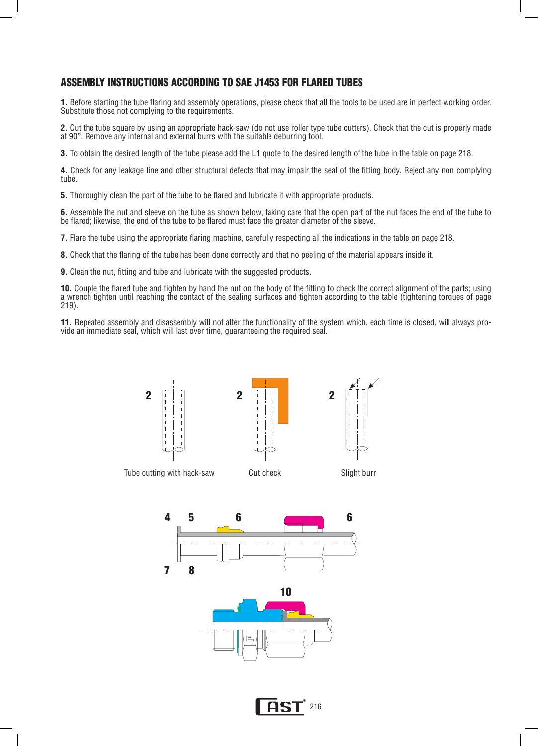## ASSEMBLY INSTRUCTIONS ACCORDING TO SAE J1453 FOR FLARED TUBES

**1.** Before starting the tube flaring and assembly operations, please check that all the tools to be used are in perfect working order. Substitute those not complying to the requirements.

**2.** Cut the tube square by using an appropriate hack-saw (do not use roller type tube cutters). Check that the cut is properly made at 90°. Remove any internal and external burrs with the suitable deburring tool.

**3.** To obtain the desired length of the tube please add the L1 quote to the desired length of the tube in the table on page 218.

**4.** Check for any leakage line and other structural defects that may impair the seal of the fitting body. Reject any non complying tube.

**5.** Thoroughly clean the part of the tube to be flared and lubricate it with appropriate products.

**6.** Assemble the nut and sleeve on the tube as shown below, taking care that the open part of the nut faces the end of the tube to be flared; likewise, the end of the tube to be flared must face the greater diameter of the sleeve.

**7.** Flare the tube using the appropriate flaring machine, carefully respecting all the indications in the table on page 218.

**8.** Check that the flaring of the tube has been done correctly and that no peeling of the material appears inside it.

**9.** Clean the nut, fitting and tube and lubricate with the suggested products.

**10.** Couple the flared tube and tighten by hand the nut on the body of the fitting to check the correct alignment of the parts; using a wrench tighten until reaching the contact of the sealing surfaces and tighten according to the table (tightening torques of page 219).

**11.** Repeated assembly and disassembly will not alter the functionality of the system which, each time is closed, will always provide an immediate seal, which will last over time, guaranteeing the required seal.

2 — Tube cutting with hack-saw

2 — Cut check

2 — Slight burr

4 5 6 6

7 8

10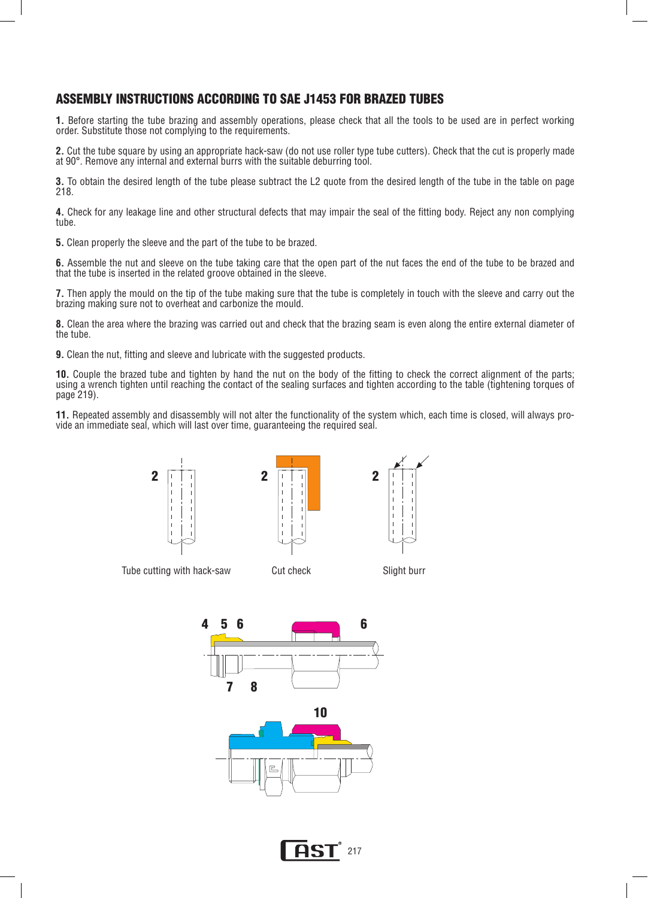## ASSEMBLY INSTRUCTIONS ACCORDING TO SAE J1453 FOR BRAZED TUBES

**1.** Before starting the tube brazing and assembly operations, please check that all the tools to be used are in perfect working order. Substitute those not complying to the requirements.

**2.** Cut the tube square by using an appropriate hack-saw (do not use roller type tube cutters). Check that the cut is properly made at 90°. Remove any internal and external burrs with the suitable deburring tool.

**3.** To obtain the desired length of the tube please subtract the L2 quote from the desired length of the tube in the table on page 218.

**4.** Check for any leakage line and other structural defects that may impair the seal of the fitting body. Reject any non complying tube.

**5.** Clean properly the sleeve and the part of the tube to be brazed.

**6.** Assemble the nut and sleeve on the tube taking care that the open part of the nut faces the end of the tube to be brazed and that the tube is inserted in the related groove obtained in the sleeve.

**7.** Then apply the mould on the tip of the tube making sure that the tube is completely in touch with the sleeve and carry out the brazing making sure not to overheat and carbonize the mould.

**8.** Clean the area where the brazing was carried out and check that the brazing seam is even along the entire external diameter of the tube.

**9.** Clean the nut, fitting and sleeve and lubricate with the suggested products.

**10.** Couple the brazed tube and tighten by hand the nut on the body of the fitting to check the correct alignment of the parts; using a wrench tighten until reaching the contact of the sealing surfaces and tighten according to the table (tightening torques of page 219).

**11.** Repeated assembly and disassembly will not alter the functionality of the system which, each time is closed, will always provide an immediate seal, which will last over time, guaranteeing the required seal.

2 Tube cutting with hack-saw

2 Cut check

2 Slight burr

4 5 6 6 7 8

10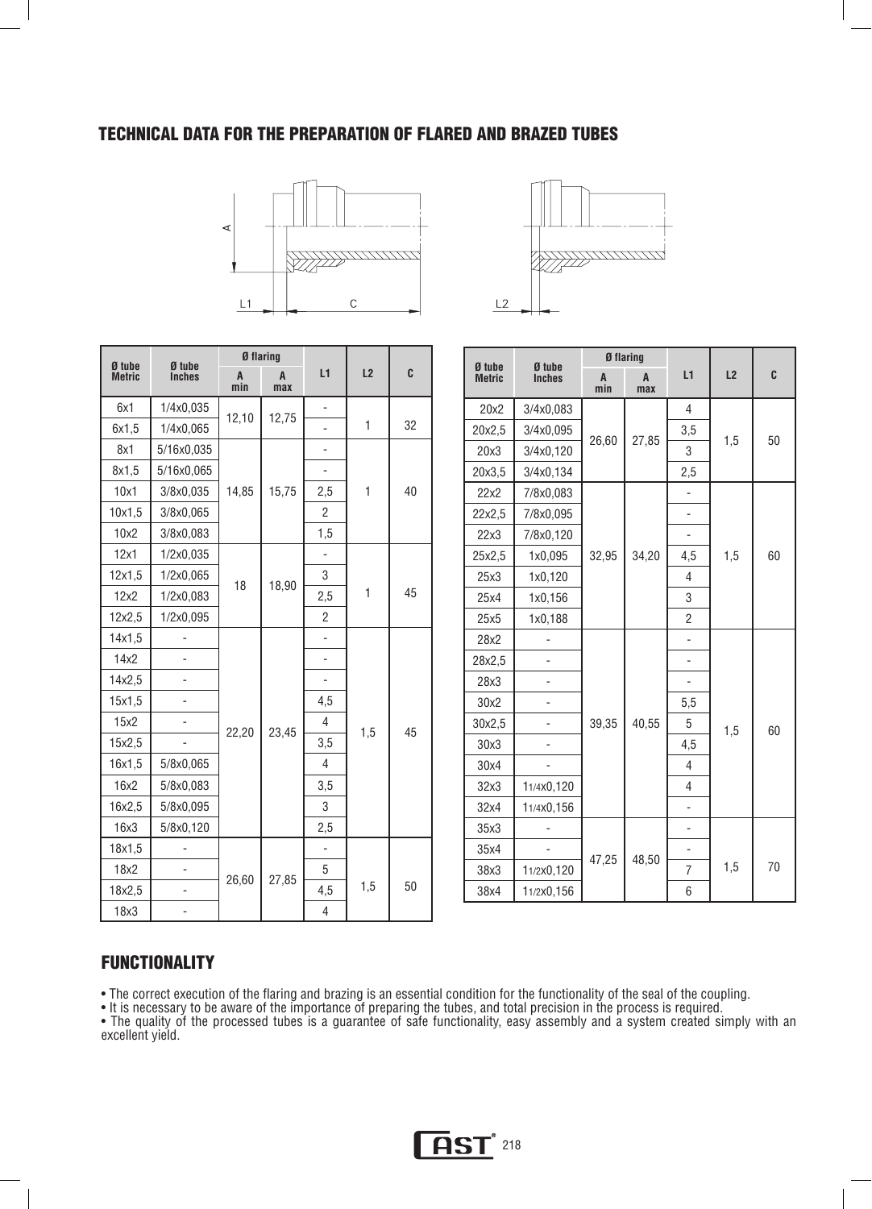## TECHNICAL DATA FOR THE PREPARATION OF FLARED AND BRAZED TUBES

| Ø tube Metric | Ø tube Inches | Ø flaring A min | Ø flaring A max | L1 | L2 | C |
|---|---|---|---|---|---|---|
| 6x1 | 1/4x0,035 | 12,10 | 12,75 | - | 1 | 32 |
| 6x1,5 | 1/4x0,065 | | | - | | |
| 8x1 | 5/16x0,035 | 14,85 | 15,75 | - | 1 | 40 |
| 8x1,5 | 5/16x0,065 | | | - | | |
| 10x1 | 3/8x0,035 | | | 2,5 | | |
| 10x1,5 | 3/8x0,065 | | | 2 | | |
| 10x2 | 3/8x0,083 | | | 1,5 | | |
| 12x1 | 1/2x0,035 | 18 | 18,90 | - | 1 | 45 |
| 12x1,5 | 1/2x0,065 | | | 3 | | |
| 12x2 | 1/2x0,083 | | | 2,5 | | |
| 12x2,5 | 1/2x0,095 | | | 2 | | |
| 14x1,5 | - | 22,20 | 23,45 | - | 1,5 | 45 |
| 14x2 | - | | | - | | |
| 14x2,5 | - | | | - | | |
| 15x1,5 | - | | | 4,5 | | |
| 15x2 | - | | | 4 | | |
| 15x2,5 | - | | | 3,5 | | |
| 16x1,5 | 5/8x0,065 | | | 4 | | |
| 16x2 | 5/8x0,083 | | | 3,5 | | |
| 16x2,5 | 5/8x0,095 | | | 3 | | |
| 16x3 | 5/8x0,120 | | | 2,5 | | |
| 18x1,5 | - | 26,60 | 27,85 | - | 1,5 | 50 |
| 18x2 | - | | | 5 | | |
| 18x2,5 | - | | | 4,5 | | |
| 18x3 | - | | | 4 | | |

| Ø tube Metric | Ø tube Inches | Ø flaring A min | Ø flaring A max | L1 | L2 | C |
|---|---|---|---|---|---|---|
| 20x2 | 3/4x0,083 | 26,60 | 27,85 | 4 | 1,5 | 50 |
| 20x2,5 | 3/4x0,095 | | | 3,5 | | |
| 20x3 | 3/4x0,120 | | | 3 | | |
| 20x3,5 | 3/4x0,134 | | | 2,5 | | |
| 22x2 | 7/8x0,083 | 32,95 | 34,20 | - | 1,5 | 60 |
| 22x2,5 | 7/8x0,095 | | | - | | |
| 22x3 | 7/8x0,120 | | | - | | |
| 25x2,5 | 1x0,095 | | | 4,5 | | |
| 25x3 | 1x0,120 | | | 4 | | |
| 25x4 | 1x0,156 | | | 3 | | |
| 25x5 | 1x0,188 | | | 2 | | |
| 28x2 | - | 39,35 | 40,55 | - | 1,5 | 60 |
| 28x2,5 | - | | | - | | |
| 28x3 | - | | | - | | |
| 30x2 | - | | | 5,5 | | |
| 30x2,5 | - | | | 5 | | |
| 30x3 | - | | | 4,5 | | |
| 30x4 | - | | | 4 | | |
| 32x3 | 1 1/4x0,120 | | | 4 | | |
| 32x4 | 1 1/4x0,156 | | | - | | |
| 35x3 | - | 47,25 | 48,50 | - | 1,5 | 70 |
| 35x4 | - | | | - | | |
| 38x3 | 1 1/2x0,120 | | | 7 | | |
| 38x4 | 1 1/2x0,156 | | | 6 | | |

## FUNCTIONALITY

- The correct execution of the flaring and brazing is an essential condition for the functionality of the seal of the coupling.
- It is necessary to be aware of the importance of preparing the tubes, and total precision in the process is required.
- The quality of the processed tubes is a guarantee of safe functionality, easy assembly and a system created simply with an excellent yield.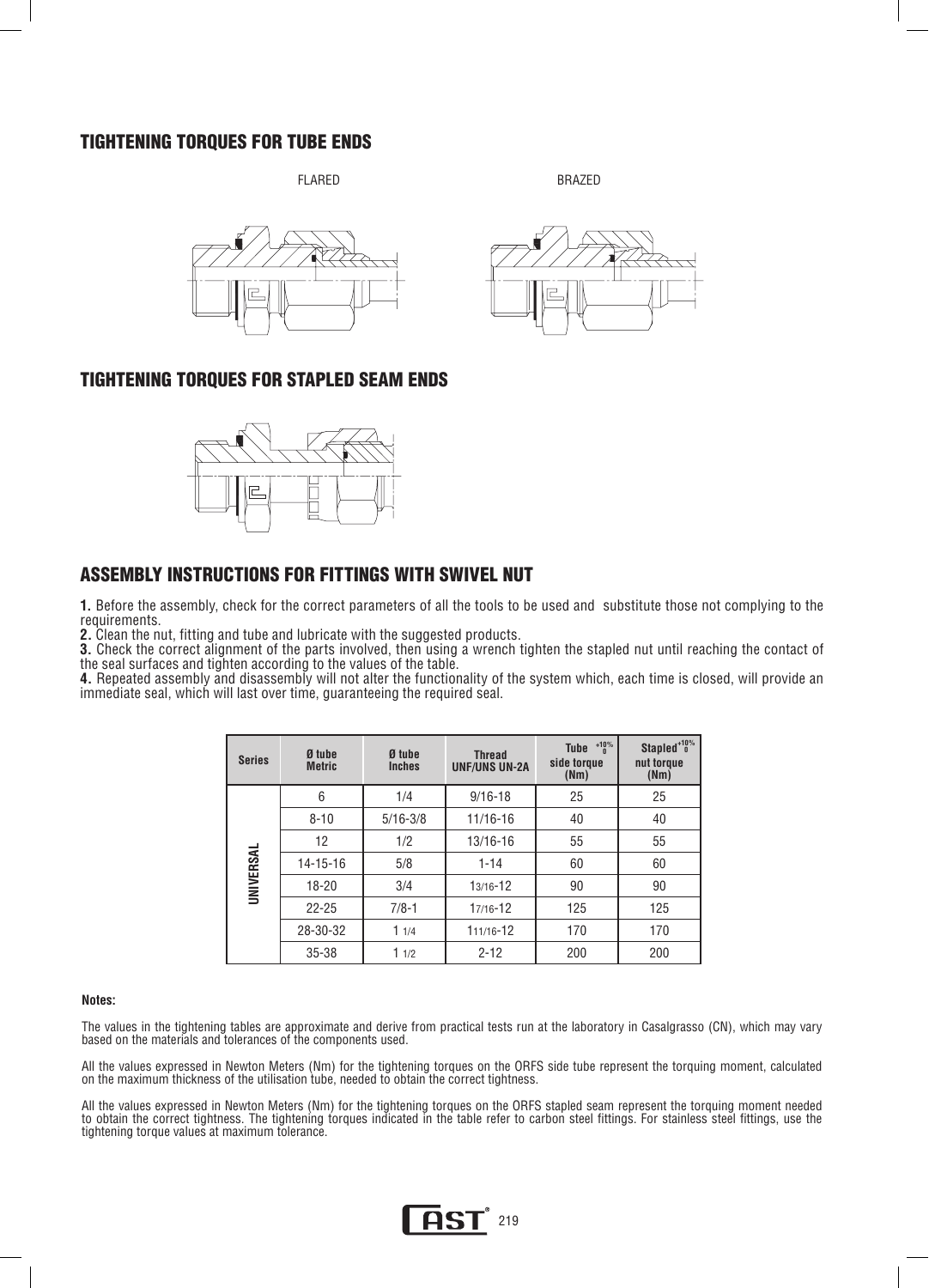## TIGHTENING TORQUES FOR TUBE ENDS

FLARED

BRAZED

## TIGHTENING TORQUES FOR STAPLED SEAM ENDS

## ASSEMBLY INSTRUCTIONS FOR FITTINGS WITH SWIVEL NUT

**1.** Before the assembly, check for the correct parameters of all the tools to be used and substitute those not complying to the requirements.
**2.** Clean the nut, fitting and tube and lubricate with the suggested products.
**3.** Check the correct alignment of the parts involved, then using a wrench tighten the stapled nut until reaching the contact of the seal surfaces and tighten according to the values of the table.
**4.** Repeated assembly and disassembly will not alter the functionality of the system which, each time is closed, will provide an immediate seal, which will last over time, guaranteeing the required seal.

| Series | Ø tube Metric | Ø tube Inches | Thread UNF/UNS UN-2A | Tube $^{+10\%}_{0}$ side torque (Nm) | Stapled $^{+10\%}_{0}$ nut torque (Nm) |
|---|---|---|---|---|---|
| UNIVERSAL | 6 | 1/4 | 9/16-18 | 25 | 25 |
| | 8-10 | 5/16-3/8 | 11/16-16 | 40 | 40 |
| | 12 | 1/2 | 13/16-16 | 55 | 55 |
| | 14-15-16 | 5/8 | 1-14 | 60 | 60 |
| | 18-20 | 3/4 | 1 3/16-12 | 90 | 90 |
| | 22-25 | 7/8-1 | 1 7/16-12 | 125 | 125 |
| | 28-30-32 | 1 1/4 | 1 11/16-12 | 170 | 170 |
| | 35-38 | 1 1/2 | 2-12 | 200 | 200 |

**Notes:**

The values in the tightening tables are approximate and derive from practical tests run at the laboratory in Casalgrasso (CN), which may vary based on the materials and tolerances of the components used.

All the values expressed in Newton Meters (Nm) for the tightening torques on the ORFS side tube represent the torquing moment, calculated on the maximum thickness of the utilisation tube, needed to obtain the correct tightness.

All the values expressed in Newton Meters (Nm) for the tightening torques on the ORFS stapled seam represent the torquing moment needed to obtain the correct tightness. The tightening torques indicated in the table refer to carbon steel fittings. For stainless steel fittings, use the tightening torque values at maximum tolerance.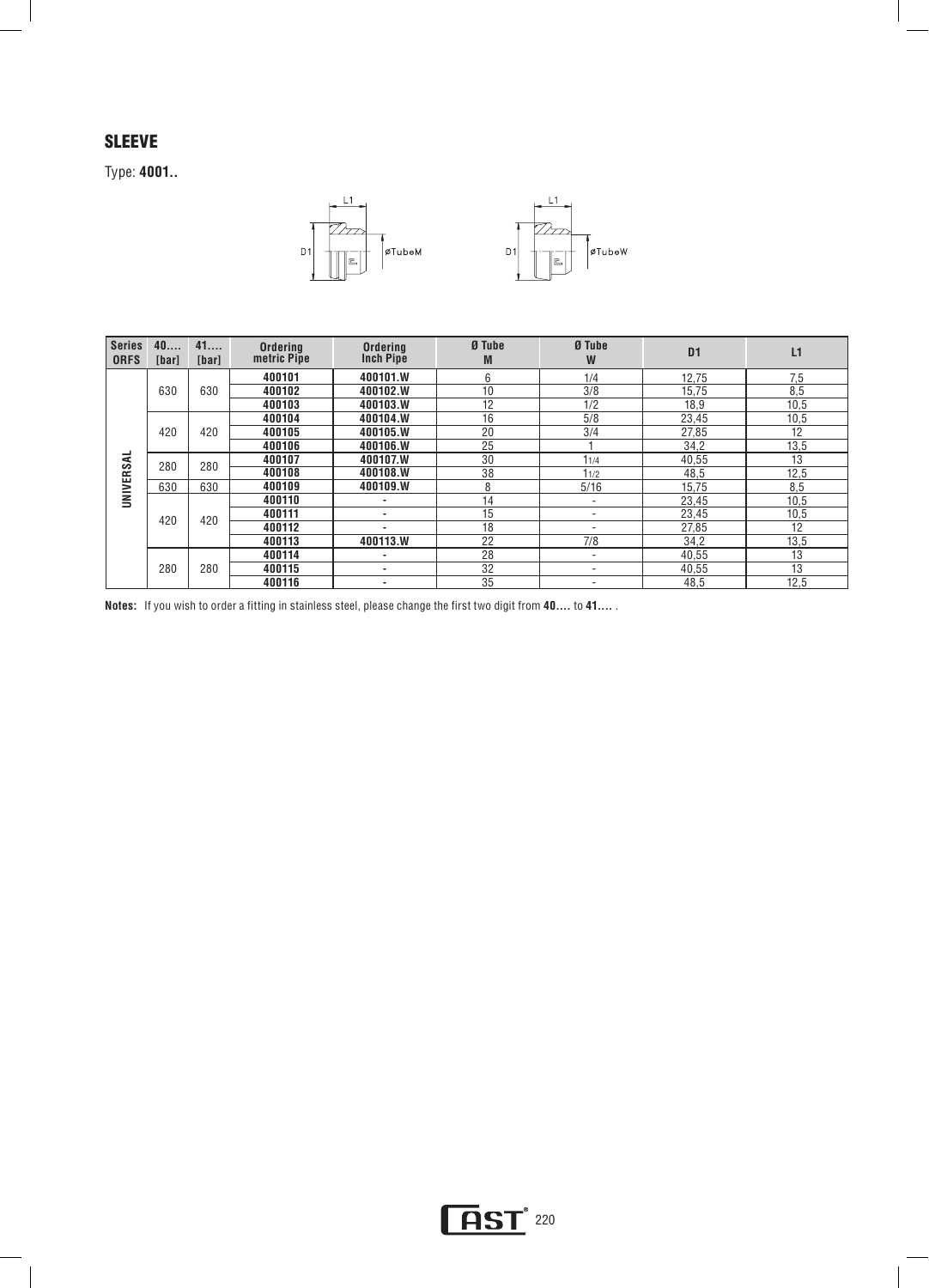## SLEEVE

Type: **4001..**

| Series ORFS | 40.... [bar] | 41.... [bar] | Ordering metric Pipe | Ordering Inch Pipe | Ø Tube M | Ø Tube W | D1 | L1 |
|---|---|---|---|---|---|---|---|---|
| UNIVERSAL | 630 | 630 | 400101 | 400101.W | 6 | 1/4 | 12,75 | 7,5 |
| | | | 400102 | 400102.W | 10 | 3/8 | 15,75 | 8,5 |
| | | | 400103 | 400103.W | 12 | 1/2 | 18,9 | 10,5 |
| | 420 | 420 | 400104 | 400104.W | 16 | 5/8 | 23,45 | 10,5 |
| | | | 400105 | 400105.W | 20 | 3/4 | 27,85 | 12 |
| | | | 400106 | 400106.W | 25 | 1 | 34,2 | 13,5 |
| | 280 | 280 | 400107 | 400107.W | 30 | 1 1/4 | 40,55 | 13 |
| | | | 400108 | 400108.W | 38 | 1 1/2 | 48,5 | 12,5 |
| | 630 | 630 | 400109 | 400109.W | 8 | 5/16 | 15,75 | 8,5 |
| | 420 | 420 | 400110 | - | 14 | - | 23,45 | 10,5 |
| | | | 400111 | - | 15 | - | 23,45 | 10,5 |
| | | | 400112 | - | 18 | - | 27,85 | 12 |
| | | | 400113 | 400113.W | 22 | 7/8 | 34,2 | 13,5 |
| | 280 | 280 | 400114 | - | 28 | - | 40,55 | 13 |
| | | | 400115 | - | 32 | - | 40,55 | 13 |
| | | | 400116 | - | 35 | - | 48,5 | 12,5 |

**Notes:** If you wish to order a fitting in stainless steel, please change the first two digit from **40....** to **41....** .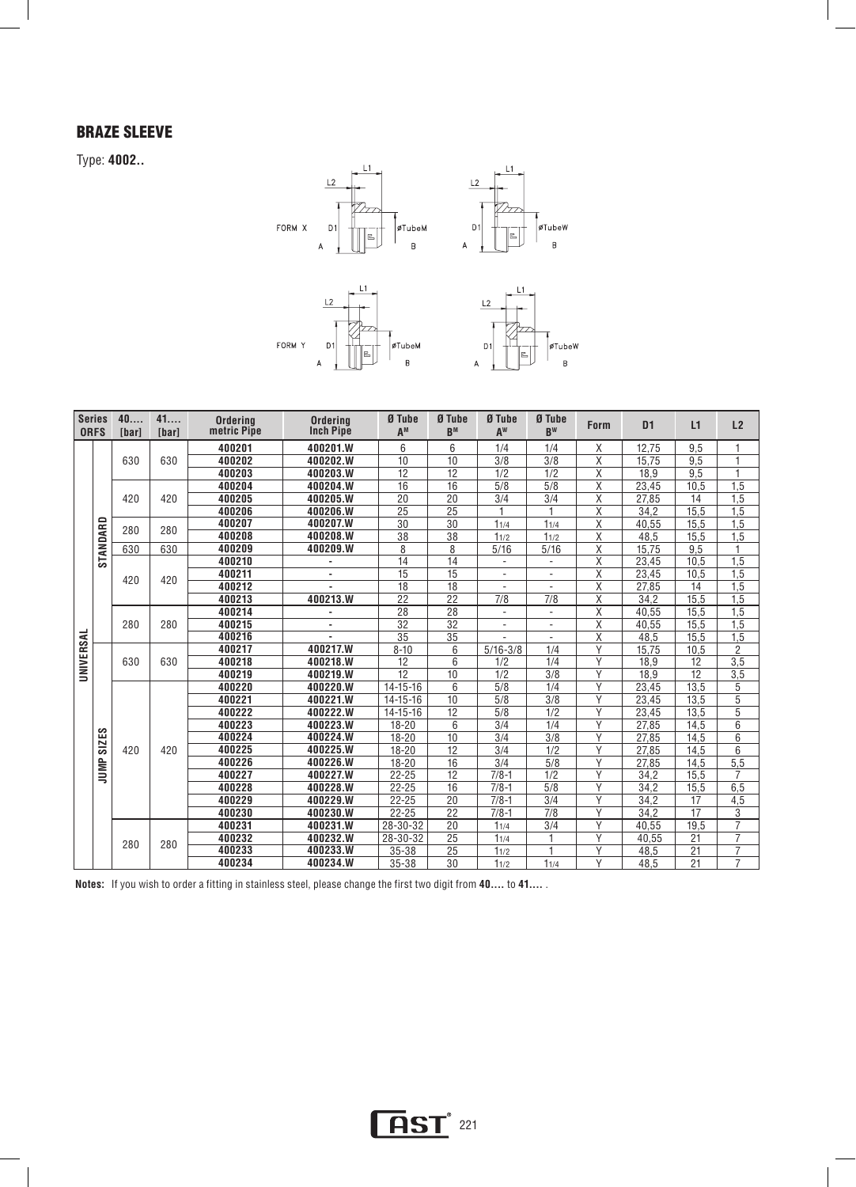## BRAZE SLEEVE

Type: **4002..**

FORM X

FORM Y

| Series ORFS | | 40.... [bar] | 41.... [bar] | Ordering metric Pipe | Ordering Inch Pipe | Ø Tube A^M | Ø Tube B^M | Ø Tube A^W | Ø Tube B^W | Form | D1 | L1 | L2 |
|---|---|---|---|---|---|---|---|---|---|---|---|---|---|
| UNIVERSAL | STANDARD | 630 | 630 | 400201 | 400201.W | 6 | 6 | 1/4 | 1/4 | X | 12,75 | 9,5 | 1 |
| | | | | 400202 | 400202.W | 10 | 10 | 3/8 | 3/8 | X | 15,75 | 9,5 | 1 |
| | | | | 400203 | 400203.W | 12 | 12 | 1/2 | 1/2 | X | 18,9 | 9,5 | 1 |
| | | 420 | 420 | 400204 | 400204.W | 16 | 16 | 5/8 | 5/8 | X | 23,45 | 10,5 | 1,5 |
| | | | | 400205 | 400205.W | 20 | 20 | 3/4 | 3/4 | X | 27,85 | 14 | 1,5 |
| | | | | 400206 | 400206.W | 25 | 25 | 1 | 1 | X | 34,2 | 15,5 | 1,5 |
| | | 280 | 280 | 400207 | 400207.W | 30 | 30 | 1 1/4 | 1 1/4 | X | 40,55 | 15,5 | 1,5 |
| | | | | 400208 | 400208.W | 38 | 38 | 1 1/2 | 1 1/2 | X | 48,5 | 15,5 | 1,5 |
| | | 630 | 630 | 400209 | 400209.W | 8 | 8 | 5/16 | 5/16 | X | 15,75 | 9,5 | 1 |
| | | 420 | 420 | 400210 | - | 14 | 14 | - | - | X | 23,45 | 10,5 | 1,5 |
| | | | | 400211 | - | 15 | 15 | - | - | X | 23,45 | 10,5 | 1,5 |
| | | | | 400212 | - | 18 | 18 | - | - | X | 27,85 | 14 | 1,5 |
| | | | | 400213 | 400213.W | 22 | 22 | 7/8 | 7/8 | X | 34,2 | 15,5 | 1,5 |
| | | 280 | 280 | 400214 | - | 28 | 28 | - | - | X | 40,55 | 15,5 | 1,5 |
| | | | | 400215 | - | 32 | 32 | - | - | X | 40,55 | 15,5 | 1,5 |
| | | | | 400216 | - | 35 | 35 | - | - | X | 48,5 | 15,5 | 1,5 |
| | JUMP SIZES | 630 | 630 | 400217 | 400217.W | 8-10 | 6 | 5/16-3/8 | 1/4 | Y | 15,75 | 10,5 | 2 |
| | | | | 400218 | 400218.W | 12 | 6 | 1/2 | 1/4 | Y | 18,9 | 12 | 3,5 |
| | | | | 400219 | 400219.W | 12 | 10 | 1/2 | 3/8 | Y | 18,9 | 12 | 3,5 |
| | | 420 | 420 | 400220 | 400220.W | 14-15-16 | 6 | 5/8 | 1/4 | Y | 23,45 | 13,5 | 5 |
| | | | | 400221 | 400221.W | 14-15-16 | 10 | 5/8 | 3/8 | Y | 23,45 | 13,5 | 5 |
| | | | | 400222 | 400222.W | 14-15-16 | 12 | 5/8 | 1/2 | Y | 23,45 | 13,5 | 5 |
| | | | | 400223 | 400223.W | 18-20 | 6 | 3/4 | 1/4 | Y | 27,85 | 14,5 | 6 |
| | | | | 400224 | 400224.W | 18-20 | 10 | 3/4 | 3/8 | Y | 27,85 | 14,5 | 6 |
| | | | | 400225 | 400225.W | 18-20 | 12 | 3/4 | 1/2 | Y | 27,85 | 14,5 | 6 |
| | | | | 400226 | 400226.W | 18-20 | 16 | 3/4 | 5/8 | Y | 27,85 | 14,5 | 5,5 |
| | | | | 400227 | 400227.W | 22-25 | 12 | 7/8-1 | 1/2 | Y | 34,2 | 15,5 | 7 |
| | | | | 400228 | 400228.W | 22-25 | 16 | 7/8-1 | 5/8 | Y | 34,2 | 15,5 | 6,5 |
| | | | | 400229 | 400229.W | 22-25 | 20 | 7/8-1 | 3/4 | Y | 34,2 | 17 | 4,5 |
| | | | | 400230 | 400230.W | 22-25 | 22 | 7/8-1 | 7/8 | Y | 34,2 | 17 | 3 |
| | | 280 | 280 | 400231 | 400231.W | 28-30-32 | 20 | 1 1/4 | 3/4 | Y | 40,55 | 19,5 | 7 |
| | | | | 400232 | 400232.W | 28-30-32 | 25 | 1 1/4 | 1 | Y | 40,55 | 21 | 7 |
| | | | | 400233 | 400233.W | 35-38 | 25 | 1 1/2 | 1 | Y | 48,5 | 21 | 7 |
| | | | | 400234 | 400234.W | 35-38 | 30 | 1 1/2 | 1 1/4 | Y | 48,5 | 21 | 7 |

**Notes:** If you wish to order a fitting in stainless steel, please change the first two digit from **40....** to **41....** .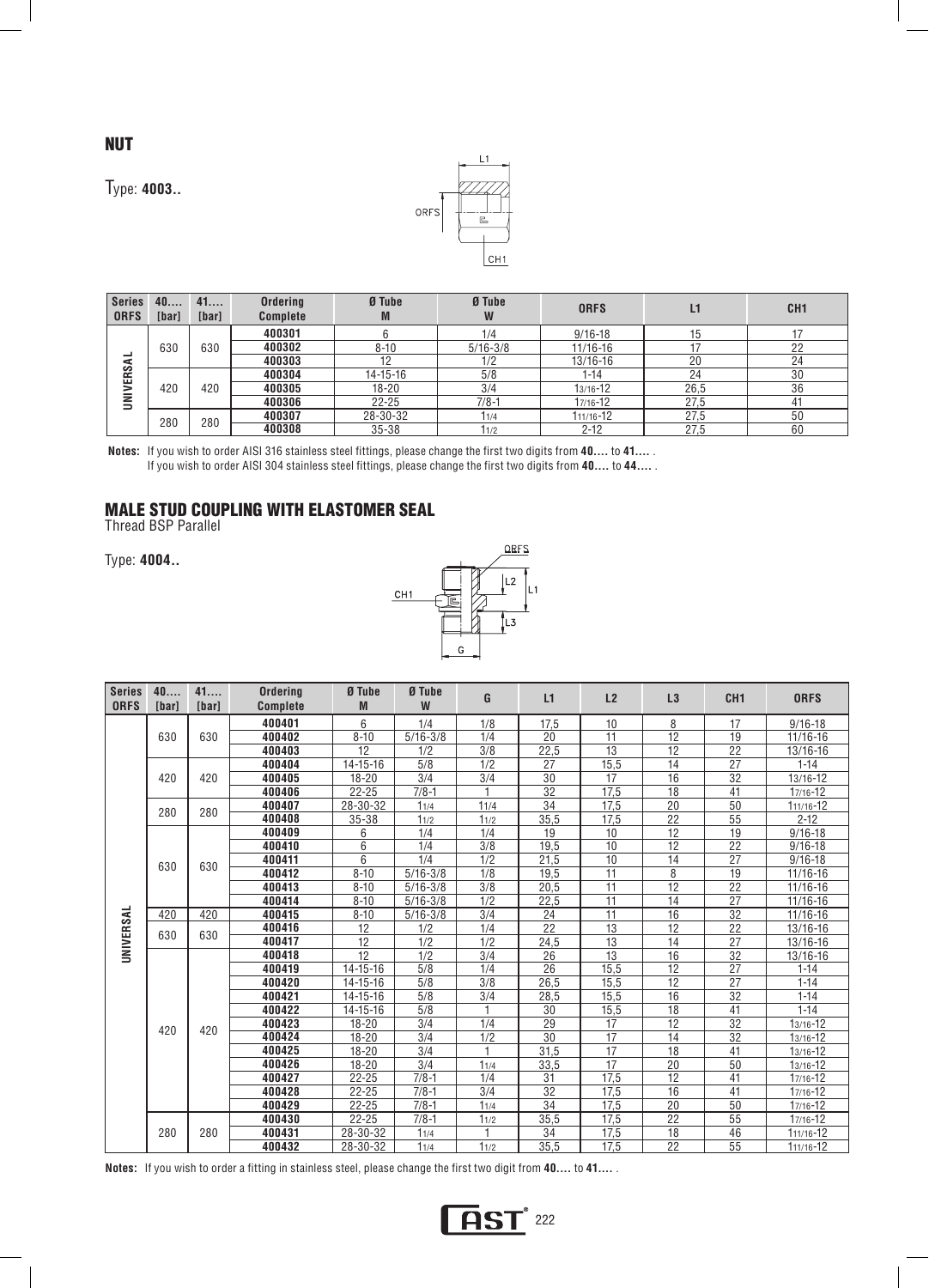## NUT

Type: **4003..**

| Series ORFS | 40.... [bar] | 41.... [bar] | Ordering Complete | Ø Tube M | Ø Tube W | ORFS | L1 | CH1 |
|---|---|---|---|---|---|---|---|---|
| UNIVERSAL | 630 | 630 | 400301 | 6 | 1/4 | 9/16-18 | 15 | 17 |
| | | | 400302 | 8-10 | 5/16-3/8 | 11/16-16 | 17 | 22 |
| | | | 400303 | 12 | 1/2 | 13/16-16 | 20 | 24 |
| | 420 | 420 | 400304 | 14-15-16 | 5/8 | 1-14 | 24 | 30 |
| | | | 400305 | 18-20 | 3/4 | 13/16-12 | 26,5 | 36 |
| | | | 400306 | 22-25 | 7/8-1 | 17/16-12 | 27,5 | 41 |
| | 280 | 280 | 400307 | 28-30-32 | 11/4 | 111/16-12 | 27,5 | 50 |
| | | | 400308 | 35-38 | 11/2 | 2-12 | 27,5 | 60 |

**Notes:** If you wish to order AISI 316 stainless steel fittings, please change the first two digits from **40....** to **41....** .
If you wish to order AISI 304 stainless steel fittings, please change the first two digits from **40....** to **44....** .

## MALE STUD COUPLING WITH ELASTOMER SEAL

Thread BSP Parallel

Type: **4004..**

| Series ORFS | 40.... [bar] | 41.... [bar] | Ordering Complete | Ø Tube M | Ø Tube W | G | L1 | L2 | L3 | CH1 | ORFS |
|---|---|---|---|---|---|---|---|---|---|---|---|
| UNIVERSAL | 630 | 630 | 400401 | 6 | 1/4 | 1/8 | 17,5 | 10 | 8 | 17 | 9/16-18 |
| | | | 400402 | 8-10 | 5/16-3/8 | 1/4 | 20 | 11 | 12 | 19 | 11/16-16 |
| | | | 400403 | 12 | 1/2 | 3/8 | 22,5 | 13 | 12 | 22 | 13/16-16 |
| | 420 | 420 | 400404 | 14-15-16 | 5/8 | 1/2 | 27 | 15,5 | 14 | 27 | 1-14 |
| | | | 400405 | 18-20 | 3/4 | 3/4 | 30 | 17 | 16 | 32 | 13/16-12 |
| | | | 400406 | 22-25 | 7/8-1 | 1 | 32 | 17,5 | 18 | 41 | 17/16-12 |
| | 280 | 280 | 400407 | 28-30-32 | 11/4 | 11/4 | 34 | 17,5 | 20 | 50 | 111/16-12 |
| | | | 400408 | 35-38 | 11/2 | 11/2 | 35,5 | 17,5 | 22 | 55 | 2-12 |
| | 630 | 630 | 400409 | 6 | 1/4 | 1/4 | 19 | 10 | 12 | 19 | 9/16-18 |
| | | | 400410 | 6 | 1/4 | 3/8 | 19,5 | 10 | 12 | 22 | 9/16-18 |
| | | | 400411 | 6 | 1/4 | 1/2 | 21,5 | 10 | 14 | 27 | 9/16-18 |
| | | | 400412 | 8-10 | 5/16-3/8 | 1/8 | 19,5 | 11 | 8 | 19 | 11/16-16 |
| | | | 400413 | 8-10 | 5/16-3/8 | 3/8 | 20,5 | 11 | 12 | 22 | 11/16-16 |
| | | | 400414 | 8-10 | 5/16-3/8 | 1/2 | 22,5 | 11 | 14 | 27 | 11/16-16 |
| | 420 | 420 | 400415 | 8-10 | 5/16-3/8 | 3/4 | 24 | 11 | 16 | 32 | 11/16-16 |
| | 630 | 630 | 400416 | 12 | 1/2 | 1/4 | 22 | 13 | 12 | 22 | 13/16-16 |
| | | | 400417 | 12 | 1/2 | 1/2 | 24,5 | 13 | 14 | 27 | 13/16-16 |
| | 420 | 420 | 400418 | 12 | 1/2 | 3/4 | 26 | 13 | 16 | 32 | 13/16-16 |
| | | | 400419 | 14-15-16 | 5/8 | 1/4 | 26 | 15,5 | 12 | 27 | 1-14 |
| | | | 400420 | 14-15-16 | 5/8 | 3/8 | 26,5 | 15,5 | 12 | 27 | 1-14 |
| | | | 400421 | 14-15-16 | 5/8 | 3/4 | 28,5 | 15,5 | 16 | 32 | 1-14 |
| | | | 400422 | 14-15-16 | 5/8 | 1 | 30 | 15,5 | 18 | 41 | 1-14 |
| | | | 400423 | 18-20 | 3/4 | 1/4 | 29 | 17 | 12 | 32 | 13/16-12 |
| | | | 400424 | 18-20 | 3/4 | 1/2 | 30 | 17 | 14 | 32 | 13/16-12 |
| | | | 400425 | 18-20 | 3/4 | 1 | 31,5 | 17 | 18 | 41 | 13/16-12 |
| | | | 400426 | 18-20 | 3/4 | 11/4 | 33,5 | 17 | 20 | 50 | 13/16-12 |
| | | | 400427 | 22-25 | 7/8-1 | 1/4 | 31 | 17,5 | 12 | 41 | 17/16-12 |
| | | | 400428 | 22-25 | 7/8-1 | 3/4 | 32 | 17,5 | 16 | 41 | 17/16-12 |
| | | | 400429 | 22-25 | 7/8-1 | 11/4 | 34 | 17,5 | 20 | 50 | 17/16-12 |
| | 280 | 280 | 400430 | 22-25 | 7/8-1 | 11/2 | 35,5 | 17,5 | 22 | 55 | 17/16-12 |
| | | | 400431 | 28-30-32 | 11/4 | 1 | 34 | 17,5 | 18 | 46 | 111/16-12 |
| | | | 400432 | 28-30-32 | 11/4 | 11/2 | 35,5 | 17,5 | 22 | 55 | 111/16-12 |

**Notes:** If you wish to order a fitting in stainless steel, please change the first two digit from **40....** to **41....** .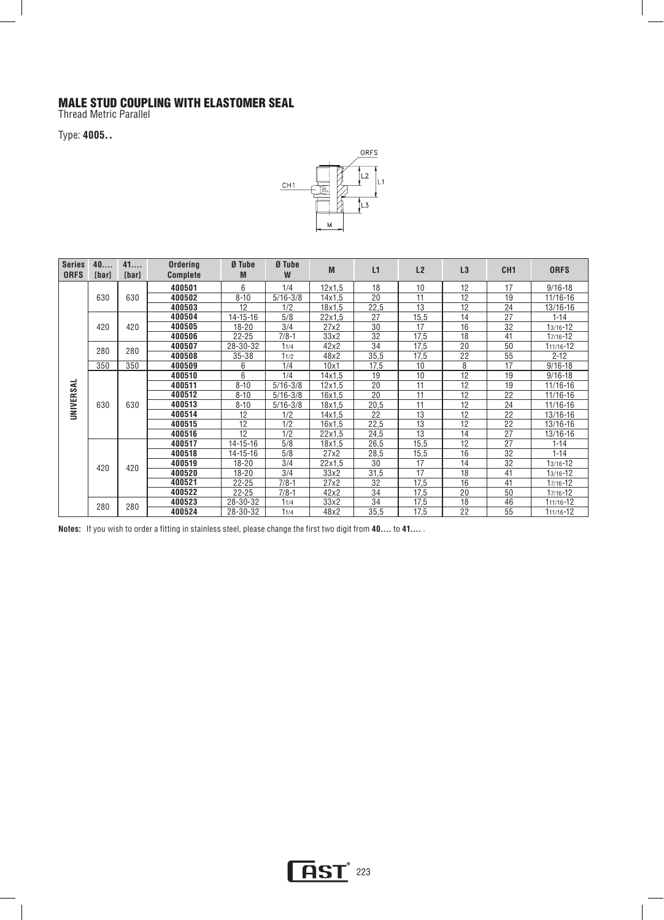## MALE STUD COUPLING WITH ELASTOMER SEAL

Thread Metric Parallel

Type: **4005..**

| Series ORFS | 40.... [bar] | 41.... [bar] | Ordering Complete | Ø Tube M | Ø Tube W | M | L1 | L2 | L3 | CH1 | ORFS |
|---|---|---|---|---|---|---|---|---|---|---|---|
| UNIVERSAL | 630 | 630 | **400501** | 6 | 1/4 | 12x1,5 | 18 | 10 | 12 | 17 | 9/16-18 |
| | | | **400502** | 8-10 | 5/16-3/8 | 14x1,5 | 20 | 11 | 12 | 19 | 11/16-16 |
| | | | **400503** | 12 | 1/2 | 18x1,5 | 22,5 | 13 | 12 | 24 | 13/16-16 |
| | 420 | 420 | **400504** | 14-15-16 | 5/8 | 22x1,5 | 27 | 15,5 | 14 | 27 | 1-14 |
| | | | **400505** | 18-20 | 3/4 | 27x2 | 30 | 17 | 16 | 32 | 1 3/16-12 |
| | | | **400506** | 22-25 | 7/8-1 | 33x2 | 32 | 17,5 | 18 | 41 | 1 7/16-12 |
| | 280 | 280 | **400507** | 28-30-32 | 1 1/4 | 42x2 | 34 | 17,5 | 20 | 50 | 1 11/16-12 |
| | | | **400508** | 35-38 | 1 1/2 | 48x2 | 35,5 | 17,5 | 22 | 55 | 2-12 |
| | 350 | 350 | **400509** | 6 | 1/4 | 10x1 | 17,5 | 10 | 8 | 17 | 9/16-18 |
| | 630 | 630 | **400510** | 6 | 1/4 | 14x1,5 | 19 | 10 | 12 | 19 | 9/16-18 |
| | | | **400511** | 8-10 | 5/16-3/8 | 12x1,5 | 20 | 11 | 12 | 19 | 11/16-16 |
| | | | **400512** | 8-10 | 5/16-3/8 | 16x1,5 | 20 | 11 | 12 | 22 | 11/16-16 |
| | | | **400513** | 8-10 | 5/16-3/8 | 18x1,5 | 20,5 | 11 | 12 | 24 | 11/16-16 |
| | | | **400514** | 12 | 1/2 | 14x1,5 | 22 | 13 | 12 | 22 | 13/16-16 |
| | | | **400515** | 12 | 1/2 | 16x1,5 | 22,5 | 13 | 12 | 22 | 13/16-16 |
| | | | **400516** | 12 | 1/2 | 22x1,5 | 24,5 | 13 | 14 | 27 | 13/16-16 |
| | 420 | 420 | **400517** | 14-15-16 | 5/8 | 18x1,5 | 26,5 | 15,5 | 12 | 27 | 1-14 |
| | | | **400518** | 14-15-16 | 5/8 | 27x2 | 28,5 | 15,5 | 16 | 32 | 1-14 |
| | | | **400519** | 18-20 | 3/4 | 22x1,5 | 30 | 17 | 14 | 32 | 1 3/16-12 |
| | | | **400520** | 18-20 | 3/4 | 33x2 | 31,5 | 17 | 18 | 41 | 1 3/16-12 |
| | | | **400521** | 22-25 | 7/8-1 | 27x2 | 32 | 17,5 | 16 | 41 | 1 7/16-12 |
| | | | **400522** | 22-25 | 7/8-1 | 42x2 | 34 | 17,5 | 20 | 50 | 1 7/16-12 |
| | 280 | 280 | **400523** | 28-30-32 | 1 1/4 | 33x2 | 34 | 17,5 | 18 | 46 | 1 11/16-12 |
| | | | **400524** | 28-30-32 | 1 1/4 | 48x2 | 35,5 | 17,5 | 22 | 55 | 1 11/16-12 |

**Notes:** If you wish to order a fitting in stainless steel, please change the first two digit from **40....** to **41....** .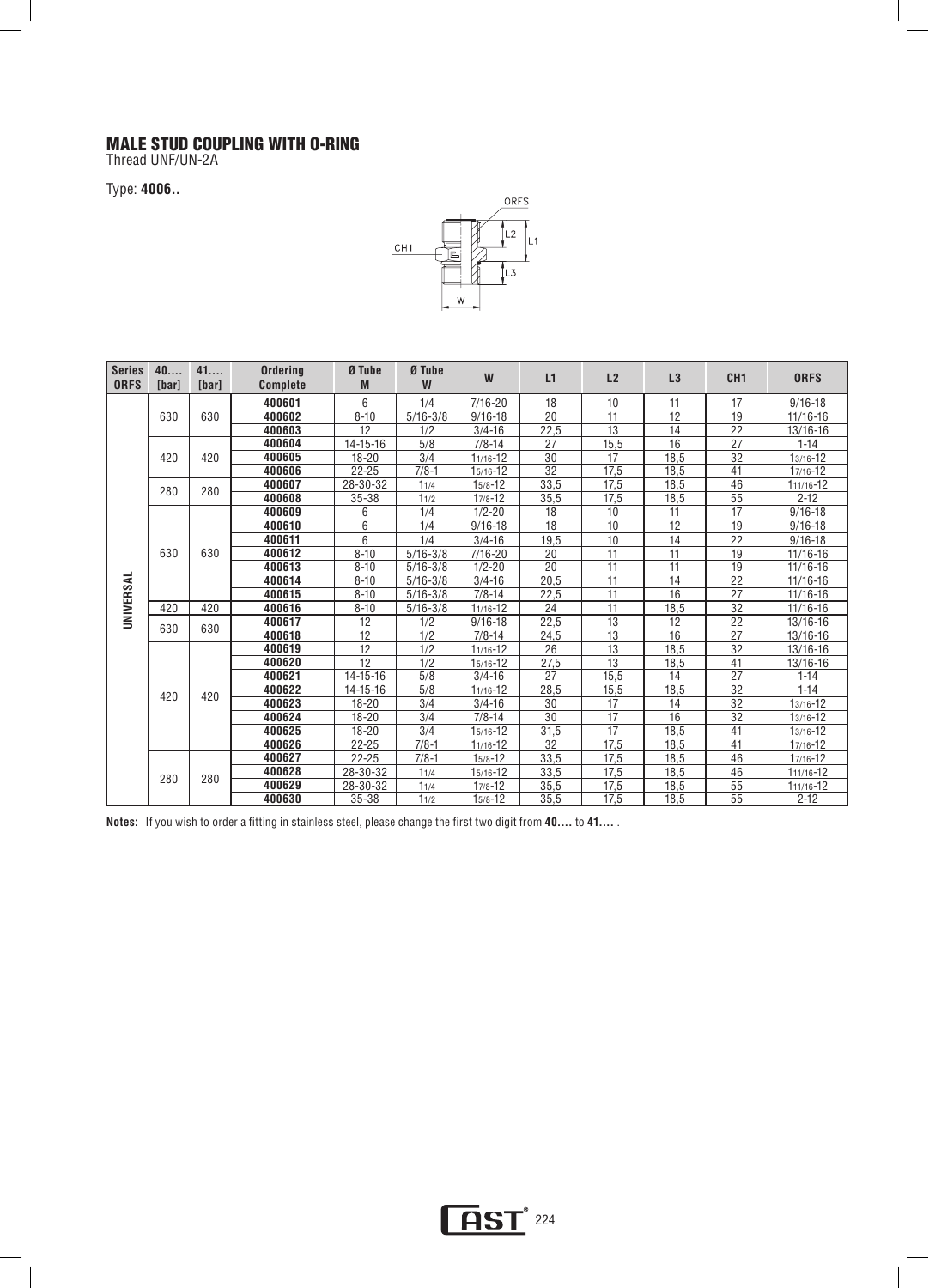# MALE STUD COUPLING WITH O-RING

Thread UNF/UN-2A

Type: **4006..**

| Series ORFS | 40.... [bar] | 41.... [bar] | Ordering Complete | Ø Tube M | Ø Tube W | W | L1 | L2 | L3 | CH1 | ORFS |
|---|---|---|---|---|---|---|---|---|---|---|---|
| UNIVERSAL | 630 | 630 | 400601 | 6 | 1/4 | 7/16-20 | 18 | 10 | 11 | 17 | 9/16-18 |
| | | | 400602 | 8-10 | 5/16-3/8 | 9/16-18 | 20 | 11 | 12 | 19 | 11/16-16 |
| | | | 400603 | 12 | 1/2 | 3/4-16 | 22,5 | 13 | 14 | 22 | 13/16-16 |
| | 420 | 420 | 400604 | 14-15-16 | 5/8 | 7/8-14 | 27 | 15,5 | 16 | 27 | 1-14 |
| | | | 400605 | 18-20 | 3/4 | 1 1/16-12 | 30 | 17 | 18,5 | 32 | 1 3/16-12 |
| | | | 400606 | 22-25 | 7/8-1 | 1 5/16-12 | 32 | 17,5 | 18,5 | 41 | 1 7/16-12 |
| | 280 | 280 | 400607 | 28-30-32 | 1 1/4 | 1 5/8-12 | 33,5 | 17,5 | 18,5 | 46 | 1 11/16-12 |
| | | | 400608 | 35-38 | 1 1/2 | 1 7/8-12 | 35,5 | 17,5 | 18,5 | 55 | 2-12 |
| | 630 | 630 | 400609 | 6 | 1/4 | 1/2-20 | 18 | 10 | 11 | 17 | 9/16-18 |
| | | | 400610 | 6 | 1/4 | 9/16-18 | 18 | 10 | 12 | 19 | 9/16-18 |
| | | | 400611 | 6 | 1/4 | 3/4-16 | 19,5 | 10 | 14 | 22 | 9/16-18 |
| | | | 400612 | 8-10 | 5/16-3/8 | 7/16-20 | 20 | 11 | 11 | 19 | 11/16-16 |
| | | | 400613 | 8-10 | 5/16-3/8 | 1/2-20 | 20 | 11 | 11 | 19 | 11/16-16 |
| | | | 400614 | 8-10 | 5/16-3/8 | 3/4-16 | 20,5 | 11 | 14 | 22 | 11/16-16 |
| | | | 400615 | 8-10 | 5/16-3/8 | 7/8-14 | 22,5 | 11 | 16 | 27 | 11/16-16 |
| | 420 | 420 | 400616 | 8-10 | 5/16-3/8 | 1 1/16-12 | 24 | 11 | 18,5 | 32 | 11/16-16 |
| | 630 | 630 | 400617 | 12 | 1/2 | 9/16-18 | 22,5 | 13 | 12 | 22 | 13/16-16 |
| | | | 400618 | 12 | 1/2 | 7/8-14 | 24,5 | 13 | 16 | 27 | 13/16-16 |
| | 420 | 420 | 400619 | 12 | 1/2 | 1 1/16-12 | 26 | 13 | 18,5 | 32 | 13/16-16 |
| | | | 400620 | 12 | 1/2 | 1 5/16-12 | 27,5 | 13 | 18,5 | 41 | 13/16-16 |
| | | | 400621 | 14-15-16 | 5/8 | 3/4-16 | 27 | 15,5 | 14 | 27 | 1-14 |
| | | | 400622 | 14-15-16 | 5/8 | 1 1/16-12 | 28,5 | 15,5 | 18,5 | 32 | 1-14 |
| | | | 400623 | 18-20 | 3/4 | 3/4-16 | 30 | 17 | 14 | 32 | 1 3/16-12 |
| | | | 400624 | 18-20 | 3/4 | 7/8-14 | 30 | 17 | 16 | 32 | 1 3/16-12 |
| | | | 400625 | 18-20 | 3/4 | 1 5/16-12 | 31,5 | 17 | 18,5 | 41 | 1 3/16-12 |
| | | | 400626 | 22-25 | 7/8-1 | 1 1/16-12 | 32 | 17,5 | 18,5 | 41 | 1 7/16-12 |
| | 280 | 280 | 400627 | 22-25 | 7/8-1 | 1 5/8-12 | 33,5 | 17,5 | 18,5 | 46 | 1 7/16-12 |
| | | | 400628 | 28-30-32 | 1 1/4 | 1 5/16-12 | 33,5 | 17,5 | 18,5 | 46 | 1 11/16-12 |
| | | | 400629 | 28-30-32 | 1 1/4 | 1 7/8-12 | 35,5 | 17,5 | 18,5 | 55 | 1 11/16-12 |
| | | | 400630 | 35-38 | 1 1/2 | 1 5/8-12 | 35,5 | 17,5 | 18,5 | 55 | 2-12 |

**Notes:** If you wish to order a fitting in stainless steel, please change the first two digit from **40....** to **41....** .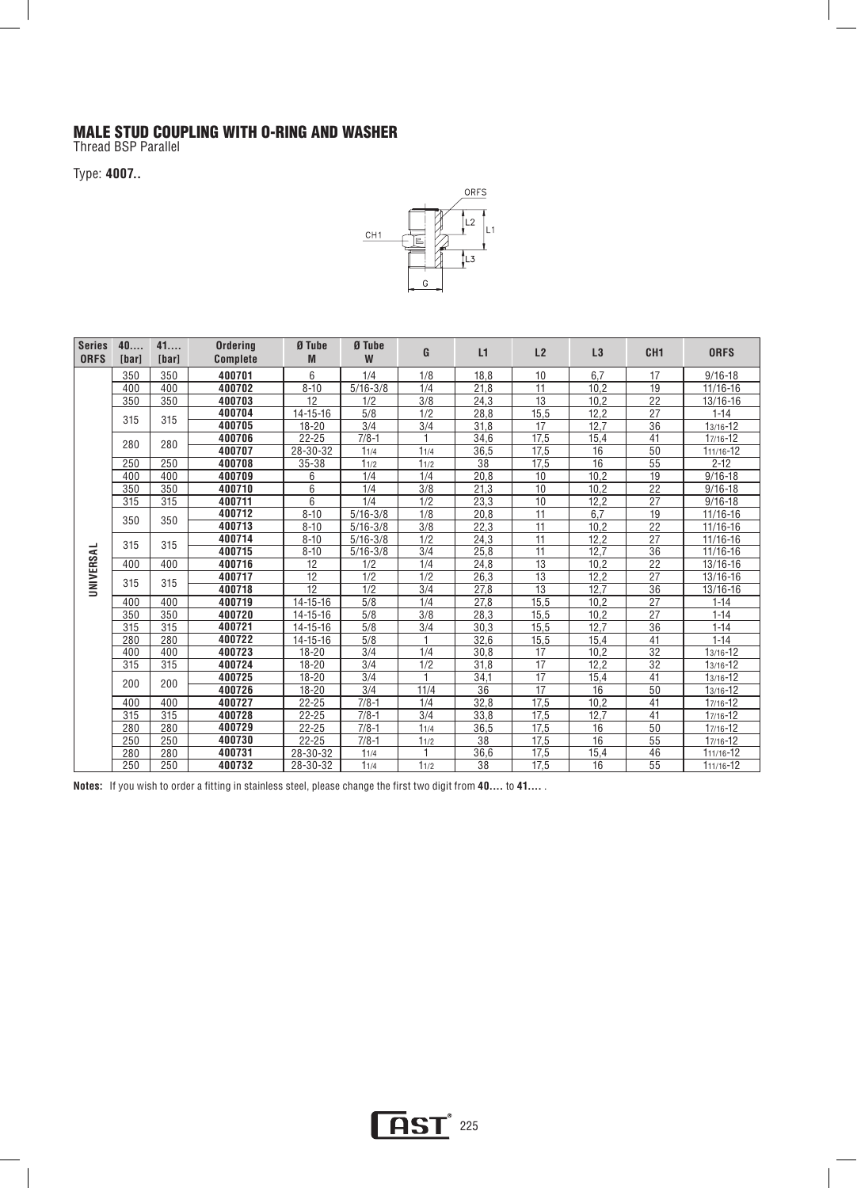# MALE STUD COUPLING WITH O-RING AND WASHER

Thread BSP Parallel

Type: **4007..**

| Series ORFS | 40.... [bar] | 41.... [bar] | Ordering Complete | Ø Tube M | Ø Tube W | G | L1 | L2 | L3 | CH1 | ORFS |
|---|---|---|---|---|---|---|---|---|---|---|---|
| UNIVERSAL | 350 | 350 | **400701** | 6 | 1/4 | 1/8 | 18,8 | 10 | 6,7 | 17 | 9/16-18 |
| | 400 | 400 | **400702** | 8-10 | 5/16-3/8 | 1/4 | 21,8 | 11 | 10,2 | 19 | 11/16-16 |
| | 350 | 350 | **400703** | 12 | 1/2 | 3/8 | 24,3 | 13 | 10,2 | 22 | 13/16-16 |
| | 315 | 315 | **400704** | 14-15-16 | 5/8 | 1/2 | 28,8 | 15,5 | 12,2 | 27 | 1-14 |
| | | | **400705** | 18-20 | 3/4 | 3/4 | 31,8 | 17 | 12,7 | 36 | 1 3/16-12 |
| | 280 | 280 | **400706** | 22-25 | 7/8-1 | 1 | 34,6 | 17,5 | 15,4 | 41 | 1 7/16-12 |
| | | | **400707** | 28-30-32 | 1 1/4 | 1 1/4 | 36,5 | 17,5 | 16 | 50 | 1 11/16-12 |
| | 250 | 250 | **400708** | 35-38 | 1 1/2 | 1 1/2 | 38 | 17,5 | 16 | 55 | 2-12 |
| | 400 | 400 | **400709** | 6 | 1/4 | 1/4 | 20,8 | 10 | 10,2 | 19 | 9/16-18 |
| | 350 | 350 | **400710** | 6 | 1/4 | 3/8 | 21,3 | 10 | 10,2 | 22 | 9/16-18 |
| | 315 | 315 | **400711** | 6 | 1/4 | 1/2 | 23,3 | 10 | 12,2 | 27 | 9/16-18 |
| | 350 | 350 | **400712** | 8-10 | 5/16-3/8 | 1/8 | 20,8 | 11 | 6,7 | 19 | 11/16-16 |
| | | | **400713** | 8-10 | 5/16-3/8 | 3/8 | 22,3 | 11 | 10,2 | 22 | 11/16-16 |
| | 315 | 315 | **400714** | 8-10 | 5/16-3/8 | 1/2 | 24,3 | 11 | 12,2 | 27 | 11/16-16 |
| | | | **400715** | 8-10 | 5/16-3/8 | 3/4 | 25,8 | 11 | 12,7 | 36 | 11/16-16 |
| | 400 | 400 | **400716** | 12 | 1/2 | 1/4 | 24,8 | 13 | 10,2 | 22 | 13/16-16 |
| | 315 | 315 | **400717** | 12 | 1/2 | 1/2 | 26,3 | 13 | 12,2 | 27 | 13/16-16 |
| | | | **400718** | 12 | 1/2 | 3/4 | 27,8 | 13 | 12,7 | 36 | 13/16-16 |
| | 400 | 400 | **400719** | 14-15-16 | 5/8 | 1/4 | 27,8 | 15,5 | 10,2 | 27 | 1-14 |
| | 350 | 350 | **400720** | 14-15-16 | 5/8 | 3/8 | 28,3 | 15,5 | 10,2 | 27 | 1-14 |
| | 315 | 315 | **400721** | 14-15-16 | 5/8 | 3/4 | 30,3 | 15,5 | 12,7 | 36 | 1-14 |
| | 280 | 280 | **400722** | 14-15-16 | 5/8 | 1 | 32,6 | 15,5 | 15,4 | 41 | 1-14 |
| | 400 | 400 | **400723** | 18-20 | 3/4 | 1/4 | 30,8 | 17 | 10,2 | 32 | 1 3/16-12 |
| | 315 | 315 | **400724** | 18-20 | 3/4 | 1/2 | 31,8 | 17 | 12,2 | 32 | 1 3/16-12 |
| | 200 | 200 | **400725** | 18-20 | 3/4 | 1 | 34,1 | 17 | 15,4 | 41 | 1 3/16-12 |
| | | | **400726** | 18-20 | 3/4 | 11/4 | 36 | 17 | 16 | 50 | 1 3/16-12 |
| | 400 | 400 | **400727** | 22-25 | 7/8-1 | 1/4 | 32,8 | 17,5 | 10,2 | 41 | 1 7/16-12 |
| | 315 | 315 | **400728** | 22-25 | 7/8-1 | 3/4 | 33,8 | 17,5 | 12,7 | 41 | 1 7/16-12 |
| | 280 | 280 | **400729** | 22-25 | 7/8-1 | 1 1/4 | 36,5 | 17,5 | 16 | 50 | 1 7/16-12 |
| | 250 | 250 | **400730** | 22-25 | 7/8-1 | 1 1/2 | 38 | 17,5 | 16 | 55 | 1 7/16-12 |
| | 280 | 280 | **400731** | 28-30-32 | 1 1/4 | 1 | 36,6 | 17,5 | 15,4 | 46 | 1 11/16-12 |
| | 250 | 250 | **400732** | 28-30-32 | 1 1/4 | 1 1/2 | 38 | 17,5 | 16 | 55 | 1 11/16-12 |

**Notes:** If you wish to order a fitting in stainless steel, please change the first two digit from **40....** to **41....** .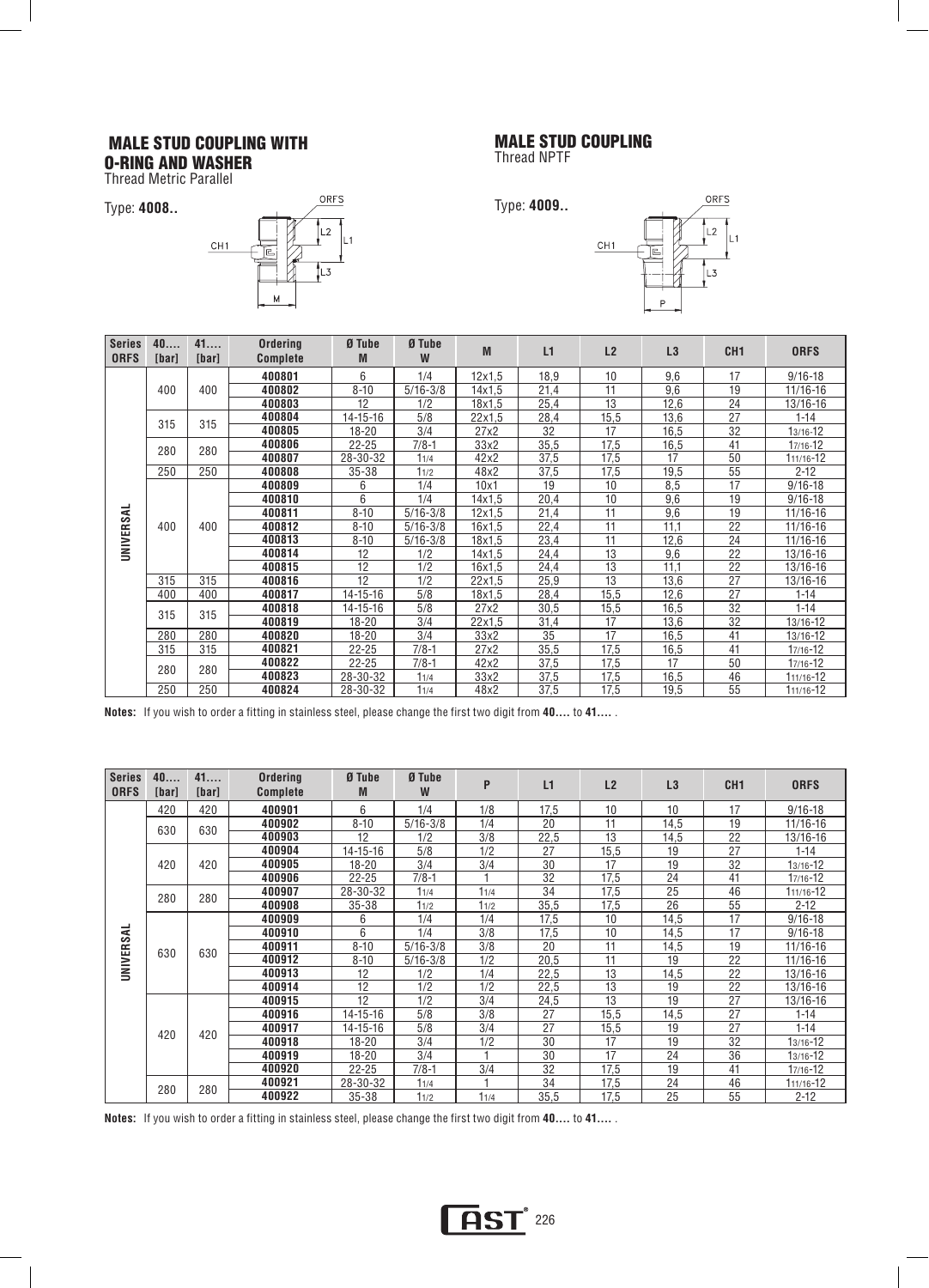## MALE STUD COUPLING WITH O-RING AND WASHER

Thread Metric Parallel

Type: **4008..**

## MALE STUD COUPLING

Thread NPTF

Type: **4009..**

| Series ORFS | 40.... [bar] | 41.... [bar] | Ordering Complete | Ø Tube M | Ø Tube W | M | L1 | L2 | L3 | CH1 | ORFS |
|---|---|---|---|---|---|---|---|---|---|---|---|
| UNIVERSAL | 400 | 400 | **400801** | 6 | 1/4 | 12x1,5 | 18,9 | 10 | 9,6 | 17 | 9/16-18 |
| | | | **400802** | 8-10 | 5/16-3/8 | 14x1,5 | 21,4 | 11 | 9,6 | 19 | 11/16-16 |
| | | | **400803** | 12 | 1/2 | 18x1,5 | 25,4 | 13 | 12,6 | 24 | 13/16-16 |
| | 315 | 315 | **400804** | 14-15-16 | 5/8 | 22x1,5 | 28,4 | 15,5 | 13,6 | 27 | 1-14 |
| | | | **400805** | 18-20 | 3/4 | 27x2 | 32 | 17 | 16,5 | 32 | 13/16-12 |
| | 280 | 280 | **400806** | 22-25 | 7/8-1 | 33x2 | 35,5 | 17,5 | 16,5 | 41 | 17/16-12 |
| | | | **400807** | 28-30-32 | 11/4 | 42x2 | 37,5 | 17,5 | 17 | 50 | 111/16-12 |
| | 250 | 250 | **400808** | 35-38 | 11/2 | 48x2 | 37,5 | 17,5 | 19,5 | 55 | 2-12 |
| | 400 | 400 | **400809** | 6 | 1/4 | 10x1 | 19 | 10 | 8,5 | 17 | 9/16-18 |
| | | | **400810** | 6 | 1/4 | 14x1,5 | 20,4 | 10 | 9,6 | 19 | 9/16-18 |
| | | | **400811** | 8-10 | 5/16-3/8 | 12x1,5 | 21,4 | 11 | 9,6 | 19 | 11/16-16 |
| | | | **400812** | 8-10 | 5/16-3/8 | 16x1,5 | 22,4 | 11 | 11,1 | 22 | 11/16-16 |
| | | | **400813** | 8-10 | 5/16-3/8 | 18x1,5 | 23,4 | 11 | 12,6 | 24 | 11/16-16 |
| | | | **400814** | 12 | 1/2 | 14x1,5 | 24,4 | 13 | 9,6 | 22 | 13/16-16 |
| | | | **400815** | 12 | 1/2 | 16x1,5 | 24,4 | 13 | 11,1 | 22 | 13/16-16 |
| | 315 | 315 | **400816** | 12 | 1/2 | 22x1,5 | 25,9 | 13 | 13,6 | 27 | 13/16-16 |
| | 400 | 400 | **400817** | 14-15-16 | 5/8 | 18x1,5 | 28,4 | 15,5 | 12,6 | 27 | 1-14 |
| | 315 | 315 | **400818** | 14-15-16 | 5/8 | 27x2 | 30,5 | 15,5 | 16,5 | 32 | 1-14 |
| | | | **400819** | 18-20 | 3/4 | 22x1,5 | 31,4 | 17 | 13,6 | 32 | 13/16-12 |
| | 280 | 280 | **400820** | 18-20 | 3/4 | 33x2 | 35 | 17 | 16,5 | 41 | 13/16-12 |
| | 315 | 315 | **400821** | 22-25 | 7/8-1 | 27x2 | 35,5 | 17,5 | 16,5 | 41 | 17/16-12 |
| | 280 | 280 | **400822** | 22-25 | 7/8-1 | 42x2 | 37,5 | 17,5 | 17 | 50 | 17/16-12 |
| | | | **400823** | 28-30-32 | 11/4 | 33x2 | 37,5 | 17,5 | 16,5 | 46 | 111/16-12 |
| | 250 | 250 | **400824** | 28-30-32 | 11/4 | 48x2 | 37,5 | 17,5 | 19,5 | 55 | 111/16-12 |

**Notes:** If you wish to order a fitting in stainless steel, please change the first two digit from **40....** to **41....** .

| Series ORFS | 40.... [bar] | 41.... [bar] | Ordering Complete | Ø Tube M | Ø Tube W | P | L1 | L2 | L3 | CH1 | ORFS |
|---|---|---|---|---|---|---|---|---|---|---|---|
| UNIVERSAL | 420 | 420 | **400901** | 6 | 1/4 | 1/8 | 17,5 | 10 | 10 | 17 | 9/16-18 |
| | 630 | 630 | **400902** | 8-10 | 5/16-3/8 | 1/4 | 20 | 11 | 14,5 | 19 | 11/16-16 |
| | | | **400903** | 12 | 1/2 | 3/8 | 22,5 | 13 | 14,5 | 22 | 13/16-16 |
| | 420 | 420 | **400904** | 14-15-16 | 5/8 | 1/2 | 27 | 15,5 | 19 | 27 | 1-14 |
| | | | **400905** | 18-20 | 3/4 | 3/4 | 30 | 17 | 19 | 32 | 13/16-12 |
| | | | **400906** | 22-25 | 7/8-1 | 1 | 32 | 17,5 | 24 | 41 | 17/16-12 |
| | 280 | 280 | **400907** | 28-30-32 | 11/4 | 11/4 | 34 | 17,5 | 25 | 46 | 111/16-12 |
| | | | **400908** | 35-38 | 11/2 | 11/2 | 35,5 | 17,5 | 26 | 55 | 2-12 |
| | 630 | 630 | **400909** | 6 | 1/4 | 1/4 | 17,5 | 10 | 14,5 | 17 | 9/16-18 |
| | | | **400910** | 6 | 1/4 | 3/8 | 17,5 | 10 | 14,5 | 17 | 9/16-18 |
| | | | **400911** | 8-10 | 5/16-3/8 | 3/8 | 20 | 11 | 14,5 | 19 | 11/16-16 |
| | | | **400912** | 8-10 | 5/16-3/8 | 1/2 | 20,5 | 11 | 19 | 22 | 11/16-16 |
| | | | **400913** | 12 | 1/2 | 1/4 | 22,5 | 13 | 14,5 | 22 | 13/16-16 |
| | | | **400914** | 12 | 1/2 | 1/2 | 22,5 | 13 | 19 | 22 | 13/16-16 |
| | 420 | 420 | **400915** | 12 | 1/2 | 3/4 | 24,5 | 13 | 19 | 27 | 13/16-16 |
| | | | **400916** | 14-15-16 | 5/8 | 3/8 | 27 | 15,5 | 14,5 | 27 | 1-14 |
| | | | **400917** | 14-15-16 | 5/8 | 3/4 | 27 | 15,5 | 19 | 27 | 1-14 |
| | | | **400918** | 18-20 | 3/4 | 1/2 | 30 | 17 | 19 | 32 | 13/16-12 |
| | | | **400919** | 18-20 | 3/4 | 1 | 30 | 17 | 24 | 36 | 13/16-12 |
| | | | **400920** | 22-25 | 7/8-1 | 3/4 | 32 | 17,5 | 19 | 41 | 17/16-12 |
| | 280 | 280 | **400921** | 28-30-32 | 11/4 | 1 | 34 | 17,5 | 24 | 46 | 111/16-12 |
| | | | **400922** | 35-38 | 11/2 | 11/4 | 35,5 | 17,5 | 25 | 55 | 2-12 |

**Notes:** If you wish to order a fitting in stainless steel, please change the first two digit from **40....** to **41....** .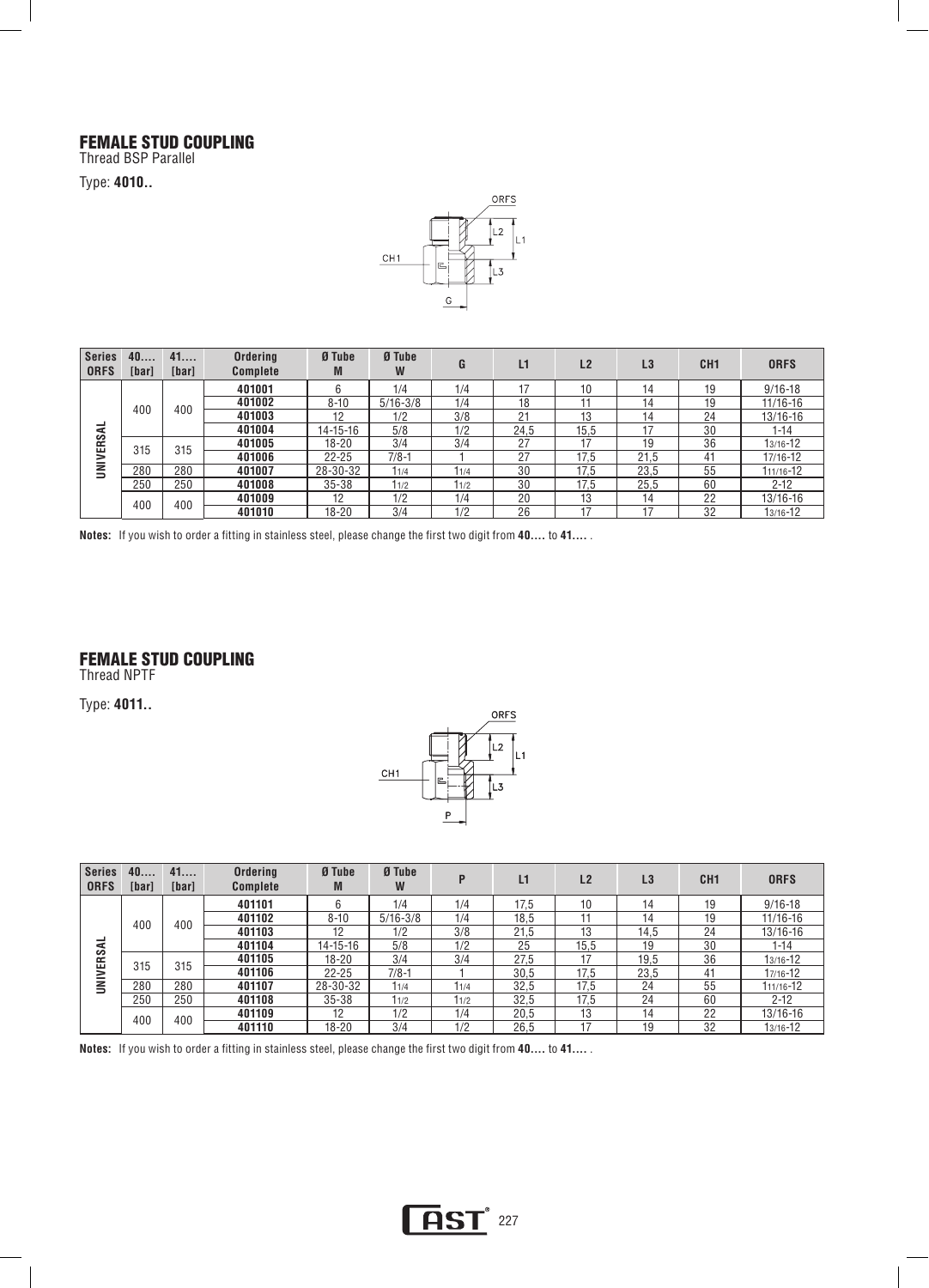## FEMALE STUD COUPLING

Thread BSP Parallel

Type: **4010..**

| Series ORFS | 40.... [bar] | 41.... [bar] | Ordering Complete | Ø Tube M | Ø Tube W | G | L1 | L2 | L3 | CH1 | ORFS |
|---|---|---|---|---|---|---|---|---|---|---|---|
| UNIVERSAL | 400 | 400 | 401001 | 6 | 1/4 | 1/4 | 17 | 10 | 14 | 19 | 9/16-18 |
| | | | 401002 | 8-10 | 5/16-3/8 | 1/4 | 18 | 11 | 14 | 19 | 11/16-16 |
| | | | 401003 | 12 | 1/2 | 3/8 | 21 | 13 | 14 | 24 | 13/16-16 |
| | | | 401004 | 14-15-16 | 5/8 | 1/2 | 24,5 | 15,5 | 17 | 30 | 1-14 |
| | 315 | 315 | 401005 | 18-20 | 3/4 | 3/4 | 27 | 17 | 19 | 36 | 1 3/16-12 |
| | | | 401006 | 22-25 | 7/8-1 | 1 | 27 | 17,5 | 21,5 | 41 | 1 7/16-12 |
| | 280 | 280 | 401007 | 28-30-32 | 1 1/4 | 1 1/4 | 30 | 17,5 | 23,5 | 55 | 1 11/16-12 |
| | 250 | 250 | 401008 | 35-38 | 1 1/2 | 1 1/2 | 30 | 17,5 | 25,5 | 60 | 2-12 |
| | 400 | 400 | 401009 | 12 | 1/2 | 1/4 | 20 | 13 | 14 | 22 | 13/16-16 |
| | | | 401010 | 18-20 | 3/4 | 1/2 | 26 | 17 | 17 | 32 | 1 3/16-12 |

**Notes:** If you wish to order a fitting in stainless steel, please change the first two digit from **40....** to **41....** .

## FEMALE STUD COUPLING

Thread NPTF

Type: **4011..**

| Series ORFS | 40.... [bar] | 41.... [bar] | Ordering Complete | Ø Tube M | Ø Tube W | P | L1 | L2 | L3 | CH1 | ORFS |
|---|---|---|---|---|---|---|---|---|---|---|---|
| UNIVERSAL | 400 | 400 | 401101 | 6 | 1/4 | 1/4 | 17,5 | 10 | 14 | 19 | 9/16-18 |
| | | | 401102 | 8-10 | 5/16-3/8 | 1/4 | 18,5 | 11 | 14 | 19 | 11/16-16 |
| | | | 401103 | 12 | 1/2 | 3/8 | 21,5 | 13 | 14,5 | 24 | 13/16-16 |
| | | | 401104 | 14-15-16 | 5/8 | 1/2 | 25 | 15,5 | 19 | 30 | 1-14 |
| | 315 | 315 | 401105 | 18-20 | 3/4 | 3/4 | 27,5 | 17 | 19,5 | 36 | 1 3/16-12 |
| | | | 401106 | 22-25 | 7/8-1 | 1 | 30,5 | 17,5 | 23,5 | 41 | 1 7/16-12 |
| | 280 | 280 | 401107 | 28-30-32 | 1 1/4 | 1 1/4 | 32,5 | 17,5 | 24 | 55 | 1 11/16-12 |
| | 250 | 250 | 401108 | 35-38 | 1 1/2 | 1 1/2 | 32,5 | 17,5 | 24 | 60 | 2-12 |
| | 400 | 400 | 401109 | 12 | 1/2 | 1/4 | 20,5 | 13 | 14 | 22 | 13/16-16 |
| | | | 401110 | 18-20 | 3/4 | 1/2 | 26,5 | 17 | 19 | 32 | 1 3/16-12 |

**Notes:** If you wish to order a fitting in stainless steel, please change the first two digit from **40....** to **41....** .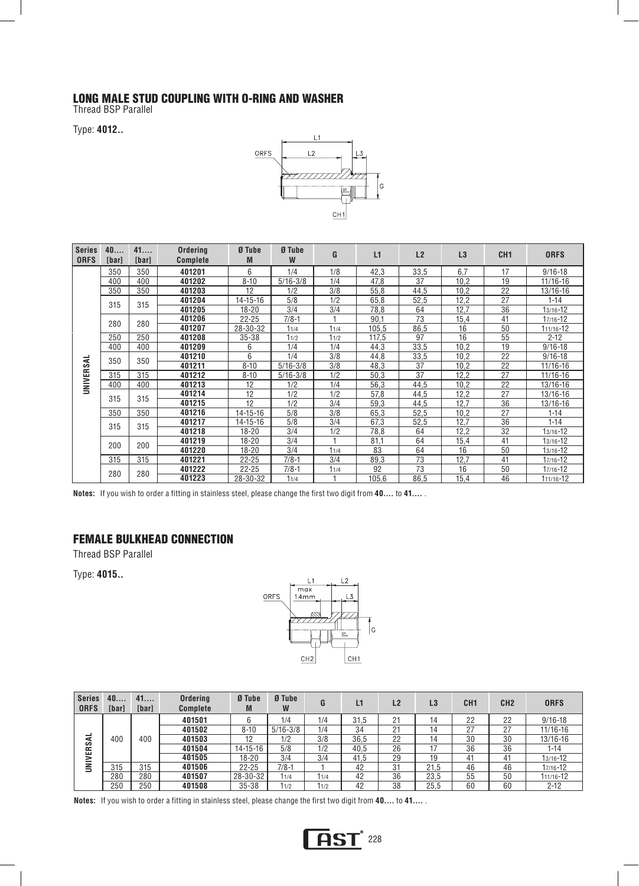## LONG MALE STUD COUPLING WITH O-RING AND WASHER

Thread BSP Parallel

Type: **4012..**

| Series ORFS | 40.... [bar] | 41.... [bar] | Ordering Complete | Ø Tube M | Ø Tube W | G | L1 | L2 | L3 | CH1 | ORFS |
|---|---|---|---|---|---|---|---|---|---|---|---|
| UNIVERSAL | 350 | 350 | 401201 | 6 | 1/4 | 1/8 | 42,3 | 33,5 | 6,7 | 17 | 9/16-18 |
| | 400 | 400 | 401202 | 8-10 | 5/16-3/8 | 1/4 | 47,8 | 37 | 10,2 | 19 | 11/16-16 |
| | 350 | 350 | 401203 | 12 | 1/2 | 3/8 | 55,8 | 44,5 | 10,2 | 22 | 13/16-16 |
| | 315 | 315 | 401204 | 14-15-16 | 5/8 | 1/2 | 65,8 | 52,5 | 12,2 | 27 | 1-14 |
| | | | 401205 | 18-20 | 3/4 | 3/4 | 78,8 | 64 | 12,7 | 36 | 1 3/16-12 |
| | 280 | 280 | 401206 | 22-25 | 7/8-1 | 1 | 90,1 | 73 | 15,4 | 41 | 1 7/16-12 |
| | | | 401207 | 28-30-32 | 1 1/4 | 1 1/4 | 105,5 | 86,5 | 16 | 50 | 1 11/16-12 |
| | 250 | 250 | 401208 | 35-38 | 1 1/2 | 1 1/2 | 117,5 | 97 | 16 | 55 | 2-12 |
| | 400 | 400 | 401209 | 6 | 1/4 | 1/4 | 44,3 | 33,5 | 10,2 | 19 | 9/16-18 |
| | 350 | 350 | 401210 | 6 | 1/4 | 3/8 | 44,8 | 33,5 | 10,2 | 22 | 9/16-18 |
| | | | 401211 | 8-10 | 5/16-3/8 | 3/8 | 48,3 | 37 | 10,2 | 22 | 11/16-16 |
| | 315 | 315 | 401212 | 8-10 | 5/16-3/8 | 1/2 | 50,3 | 37 | 12,2 | 27 | 11/16-16 |
| | 400 | 400 | 401213 | 12 | 1/2 | 1/4 | 56,3 | 44,5 | 10,2 | 22 | 13/16-16 |
| | 315 | 315 | 401214 | 12 | 1/2 | 1/2 | 57,8 | 44,5 | 12,2 | 27 | 13/16-16 |
| | | | 401215 | 12 | 1/2 | 3/4 | 59,3 | 44,5 | 12,7 | 36 | 13/16-16 |
| | 350 | 350 | 401216 | 14-15-16 | 5/8 | 3/8 | 65,3 | 52,5 | 10,2 | 27 | 1-14 |
| | 315 | 315 | 401217 | 14-15-16 | 5/8 | 3/4 | 67,3 | 52,5 | 12,7 | 36 | 1-14 |
| | | | 401218 | 18-20 | 3/4 | 1/2 | 78,8 | 64 | 12,2 | 32 | 1 3/16-12 |
| | 200 | 200 | 401219 | 18-20 | 3/4 | 1 | 81,1 | 64 | 15,4 | 41 | 1 3/16-12 |
| | | | 401220 | 18-20 | 3/4 | 1 1/4 | 83 | 64 | 16 | 50 | 1 3/16-12 |
| | 315 | 315 | 401221 | 22-25 | 7/8-1 | 3/4 | 89,3 | 73 | 12,7 | 41 | 1 7/16-12 |
| | 280 | 280 | 401222 | 22-25 | 7/8-1 | 1 1/4 | 92 | 73 | 16 | 50 | 1 7/16-12 |
| | | | 401223 | 28-30-32 | 1 1/4 | 1 | 105,6 | 86,5 | 15,4 | 46 | 1 11/16-12 |

**Notes:** If you wish to order a fitting in stainless steel, please change the first two digit from **40....** to **41....** .

## FEMALE BULKHEAD CONNECTION

Thread BSP Parallel

Type: **4015..**

| Series ORFS | 40.... [bar] | 41.... [bar] | Ordering Complete | Ø Tube M | Ø Tube W | G | L1 | L2 | L3 | CH1 | CH2 | ORFS |
|---|---|---|---|---|---|---|---|---|---|---|---|---|
| UNIVERSAL | 400 | 400 | 401501 | 6 | 1/4 | 1/4 | 31,5 | 21 | 14 | 22 | 22 | 9/16-18 |
| | | | 401502 | 8-10 | 5/16-3/8 | 1/4 | 34 | 21 | 14 | 27 | 27 | 11/16-16 |
| | | | 401503 | 12 | 1/2 | 3/8 | 36,5 | 22 | 14 | 30 | 30 | 13/16-16 |
| | | | 401504 | 14-15-16 | 5/8 | 1/2 | 40,5 | 26 | 17 | 36 | 36 | 1-14 |
| | | | 401505 | 18-20 | 3/4 | 3/4 | 41,5 | 29 | 19 | 41 | 41 | 1 3/16-12 |
| | 315 | 315 | 401506 | 22-25 | 7/8-1 | 1 | 42 | 31 | 21,5 | 46 | 46 | 1 7/16-12 |
| | 280 | 280 | 401507 | 28-30-32 | 1 1/4 | 1 1/4 | 42 | 36 | 23,5 | 55 | 50 | 1 11/16-12 |
| | 250 | 250 | 401508 | 35-38 | 1 1/2 | 1 1/2 | 42 | 38 | 25,5 | 60 | 60 | 2-12 |

**Notes:** If you wish to order a fitting in stainless steel, please change the first two digit from **40....** to **41....** .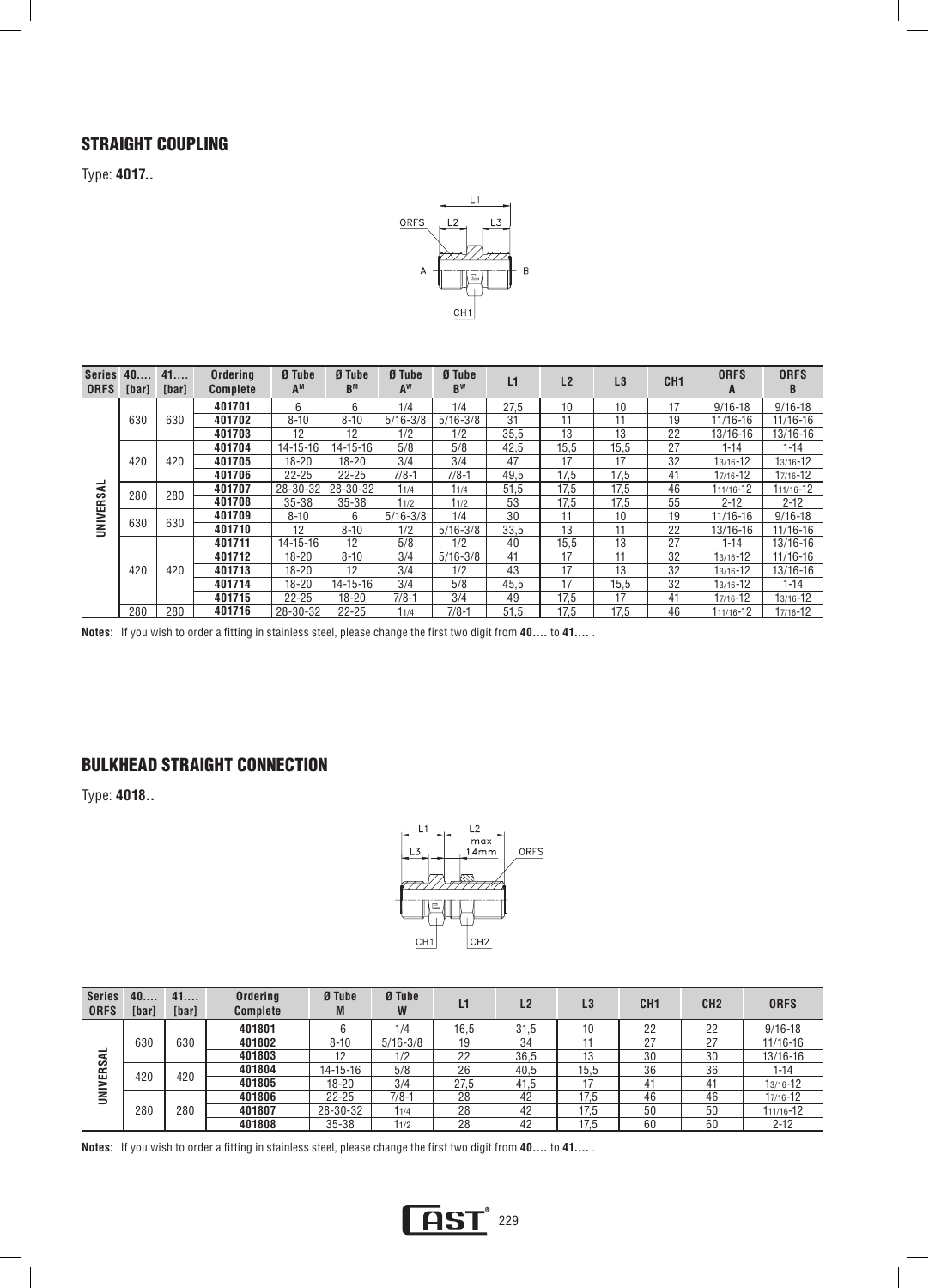## STRAIGHT COUPLING

Type: **4017..**

| Series ORFS | 40.... [bar] | 41.... [bar] | Ordering Complete | Ø Tube A^M | Ø Tube B^M | Ø Tube A^W | Ø Tube B^W | L1 | L2 | L3 | CH1 | ORFS A | ORFS B |
|---|---|---|---|---|---|---|---|---|---|---|---|---|---|
| UNIVERSAL | 630 | 630 | **401701** | 6 | 6 | 1/4 | 1/4 | 27,5 | 10 | 10 | 17 | 9/16-18 | 9/16-18 |
| | | | **401702** | 8-10 | 8-10 | 5/16-3/8 | 5/16-3/8 | 31 | 11 | 11 | 19 | 11/16-16 | 11/16-16 |
| | | | **401703** | 12 | 12 | 1/2 | 1/2 | 35,5 | 13 | 13 | 22 | 13/16-16 | 13/16-16 |
| | 420 | 420 | **401704** | 14-15-16 | 14-15-16 | 5/8 | 5/8 | 42,5 | 15,5 | 15,5 | 27 | 1-14 | 1-14 |
| | | | **401705** | 18-20 | 18-20 | 3/4 | 3/4 | 47 | 17 | 17 | 32 | 1 3/16-12 | 1 3/16-12 |
| | | | **401706** | 22-25 | 22-25 | 7/8-1 | 7/8-1 | 49,5 | 17,5 | 17,5 | 41 | 1 7/16-12 | 1 7/16-12 |
| | 280 | 280 | **401707** | 28-30-32 | 28-30-32 | 1 1/4 | 1 1/4 | 51,5 | 17,5 | 17,5 | 46 | 1 11/16-12 | 1 11/16-12 |
| | | | **401708** | 35-38 | 35-38 | 1 1/2 | 1 1/2 | 53 | 17,5 | 17,5 | 55 | 2-12 | 2-12 |
| | 630 | 630 | **401709** | 8-10 | 6 | 5/16-3/8 | 1/4 | 30 | 11 | 10 | 19 | 11/16-16 | 9/16-18 |
| | | | **401710** | 12 | 8-10 | 1/2 | 5/16-3/8 | 33,5 | 13 | 11 | 22 | 13/16-16 | 11/16-16 |
| | 420 | 420 | **401711** | 14-15-16 | 12 | 5/8 | 1/2 | 40 | 15,5 | 13 | 27 | 1-14 | 13/16-16 |
| | | | **401712** | 18-20 | 8-10 | 3/4 | 5/16-3/8 | 41 | 17 | 11 | 32 | 1 3/16-12 | 11/16-16 |
| | | | **401713** | 18-20 | 12 | 3/4 | 1/2 | 43 | 17 | 13 | 32 | 1 3/16-12 | 13/16-16 |
| | | | **401714** | 18-20 | 14-15-16 | 3/4 | 5/8 | 45,5 | 17 | 15,5 | 32 | 1 3/16-12 | 1-14 |
| | | | **401715** | 22-25 | 18-20 | 7/8-1 | 3/4 | 49 | 17,5 | 17 | 41 | 1 7/16-12 | 1 3/16-12 |
| | 280 | 280 | **401716** | 28-30-32 | 22-25 | 1 1/4 | 7/8-1 | 51,5 | 17,5 | 17,5 | 46 | 1 11/16-12 | 1 7/16-12 |

**Notes:** If you wish to order a fitting in stainless steel, please change the first two digit from **40....** to **41....** .

## BULKHEAD STRAIGHT CONNECTION

Type: **4018..**

| Series ORFS | 40.... [bar] | 41.... [bar] | Ordering Complete | Ø Tube M | Ø Tube W | L1 | L2 | L3 | CH1 | CH2 | ORFS |
|---|---|---|---|---|---|---|---|---|---|---|---|
| UNIVERSAL | 630 | 630 | **401801** | 6 | 1/4 | 16,5 | 31,5 | 10 | 22 | 22 | 9/16-18 |
| | | | **401802** | 8-10 | 5/16-3/8 | 19 | 34 | 11 | 27 | 27 | 11/16-16 |
| | | | **401803** | 12 | 1/2 | 22 | 36,5 | 13 | 30 | 30 | 13/16-16 |
| | 420 | 420 | **401804** | 14-15-16 | 5/8 | 26 | 40,5 | 15,5 | 36 | 36 | 1-14 |
| | | | **401805** | 18-20 | 3/4 | 27,5 | 41,5 | 17 | 41 | 41 | 1 3/16-12 |
| | 280 | 280 | **401806** | 22-25 | 7/8-1 | 28 | 42 | 17,5 | 46 | 46 | 1 7/16-12 |
| | | | **401807** | 28-30-32 | 1 1/4 | 28 | 42 | 17,5 | 50 | 50 | 1 11/16-12 |
| | | | **401808** | 35-38 | 1 1/2 | 28 | 42 | 17,5 | 60 | 60 | 2-12 |

**Notes:** If you wish to order a fitting in stainless steel, please change the first two digit from **40....** to **41....** .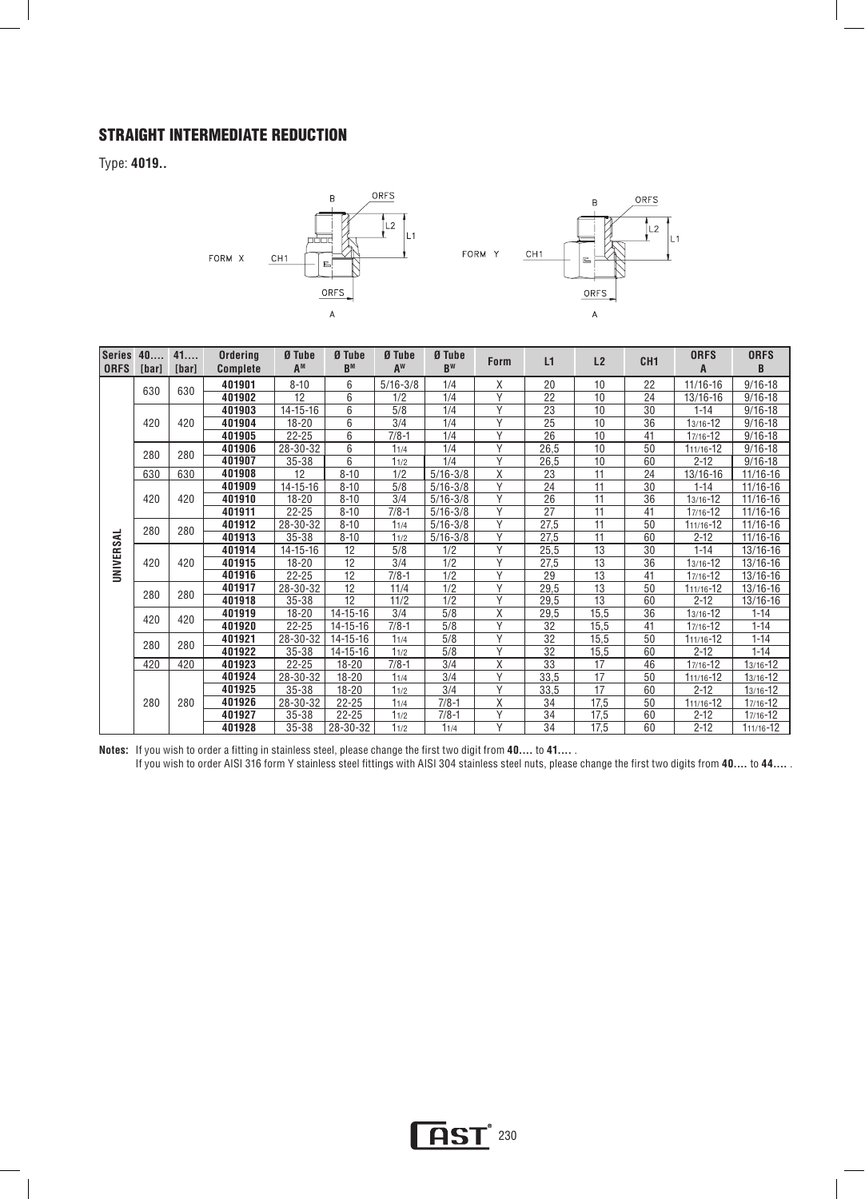## STRAIGHT INTERMEDIATE REDUCTION

Type: **4019..**

FORM X

FORM Y

| Series ORFS | 40.... [bar] | 41.... [bar] | Ordering Complete | Ø Tube A[M] | Ø Tube B[M] | Ø Tube A[W] | Ø Tube B[W] | Form | L1 | L2 | CH1 | ORFS A | ORFS B |
|---|---|---|---|---|---|---|---|---|---|---|---|---|---|
| UNIVERSAL | 630 | 630 | **401901** | 8-10 | 6 | 5/16-3/8 | 1/4 | X | 20 | 10 | 22 | 11/16-16 | 9/16-18 |
| | | | **401902** | 12 | 6 | 1/2 | 1/4 | Y | 22 | 10 | 24 | 13/16-16 | 9/16-18 |
| | 420 | 420 | **401903** | 14-15-16 | 6 | 5/8 | 1/4 | Y | 23 | 10 | 30 | 1-14 | 9/16-18 |
| | | | **401904** | 18-20 | 6 | 3/4 | 1/4 | Y | 25 | 10 | 36 | 13/16-12 | 9/16-18 |
| | | | **401905** | 22-25 | 6 | 7/8-1 | 1/4 | Y | 26 | 10 | 41 | 17/16-12 | 9/16-18 |
| | 280 | 280 | **401906** | 28-30-32 | 6 | 11/4 | 1/4 | Y | 26,5 | 10 | 50 | 111/16-12 | 9/16-18 |
| | | | **401907** | 35-38 | 6 | 11/2 | 1/4 | Y | 26,5 | 10 | 60 | 2-12 | 9/16-18 |
| | 630 | 630 | **401908** | 12 | 8-10 | 1/2 | 5/16-3/8 | X | 23 | 11 | 24 | 13/16-16 | 11/16-16 |
| | 420 | 420 | **401909** | 14-15-16 | 8-10 | 5/8 | 5/16-3/8 | Y | 24 | 11 | 30 | 1-14 | 11/16-16 |
| | | | **401910** | 18-20 | 8-10 | 3/4 | 5/16-3/8 | Y | 26 | 11 | 36 | 13/16-12 | 11/16-16 |
| | | | **401911** | 22-25 | 8-10 | 7/8-1 | 5/16-3/8 | Y | 27 | 11 | 41 | 17/16-12 | 11/16-16 |
| | 280 | 280 | **401912** | 28-30-32 | 8-10 | 11/4 | 5/16-3/8 | Y | 27,5 | 11 | 50 | 111/16-12 | 11/16-16 |
| | | | **401913** | 35-38 | 8-10 | 11/2 | 5/16-3/8 | Y | 27,5 | 11 | 60 | 2-12 | 11/16-16 |
| | 420 | 420 | **401914** | 14-15-16 | 12 | 5/8 | 1/2 | Y | 25,5 | 13 | 30 | 1-14 | 13/16-16 |
| | | | **401915** | 18-20 | 12 | 3/4 | 1/2 | Y | 27,5 | 13 | 36 | 13/16-12 | 13/16-16 |
| | | | **401916** | 22-25 | 12 | 7/8-1 | 1/2 | Y | 29 | 13 | 41 | 17/16-12 | 13/16-16 |
| | 280 | 280 | **401917** | 28-30-32 | 12 | 11/4 | 1/2 | Y | 29,5 | 13 | 50 | 111/16-12 | 13/16-16 |
| | | | **401918** | 35-38 | 12 | 11/2 | 1/2 | Y | 29,5 | 13 | 60 | 2-12 | 13/16-16 |
| | 420 | 420 | **401919** | 18-20 | 14-15-16 | 3/4 | 5/8 | X | 29,5 | 15,5 | 36 | 13/16-12 | 1-14 |
| | | | **401920** | 22-25 | 14-15-16 | 7/8-1 | 5/8 | Y | 32 | 15,5 | 41 | 17/16-12 | 1-14 |
| | 280 | 280 | **401921** | 28-30-32 | 14-15-16 | 11/4 | 5/8 | Y | 32 | 15,5 | 50 | 111/16-12 | 1-14 |
| | | | **401922** | 35-38 | 14-15-16 | 11/2 | 5/8 | Y | 32 | 15,5 | 60 | 2-12 | 1-14 |
| | 420 | 420 | **401923** | 22-25 | 18-20 | 7/8-1 | 3/4 | X | 33 | 17 | 46 | 17/16-12 | 13/16-12 |
| | 280 | 280 | **401924** | 28-30-32 | 18-20 | 11/4 | 3/4 | Y | 33,5 | 17 | 50 | 111/16-12 | 13/16-12 |
| | | | **401925** | 35-38 | 18-20 | 11/2 | 3/4 | Y | 33,5 | 17 | 60 | 2-12 | 13/16-12 |
| | | | **401926** | 28-30-32 | 22-25 | 11/4 | 7/8-1 | X | 34 | 17,5 | 50 | 111/16-12 | 17/16-12 |
| | | | **401927** | 35-38 | 22-25 | 11/2 | 7/8-1 | Y | 34 | 17,5 | 60 | 2-12 | 17/16-12 |
| | | | **401928** | 35-38 | 28-30-32 | 11/2 | 11/4 | Y | 34 | 17,5 | 60 | 2-12 | 111/16-12 |

**Notes:** If you wish to order a fitting in stainless steel, please change the first two digit from **40....** to **41....** .
If you wish to order AISI 316 form Y stainless steel fittings with AISI 304 stainless steel nuts, please change the first two digits from **40....** to **44....** .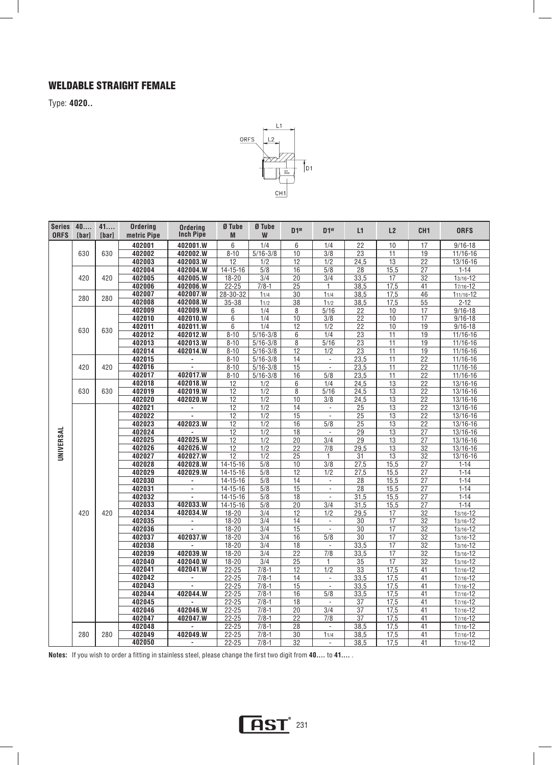## WELDABLE STRAIGHT FEMALE

Type: **4020..**

| Series ORFS | 40.... [bar] | 41.... [bar] | Ordering metric Pipe | Ordering Inch Pipe | Ø Tube M | Ø Tube W | D1M | D1W | L1 | L2 | CH1 | ORFS |
|---|---|---|---|---|---|---|---|---|---|---|---|---|
| UNIVERSAL | 630 | 630 | 402001 | 402001.W | 6 | 1/4 | 6 | 1/4 | 22 | 10 | 17 | 9/16-18 |
| | | | 402002 | 402002.W | 8-10 | 5/16-3/8 | 10 | 3/8 | 23 | 11 | 19 | 11/16-16 |
| | | | 402003 | 402003.W | 12 | 1/2 | 12 | 1/2 | 24,5 | 13 | 22 | 13/16-16 |
| | 420 | 420 | 402004 | 402004.W | 14-15-16 | 5/8 | 16 | 5/8 | 28 | 15,5 | 27 | 1-14 |
| | | | 402005 | 402005.W | 18-20 | 3/4 | 20 | 3/4 | 33,5 | 17 | 32 | 13/16-12 |
| | | | 402006 | 402006.W | 22-25 | 7/8-1 | 25 | 1 | 38,5 | 17,5 | 41 | 17/16-12 |
| | 280 | 280 | 402007 | 402007.W | 28-30-32 | 11/4 | 30 | 11/4 | 38,5 | 17,5 | 46 | 111/16-12 |
| | | | 402008 | 402008.W | 35-38 | 11/2 | 38 | 11/2 | 38,5 | 17,5 | 55 | 2-12 |
| | 630 | 630 | 402009 | 402009.W | 6 | 1/4 | 8 | 5/16 | 22 | 10 | 17 | 9/16-18 |
| | | | 402010 | 402010.W | 6 | 1/4 | 10 | 3/8 | 22 | 10 | 17 | 9/16-18 |
| | | | 402011 | 402011.W | 6 | 1/4 | 12 | 1/2 | 22 | 10 | 19 | 9/16-18 |
| | | | 402012 | 402012.W | 8-10 | 5/16-3/8 | 6 | 1/4 | 23 | 11 | 19 | 11/16-16 |
| | | | 402013 | 402013.W | 8-10 | 5/16-3/8 | 8 | 5/16 | 23 | 11 | 19 | 11/16-16 |
| | | | 402014 | 402014.W | 8-10 | 5/16-3/8 | 12 | 1/2 | 23 | 11 | 19 | 11/16-16 |
| | 420 | 420 | 402015 | - | 8-10 | 5/16-3/8 | 14 | - | 23,5 | 11 | 22 | 11/16-16 |
| | | | 402016 | - | 8-10 | 5/16-3/8 | 15 | - | 23,5 | 11 | 22 | 11/16-16 |
| | | | 402017 | 402017.W | 8-10 | 5/16-3/8 | 16 | 5/8 | 23,5 | 11 | 22 | 11/16-16 |
| | 630 | 630 | 402018 | 402018.W | 12 | 1/2 | 6 | 1/4 | 24,5 | 13 | 22 | 13/16-16 |
| | | | 402019 | 402019.W | 12 | 1/2 | 8 | 5/16 | 24,5 | 13 | 22 | 13/16-16 |
| | | | 402020 | 402020.W | 12 | 1/2 | 10 | 3/8 | 24,5 | 13 | 22 | 13/16-16 |
| | 420 | 420 | 402021 | - | 12 | 1/2 | 14 | - | 25 | 13 | 22 | 13/16-16 |
| | | | 402022 | - | 12 | 1/2 | 15 | - | 25 | 13 | 22 | 13/16-16 |
| | | | 402023 | 402023.W | 12 | 1/2 | 16 | 5/8 | 25 | 13 | 22 | 13/16-16 |
| | | | 402024 | - | 12 | 1/2 | 18 | - | 29 | 13 | 27 | 13/16-16 |
| | | | 402025 | 402025.W | 12 | 1/2 | 20 | 3/4 | 29 | 13 | 27 | 13/16-16 |
| | | | 402026 | 402026.W | 12 | 1/2 | 22 | 7/8 | 29,5 | 13 | 32 | 13/16-16 |
| | | | 402027 | 402027.W | 12 | 1/2 | 25 | 1 | 31 | 13 | 32 | 13/16-16 |
| | | | 402028 | 402028.W | 14-15-16 | 5/8 | 10 | 3/8 | 27,5 | 15,5 | 27 | 1-14 |
| | | | 402029 | 402029.W | 14-15-16 | 5/8 | 12 | 1/2 | 27,5 | 15,5 | 27 | 1-14 |
| | | | 402030 | - | 14-15-16 | 5/8 | 14 | - | 28 | 15,5 | 27 | 1-14 |
| | | | 402031 | - | 14-15-16 | 5/8 | 15 | - | 28 | 15,5 | 27 | 1-14 |
| | | | 402032 | - | 14-15-16 | 5/8 | 18 | - | 31,5 | 15,5 | 27 | 1-14 |
| | | | 402033 | 402033.W | 14-15-16 | 5/8 | 20 | 3/4 | 31,5 | 15,5 | 27 | 1-14 |
| | | | 402034 | 402034.W | 18-20 | 3/4 | 12 | 1/2 | 29,5 | 17 | 32 | 13/16-12 |
| | | | 402035 | - | 18-20 | 3/4 | 14 | - | 30 | 17 | 32 | 13/16-12 |
| | | | 402036 | - | 18-20 | 3/4 | 15 | - | 30 | 17 | 32 | 13/16-12 |
| | | | 402037 | 402037.W | 18-20 | 3/4 | 16 | 5/8 | 30 | 17 | 32 | 13/16-12 |
| | | | 402038 | - | 18-20 | 3/4 | 18 | - | 33,5 | 17 | 32 | 13/16-12 |
| | | | 402039 | 402039.W | 18-20 | 3/4 | 22 | 7/8 | 33,5 | 17 | 32 | 13/16-12 |
| | | | 402040 | 402040.W | 18-20 | 3/4 | 25 | 1 | 35 | 17 | 32 | 13/16-12 |
| | | | 402041 | 402041.W | 22-25 | 7/8-1 | 12 | 1/2 | 33 | 17,5 | 41 | 17/16-12 |
| | | | 402042 | - | 22-25 | 7/8-1 | 14 | - | 33,5 | 17,5 | 41 | 17/16-12 |
| | | | 402043 | - | 22-25 | 7/8-1 | 15 | - | 33,5 | 17,5 | 41 | 17/16-12 |
| | | | 402044 | 402044.W | 22-25 | 7/8-1 | 16 | 5/8 | 33,5 | 17,5 | 41 | 17/16-12 |
| | | | 402045 | - | 22-25 | 7/8-1 | 18 | - | 37 | 17,5 | 41 | 17/16-12 |
| | | | 402046 | 402046.W | 22-25 | 7/8-1 | 20 | 3/4 | 37 | 17,5 | 41 | 17/16-12 |
| | | | 402047 | 402047.W | 22-25 | 7/8-1 | 22 | 7/8 | 37 | 17,5 | 41 | 17/16-12 |
| | 280 | 280 | 402048 | - | 22-25 | 7/8-1 | 28 | - | 38,5 | 17,5 | 41 | 17/16-12 |
| | | | 402049 | 402049.W | 22-25 | 7/8-1 | 30 | 11/4 | 38,5 | 17,5 | 41 | 17/16-12 |
| | | | 402050 | - | 22-25 | 7/8-1 | 32 | - | 38,5 | 17,5 | 41 | 17/16-12 |

**Notes:** If you wish to order a fitting in stainless steel, please change the first two digit from **40....** to **41....** .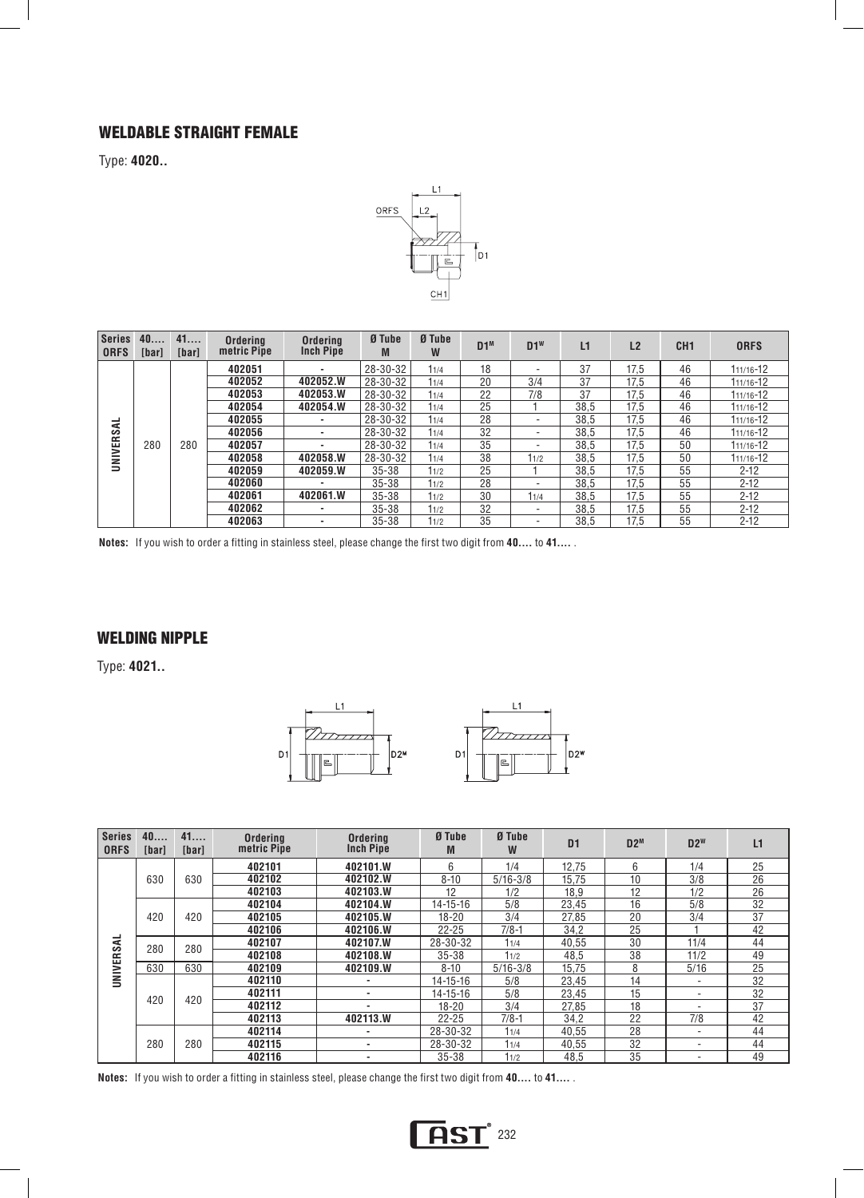## WELDABLE STRAIGHT FEMALE

Type: **4020..**

| Series ORFS | 40.... [bar] | 41.... [bar] | Ordering metric Pipe | Ordering Inch Pipe | Ø Tube M | Ø Tube W | D1M | D1W | L1 | L2 | CH1 | ORFS |
|---|---|---|---|---|---|---|---|---|---|---|---|---|
| UNIVERSAL | 280 | 280 | 402051 | - | 28-30-32 | 11/4 | 18 | - | 37 | 17,5 | 46 | 111/16-12 |
| | | | 402052 | 402052.W | 28-30-32 | 11/4 | 20 | 3/4 | 37 | 17,5 | 46 | 111/16-12 |
| | | | 402053 | 402053.W | 28-30-32 | 11/4 | 22 | 7/8 | 37 | 17,5 | 46 | 111/16-12 |
| | | | 402054 | 402054.W | 28-30-32 | 11/4 | 25 | 1 | 38,5 | 17,5 | 46 | 111/16-12 |
| | | | 402055 | - | 28-30-32 | 11/4 | 28 | - | 38,5 | 17,5 | 46 | 111/16-12 |
| | | | 402056 | - | 28-30-32 | 11/4 | 32 | - | 38,5 | 17,5 | 46 | 111/16-12 |
| | | | 402057 | - | 28-30-32 | 11/4 | 35 | - | 38,5 | 17,5 | 50 | 111/16-12 |
| | | | 402058 | 402058.W | 28-30-32 | 11/4 | 38 | 11/2 | 38,5 | 17,5 | 50 | 111/16-12 |
| | | | 402059 | 402059.W | 35-38 | 11/2 | 25 | 1 | 38,5 | 17,5 | 55 | 2-12 |
| | | | 402060 | - | 35-38 | 11/2 | 28 | - | 38,5 | 17,5 | 55 | 2-12 |
| | | | 402061 | 402061.W | 35-38 | 11/2 | 30 | 11/4 | 38,5 | 17,5 | 55 | 2-12 |
| | | | 402062 | - | 35-38 | 11/2 | 32 | - | 38,5 | 17,5 | 55 | 2-12 |
| | | | 402063 | - | 35-38 | 11/2 | 35 | - | 38,5 | 17,5 | 55 | 2-12 |

**Notes:** If you wish to order a fitting in stainless steel, please change the first two digit from **40....** to **41....** .

## WELDING NIPPLE

Type: **4021..**

| Series ORFS | 40.... [bar] | 41.... [bar] | Ordering metric Pipe | Ordering Inch Pipe | Ø Tube M | Ø Tube W | D1 | D2M | D2W | L1 |
|---|---|---|---|---|---|---|---|---|---|---|
| UNIVERSAL | 630 | 630 | 402101 | 402101.W | 6 | 1/4 | 12,75 | 6 | 1/4 | 25 |
| | | | 402102 | 402102.W | 8-10 | 5/16-3/8 | 15,75 | 10 | 3/8 | 26 |
| | | | 402103 | 402103.W | 12 | 1/2 | 18,9 | 12 | 1/2 | 26 |
| | 420 | 420 | 402104 | 402104.W | 14-15-16 | 5/8 | 23,45 | 16 | 5/8 | 32 |
| | | | 402105 | 402105.W | 18-20 | 3/4 | 27,85 | 20 | 3/4 | 37 |
| | | | 402106 | 402106.W | 22-25 | 7/8-1 | 34,2 | 25 | 1 | 42 |
| | 280 | 280 | 402107 | 402107.W | 28-30-32 | 11/4 | 40,55 | 30 | 11/4 | 44 |
| | | | 402108 | 402108.W | 35-38 | 11/2 | 48,5 | 38 | 11/2 | 49 |
| | 630 | 630 | 402109 | 402109.W | 8-10 | 5/16-3/8 | 15,75 | 8 | 5/16 | 25 |
| | 420 | 420 | 402110 | - | 14-15-16 | 5/8 | 23,45 | 14 | - | 32 |
| | | | 402111 | - | 14-15-16 | 5/8 | 23,45 | 15 | - | 32 |
| | | | 402112 | - | 18-20 | 3/4 | 27,85 | 18 | - | 37 |
| | | | 402113 | 402113.W | 22-25 | 7/8-1 | 34,2 | 22 | 7/8 | 42 |
| | 280 | 280 | 402114 | - | 28-30-32 | 11/4 | 40,55 | 28 | - | 44 |
| | | | 402115 | - | 28-30-32 | 11/4 | 40,55 | 32 | - | 44 |
| | | | 402116 | - | 35-38 | 11/2 | 48,5 | 35 | - | 49 |

**Notes:** If you wish to order a fitting in stainless steel, please change the first two digit from **40....** to **41....** .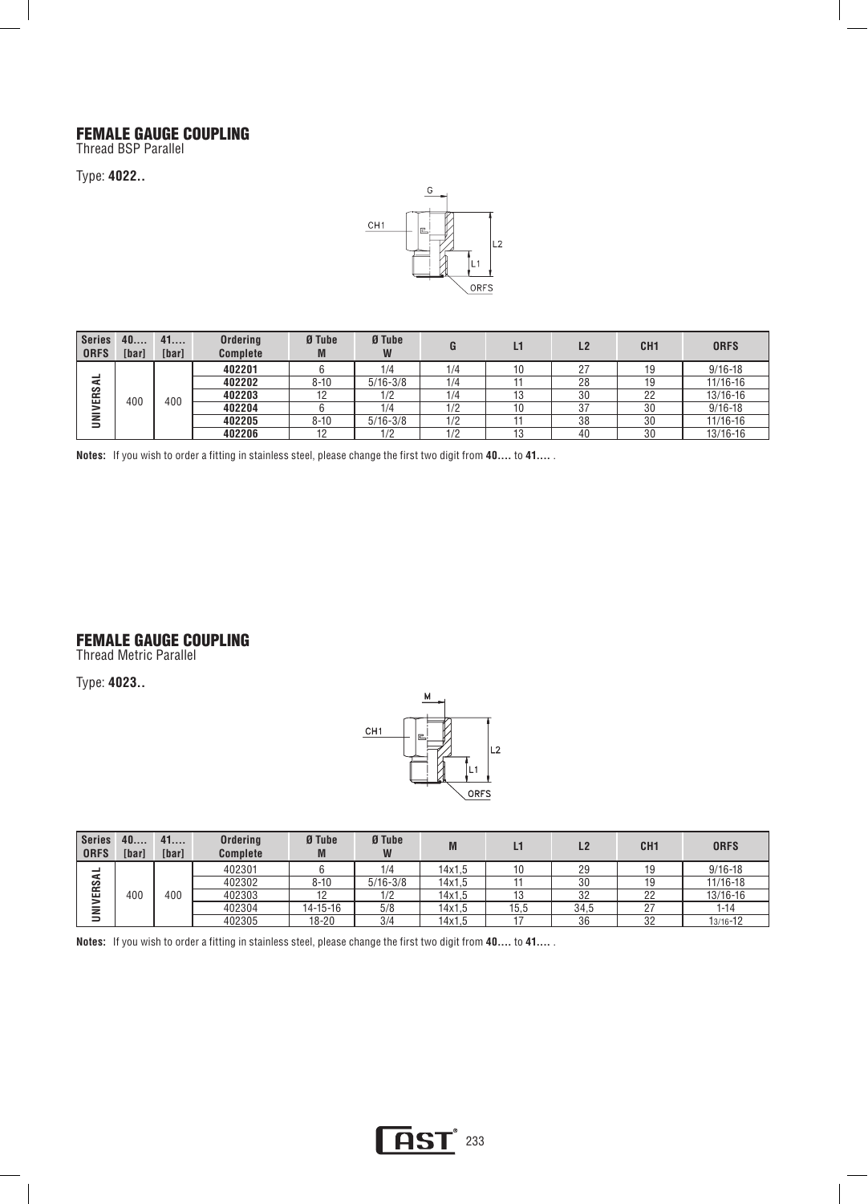## FEMALE GAUGE COUPLING

Thread BSP Parallel

Type: **4022..**

| Series ORFS | 40.... [bar] | 41.... [bar] | Ordering Complete | Ø Tube M | Ø Tube W | G | L1 | L2 | CH1 | ORFS |
|---|---|---|---|---|---|---|---|---|---|---|
| UNIVERSAL | 400 | 400 | **402201** | 6 | 1/4 | 1/4 | 10 | 27 | 19 | 9/16-18 |
| | | | **402202** | 8-10 | 5/16-3/8 | 1/4 | 11 | 28 | 19 | 11/16-16 |
| | | | **402203** | 12 | 1/2 | 1/4 | 13 | 30 | 22 | 13/16-16 |
| | | | **402204** | 6 | 1/4 | 1/2 | 10 | 37 | 30 | 9/16-18 |
| | | | **402205** | 8-10 | 5/16-3/8 | 1/2 | 11 | 38 | 30 | 11/16-16 |
| | | | **402206** | 12 | 1/2 | 1/2 | 13 | 40 | 30 | 13/16-16 |

**Notes:** If you wish to order a fitting in stainless steel, please change the first two digit from **40....** to **41....** .

## FEMALE GAUGE COUPLING

Thread Metric Parallel

Type: **4023..**

| Series ORFS | 40.... [bar] | 41.... [bar] | Ordering Complete | Ø Tube M | Ø Tube W | M | L1 | L2 | CH1 | ORFS |
|---|---|---|---|---|---|---|---|---|---|---|
| UNIVERSAL | 400 | 400 | 402301 | 6 | 1/4 | 14x1,5 | 10 | 29 | 19 | 9/16-18 |
| | | | 402302 | 8-10 | 5/16-3/8 | 14x1,5 | 11 | 30 | 19 | 11/16-18 |
| | | | 402303 | 12 | 1/2 | 14x1,5 | 13 | 32 | 22 | 13/16-16 |
| | | | 402304 | 14-15-16 | 5/8 | 14x1,5 | 15,5 | 34,5 | 27 | 1-14 |
| | | | 402305 | 18-20 | 3/4 | 14x1,5 | 17 | 36 | 32 | 13/16-12 |

**Notes:** If you wish to order a fitting in stainless steel, please change the first two digit from **40....** to **41....** .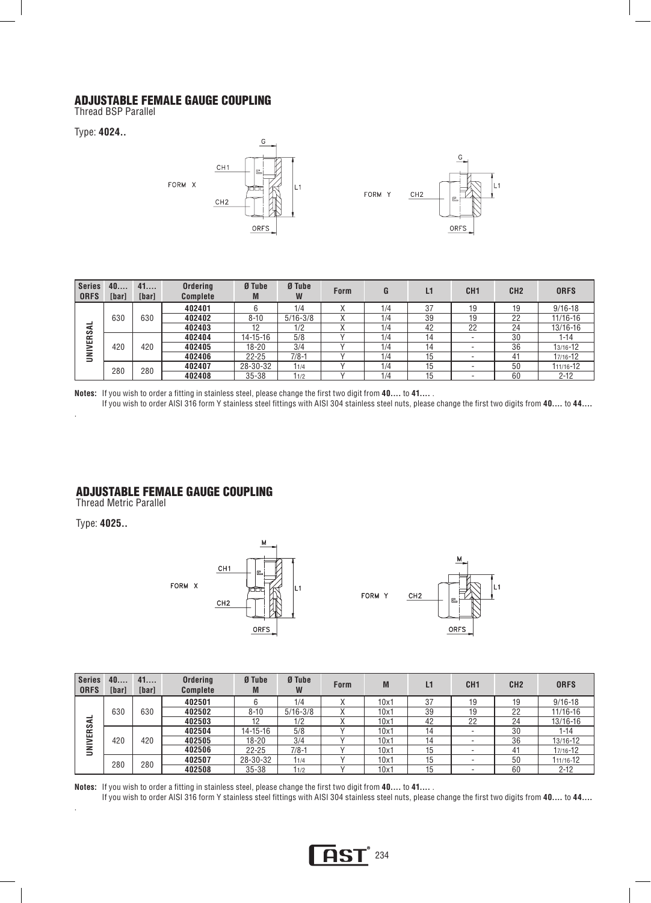## ADJUSTABLE FEMALE GAUGE COUPLING

Thread BSP Parallel

Type: **4024..**

FORM X

FORM Y

| Series ORFS | 40.... [bar] | 41.... [bar] | Ordering Complete | Ø Tube M | Ø Tube W | Form | G | L1 | CH1 | CH2 | ORFS |
|---|---|---|---|---|---|---|---|---|---|---|---|
| UNIVERSAL | 630 | 630 | 402401 | 6 | 1/4 | X | 1/4 | 37 | 19 | 19 | 9/16-18 |
| | | | 402402 | 8-10 | 5/16-3/8 | X | 1/4 | 39 | 19 | 22 | 11/16-16 |
| | | | 402403 | 12 | 1/2 | X | 1/4 | 42 | 22 | 24 | 13/16-16 |
| | 420 | 420 | 402404 | 14-15-16 | 5/8 | Y | 1/4 | 14 | - | 30 | 1-14 |
| | | | 402405 | 18-20 | 3/4 | Y | 1/4 | 14 | - | 36 | 13/16-12 |
| | | | 402406 | 22-25 | 7/8-1 | Y | 1/4 | 15 | - | 41 | 17/16-12 |
| | 280 | 280 | 402407 | 28-30-32 | 11/4 | Y | 1/4 | 15 | - | 50 | 111/16-12 |
| | | | 402408 | 35-38 | 11/2 | Y | 1/4 | 15 | - | 60 | 2-12 |

**Notes:** If you wish to order a fitting in stainless steel, please change the first two digit from **40....** to **41....** .
If you wish to order AISI 316 form Y stainless steel fittings with AISI 304 stainless steel nuts, please change the first two digits from **40....** to **44....**

## ADJUSTABLE FEMALE GAUGE COUPLING

Thread Metric Parallel

Type: **4025..**

FORM X

FORM Y

| Series ORFS | 40.... [bar] | 41.... [bar] | Ordering Complete | Ø Tube M | Ø Tube W | Form | M | L1 | CH1 | CH2 | ORFS |
|---|---|---|---|---|---|---|---|---|---|---|---|
| UNIVERSAL | 630 | 630 | 402501 | 6 | 1/4 | X | 10x1 | 37 | 19 | 19 | 9/16-18 |
| | | | 402502 | 8-10 | 5/16-3/8 | X | 10x1 | 39 | 19 | 22 | 11/16-16 |
| | | | 402503 | 12 | 1/2 | X | 10x1 | 42 | 22 | 24 | 13/16-16 |
| | 420 | 420 | 402504 | 14-15-16 | 5/8 | Y | 10x1 | 14 | - | 30 | 1-14 |
| | | | 402505 | 18-20 | 3/4 | Y | 10x1 | 14 | - | 36 | 13/16-12 |
| | | | 402506 | 22-25 | 7/8-1 | Y | 10x1 | 15 | - | 41 | 17/16-12 |
| | 280 | 280 | 402507 | 28-30-32 | 11/4 | Y | 10x1 | 15 | - | 50 | 111/16-12 |
| | | | 402508 | 35-38 | 11/2 | Y | 10x1 | 15 | - | 60 | 2-12 |

**Notes:** If you wish to order a fitting in stainless steel, please change the first two digit from **40....** to **41....** .
If you wish to order AISI 316 form Y stainless steel fittings with AISI 304 stainless steel nuts, please change the first two digits from **40....** to **44....**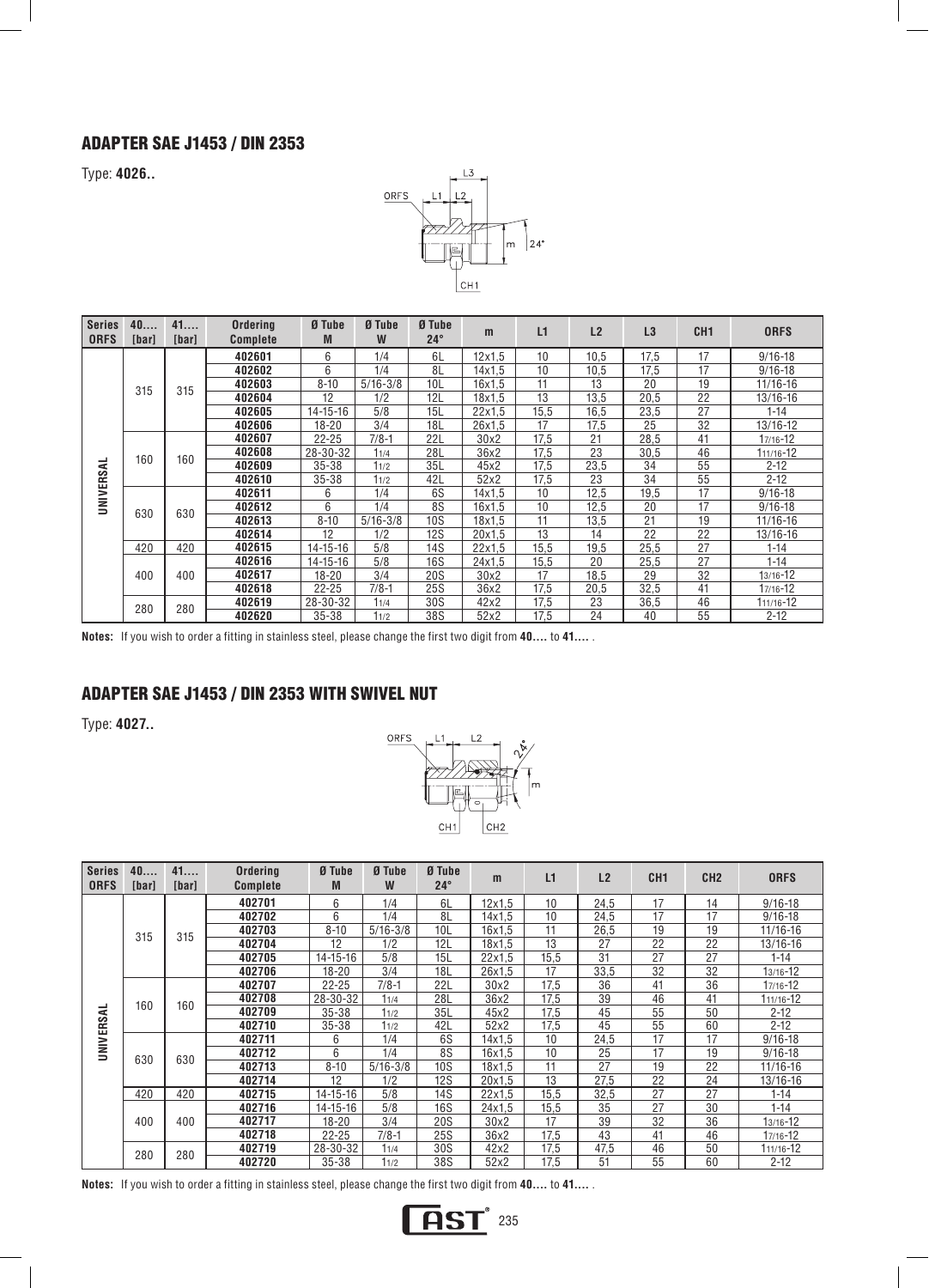## ADAPTER SAE J1453 / DIN 2353

Type: **4026..**

| Series ORFS | 40.... [bar] | 41.... [bar] | Ordering Complete | Ø Tube M | Ø Tube W | Ø Tube 24° | m | L1 | L2 | L3 | CH1 | ORFS |
|---|---|---|---|---|---|---|---|---|---|---|---|---|
| UNIVERSAL | 315 | 315 | 402601 | 6 | 1/4 | 6L | 12x1,5 | 10 | 10,5 | 17,5 | 17 | 9/16-18 |
| | | | 402602 | 6 | 1/4 | 8L | 14x1,5 | 10 | 10,5 | 17,5 | 17 | 9/16-18 |
| | | | 402603 | 8-10 | 5/16-3/8 | 10L | 16x1,5 | 11 | 13 | 20 | 19 | 11/16-16 |
| | | | 402604 | 12 | 1/2 | 12L | 18x1,5 | 13 | 13,5 | 20,5 | 22 | 13/16-16 |
| | | | 402605 | 14-15-16 | 5/8 | 15L | 22x1,5 | 15,5 | 16,5 | 23,5 | 27 | 1-14 |
| | | | 402606 | 18-20 | 3/4 | 18L | 26x1,5 | 17 | 17,5 | 25 | 32 | 13/16-12 |
| | 160 | 160 | 402607 | 22-25 | 7/8-1 | 22L | 30x2 | 17,5 | 21 | 28,5 | 41 | 1 7/16-12 |
| | | | 402608 | 28-30-32 | 1 1/4 | 28L | 36x2 | 17,5 | 23 | 30,5 | 46 | 1 11/16-12 |
| | | | 402609 | 35-38 | 1 1/2 | 35L | 45x2 | 17,5 | 23,5 | 34 | 55 | 2-12 |
| | | | 402610 | 35-38 | 1 1/2 | 42L | 52x2 | 17,5 | 23 | 34 | 55 | 2-12 |
| | 630 | 630 | 402611 | 6 | 1/4 | 6S | 14x1,5 | 10 | 12,5 | 19,5 | 17 | 9/16-18 |
| | | | 402612 | 6 | 1/4 | 8S | 16x1,5 | 10 | 12,5 | 20 | 17 | 9/16-18 |
| | | | 402613 | 8-10 | 5/16-3/8 | 10S | 18x1,5 | 11 | 13,5 | 21 | 19 | 11/16-16 |
| | | | 402614 | 12 | 1/2 | 12S | 20x1,5 | 13 | 14 | 22 | 22 | 13/16-16 |
| | 420 | 420 | 402615 | 14-15-16 | 5/8 | 14S | 22x1,5 | 15,5 | 19,5 | 25,5 | 27 | 1-14 |
| | 400 | 400 | 402616 | 14-15-16 | 5/8 | 16S | 24x1,5 | 15,5 | 20 | 25,5 | 27 | 1-14 |
| | | | 402617 | 18-20 | 3/4 | 20S | 30x2 | 17 | 18,5 | 29 | 32 | 1 3/16-12 |
| | | | 402618 | 22-25 | 7/8-1 | 25S | 36x2 | 17,5 | 20,5 | 32,5 | 41 | 1 7/16-12 |
| | 280 | 280 | 402619 | 28-30-32 | 1 1/4 | 30S | 42x2 | 17,5 | 23 | 36,5 | 46 | 1 11/16-12 |
| | | | 402620 | 35-38 | 1 1/2 | 38S | 52x2 | 17,5 | 24 | 40 | 55 | 2-12 |

**Notes:** If you wish to order a fitting in stainless steel, please change the first two digit from **40....** to **41....** .

## ADAPTER SAE J1453 / DIN 2353 WITH SWIVEL NUT

Type: **4027..**

| Series ORFS | 40.... [bar] | 41.... [bar] | Ordering Complete | Ø Tube M | Ø Tube W | Ø Tube 24° | m | L1 | L2 | CH1 | CH2 | ORFS |
|---|---|---|---|---|---|---|---|---|---|---|---|---|
| UNIVERSAL | 315 | 315 | 402701 | 6 | 1/4 | 6L | 12x1,5 | 10 | 24,5 | 17 | 14 | 9/16-18 |
| | | | 402702 | 6 | 1/4 | 8L | 14x1,5 | 10 | 24,5 | 17 | 17 | 9/16-18 |
| | | | 402703 | 8-10 | 5/16-3/8 | 10L | 16x1,5 | 11 | 26,5 | 19 | 19 | 11/16-16 |
| | | | 402704 | 12 | 1/2 | 12L | 18x1,5 | 13 | 27 | 22 | 22 | 13/16-16 |
| | | | 402705 | 14-15-16 | 5/8 | 15L | 22x1,5 | 15,5 | 31 | 27 | 27 | 1-14 |
| | | | 402706 | 18-20 | 3/4 | 18L | 26x1,5 | 17 | 33,5 | 32 | 32 | 1 3/16-12 |
| | 160 | 160 | 402707 | 22-25 | 7/8-1 | 22L | 30x2 | 17,5 | 36 | 41 | 36 | 1 7/16-12 |
| | | | 402708 | 28-30-32 | 1 1/4 | 28L | 36x2 | 17,5 | 39 | 46 | 41 | 1 11/16-12 |
| | | | 402709 | 35-38 | 1 1/2 | 35L | 45x2 | 17,5 | 45 | 55 | 50 | 2-12 |
| | | | 402710 | 35-38 | 1 1/2 | 42L | 52x2 | 17,5 | 45 | 55 | 60 | 2-12 |
| | 630 | 630 | 402711 | 6 | 1/4 | 6S | 14x1,5 | 10 | 24,5 | 17 | 17 | 9/16-18 |
| | | | 402712 | 6 | 1/4 | 8S | 16x1,5 | 10 | 25 | 17 | 19 | 9/16-18 |
| | | | 402713 | 8-10 | 5/16-3/8 | 10S | 18x1,5 | 11 | 27 | 19 | 22 | 11/16-16 |
| | | | 402714 | 12 | 1/2 | 12S | 20x1,5 | 13 | 27,5 | 22 | 24 | 13/16-16 |
| | 420 | 420 | 402715 | 14-15-16 | 5/8 | 14S | 22x1,5 | 15,5 | 32,5 | 27 | 27 | 1-14 |
| | 400 | 400 | 402716 | 14-15-16 | 5/8 | 16S | 24x1,5 | 15,5 | 35 | 27 | 30 | 1-14 |
| | | | 402717 | 18-20 | 3/4 | 20S | 30x2 | 17 | 39 | 32 | 36 | 1 3/16-12 |
| | | | 402718 | 22-25 | 7/8-1 | 25S | 36x2 | 17,5 | 43 | 41 | 46 | 1 7/16-12 |
| | 280 | 280 | 402719 | 28-30-32 | 1 1/4 | 30S | 42x2 | 17,5 | 47,5 | 46 | 50 | 1 11/16-12 |
| | | | 402720 | 35-38 | 1 1/2 | 38S | 52x2 | 17,5 | 51 | 55 | 60 | 2-12 |

**Notes:** If you wish to order a fitting in stainless steel, please change the first two digit from **40....** to **41....** .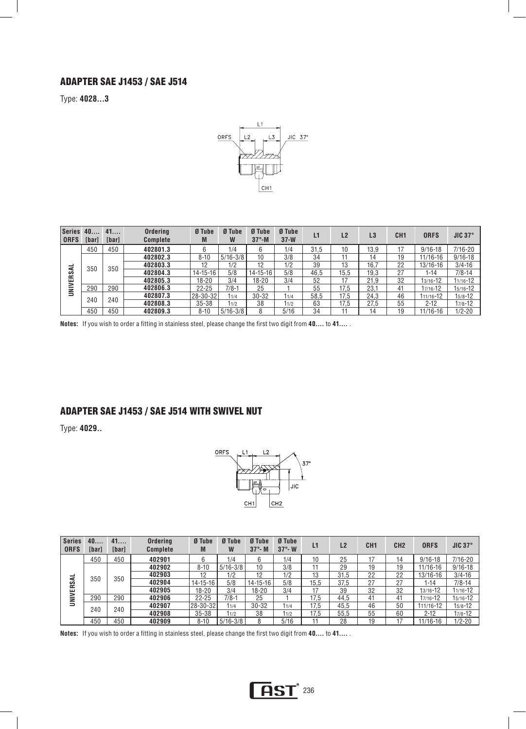## ADAPTER SAE J1453 / SAE J514

Type: **4028...3**

| Series ORFS | 40.... [bar] | 41.... [bar] | Ordering Complete | Ø Tube M | Ø Tube W | Ø Tube 37°-M | Ø Tube 37-W | L1 | L2 | L3 | CH1 | ORFS | JIC 37° |
|---|---|---|---|---|---|---|---|---|---|---|---|---|---|
| UNIVERSAL | 450 | 450 | 402801.3 | 6 | 1/4 | 6 | 1/4 | 31,5 | 10 | 13,9 | 17 | 9/16-18 | 7/16-20 |
| | 350 | 350 | 402802.3 | 8-10 | 5/16-3/8 | 10 | 3/8 | 34 | 11 | 14 | 19 | 11/16-16 | 9/16-18 |
| | | | 402803.3 | 12 | 1/2 | 12 | 1/2 | 39 | 13 | 16,7 | 22 | 13/16-16 | 3/4-16 |
| | | | 402804.3 | 14-15-16 | 5/8 | 14-15-16 | 5/8 | 46,5 | 15,5 | 19,3 | 27 | 1-14 | 7/8-14 |
| | | | 402805.3 | 18-20 | 3/4 | 18-20 | 3/4 | 52 | 17 | 21,9 | 32 | 1 3/16-12 | 1 1/16-12 |
| | 290 | 290 | 402806.3 | 22-25 | 7/8-1 | 25 | 1 | 55 | 17,5 | 23,1 | 41 | 1 7/16-12 | 1 5/16-12 |
| | 240 | 240 | 402807.3 | 28-30-32 | 1 1/4 | 30-32 | 1 1/4 | 58,5 | 17,5 | 24,3 | 46 | 1 11/16-12 | 1 5/8-12 |
| | | | 402808.3 | 35-38 | 1 1/2 | 38 | 1 1/2 | 63 | 17,5 | 27,5 | 55 | 2-12 | 1 7/8-12 |
| | 450 | 450 | 402809.3 | 8-10 | 5/16-3/8 | 8 | 5/16 | 34 | 11 | 14 | 19 | 11/16-16 | 1/2-20 |

**Notes:** If you wish to order a fitting in stainless steel, please change the first two digit from **40....** to **41....** .

## ADAPTER SAE J1453 / SAE J514 WITH SWIVEL NUT

Type: **4029..**

| Series ORFS | 40.... [bar] | 41.... [bar] | Ordering Complete | Ø Tube M | Ø Tube W | Ø Tube 37°- M | Ø Tube 37°- W | L1 | L2 | CH1 | CH2 | ORFS | JIC 37° |
|---|---|---|---|---|---|---|---|---|---|---|---|---|---|
| UNIVERSAL | 450 | 450 | 402901 | 6 | 1/4 | 6 | 1/4 | 10 | 25 | 17 | 14 | 9/16-18 | 7/16-20 |
| | 350 | 350 | 402902 | 8-10 | 5/16-3/8 | 10 | 3/8 | 11 | 29 | 19 | 19 | 11/16-16 | 9/16-18 |
| | | | 402903 | 12 | 1/2 | 12 | 1/2 | 13 | 31,5 | 22 | 22 | 13/16-16 | 3/4-16 |
| | | | 402904 | 14-15-16 | 5/8 | 14-15-16 | 5/8 | 15,5 | 37,5 | 27 | 27 | 1-14 | 7/8-14 |
| | | | 402905 | 18-20 | 3/4 | 18-20 | 3/4 | 17 | 39 | 32 | 32 | 1 3/16-12 | 1 1/16-12 |
| | 290 | 290 | 402906 | 22-25 | 7/8-1 | 25 | 1 | 17,5 | 44,5 | 41 | 41 | 1 7/16-12 | 1 5/16-12 |
| | 240 | 240 | 402907 | 28-30-32 | 1 1/4 | 30-32 | 1 1/4 | 17,5 | 45,5 | 46 | 50 | 1 11/16-12 | 1 5/8-12 |
| | | | 402908 | 35-38 | 1 1/2 | 38 | 1 1/2 | 17,5 | 55,5 | 55 | 60 | 2-12 | 1 7/8-12 |
| | 450 | 450 | 402909 | 8-10 | 5/16-3/8 | 8 | 5/16 | 11 | 28 | 19 | 17 | 11/16-16 | 1/2-20 |

**Notes:** If you wish to order a fitting in stainless steel, please change the first two digit from **40....** to **41....** .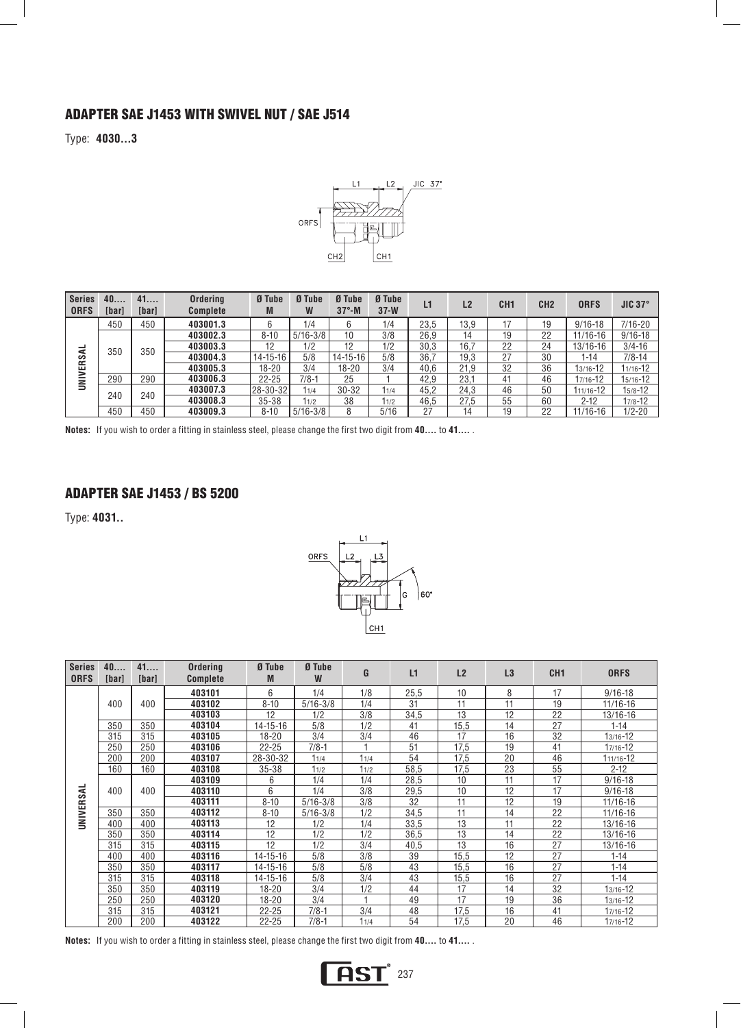## ADAPTER SAE J1453 WITH SWIVEL NUT / SAE J514

Type: **4030...3**

| Series ORFS | 40.... [bar] | 41.... [bar] | Ordering Complete | Ø Tube M | Ø Tube W | Ø Tube 37°-M | Ø Tube 37-W | L1 | L2 | CH1 | CH2 | ORFS | JIC 37° |
|---|---|---|---|---|---|---|---|---|---|---|---|---|---|
| UNIVERSAL | 450 | 450 | **403001.3** | 6 | 1/4 | 6 | 1/4 | 23,5 | 13,9 | 17 | 19 | 9/16-18 | 7/16-20 |
| | 350 | 350 | **403002.3** | 8-10 | 5/16-3/8 | 10 | 3/8 | 26,9 | 14 | 19 | 22 | 11/16-16 | 9/16-18 |
| | | | **403003.3** | 12 | 1/2 | 12 | 1/2 | 30,3 | 16,7 | 22 | 24 | 13/16-16 | 3/4-16 |
| | | | **403004.3** | 14-15-16 | 5/8 | 14-15-16 | 5/8 | 36,7 | 19,3 | 27 | 30 | 1-14 | 7/8-14 |
| | | | **403005.3** | 18-20 | 3/4 | 18-20 | 3/4 | 40,6 | 21,9 | 32 | 36 | 1 3/16-12 | 1 1/16-12 |
| | 290 | 290 | **403006.3** | 22-25 | 7/8-1 | 25 | 1 | 42,9 | 23,1 | 41 | 46 | 1 7/16-12 | 1 5/16-12 |
| | 240 | 240 | **403007.3** | 28-30-32 | 1 1/4 | 30-32 | 1 1/4 | 45,2 | 24,3 | 46 | 50 | 1 11/16-12 | 1 5/8-12 |
| | | | **403008.3** | 35-38 | 1 1/2 | 38 | 1 1/2 | 46,5 | 27,5 | 55 | 60 | 2-12 | 1 7/8-12 |
| | 450 | 450 | **403009.3** | 8-10 | 5/16-3/8 | 8 | 5/16 | 27 | 14 | 19 | 22 | 11/16-16 | 1/2-20 |

**Notes:** If you wish to order a fitting in stainless steel, please change the first two digit from **40....** to **41....** .

## ADAPTER SAE J1453 / BS 5200

Type: **4031..**

| Series ORFS | 40.... [bar] | 41.... [bar] | Ordering Complete | Ø Tube M | Ø Tube W | G | L1 | L2 | L3 | CH1 | ORFS |
|---|---|---|---|---|---|---|---|---|---|---|---|
| UNIVERSAL | 400 | 400 | **403101** | 6 | 1/4 | 1/8 | 25,5 | 10 | 8 | 17 | 9/16-18 |
| | | | **403102** | 8-10 | 5/16-3/8 | 1/4 | 31 | 11 | 11 | 19 | 11/16-16 |
| | | | **403103** | 12 | 1/2 | 3/8 | 34,5 | 13 | 12 | 22 | 13/16-16 |
| | 350 | 350 | **403104** | 14-15-16 | 5/8 | 1/2 | 41 | 15,5 | 14 | 27 | 1-14 |
| | 315 | 315 | **403105** | 18-20 | 3/4 | 3/4 | 46 | 17 | 16 | 32 | 1 3/16-12 |
| | 250 | 250 | **403106** | 22-25 | 7/8-1 | 1 | 51 | 17,5 | 19 | 41 | 1 7/16-12 |
| | 200 | 200 | **403107** | 28-30-32 | 1 1/4 | 1 1/4 | 54 | 17,5 | 20 | 46 | 1 11/16-12 |
| | 160 | 160 | **403108** | 35-38 | 1 1/2 | 1 1/2 | 58,5 | 17,5 | 23 | 55 | 2-12 |
| | 400 | 400 | **403109** | 6 | 1/4 | 1/4 | 28,5 | 10 | 11 | 17 | 9/16-18 |
| | | | **403110** | 6 | 1/4 | 3/8 | 29,5 | 10 | 12 | 17 | 9/16-18 |
| | | | **403111** | 8-10 | 5/16-3/8 | 3/8 | 32 | 11 | 12 | 19 | 11/16-16 |
| | 350 | 350 | **403112** | 8-10 | 5/16-3/8 | 1/2 | 34,5 | 11 | 14 | 22 | 11/16-16 |
| | 400 | 400 | **403113** | 12 | 1/2 | 1/4 | 33,5 | 13 | 11 | 22 | 13/16-16 |
| | 350 | 350 | **403114** | 12 | 1/2 | 1/2 | 36,5 | 13 | 14 | 22 | 13/16-16 |
| | 315 | 315 | **403115** | 12 | 1/2 | 3/4 | 40,5 | 13 | 16 | 27 | 13/16-16 |
| | 400 | 400 | **403116** | 14-15-16 | 5/8 | 3/8 | 39 | 15,5 | 12 | 27 | 1-14 |
| | 350 | 350 | **403117** | 14-15-16 | 5/8 | 5/8 | 43 | 15,5 | 16 | 27 | 1-14 |
| | 315 | 315 | **403118** | 14-15-16 | 5/8 | 3/4 | 43 | 15,5 | 16 | 27 | 1-14 |
| | 350 | 350 | **403119** | 18-20 | 3/4 | 1/2 | 44 | 17 | 14 | 32 | 1 3/16-12 |
| | 250 | 250 | **403120** | 18-20 | 3/4 | 1 | 49 | 17 | 19 | 36 | 1 3/16-12 |
| | 315 | 315 | **403121** | 22-25 | 7/8-1 | 3/4 | 48 | 17,5 | 16 | 41 | 1 7/16-12 |
| | 200 | 200 | **403122** | 22-25 | 7/8-1 | 1 1/4 | 54 | 17,5 | 20 | 46 | 1 7/16-12 |

**Notes:** If you wish to order a fitting in stainless steel, please change the first two digit from **40....** to **41....** .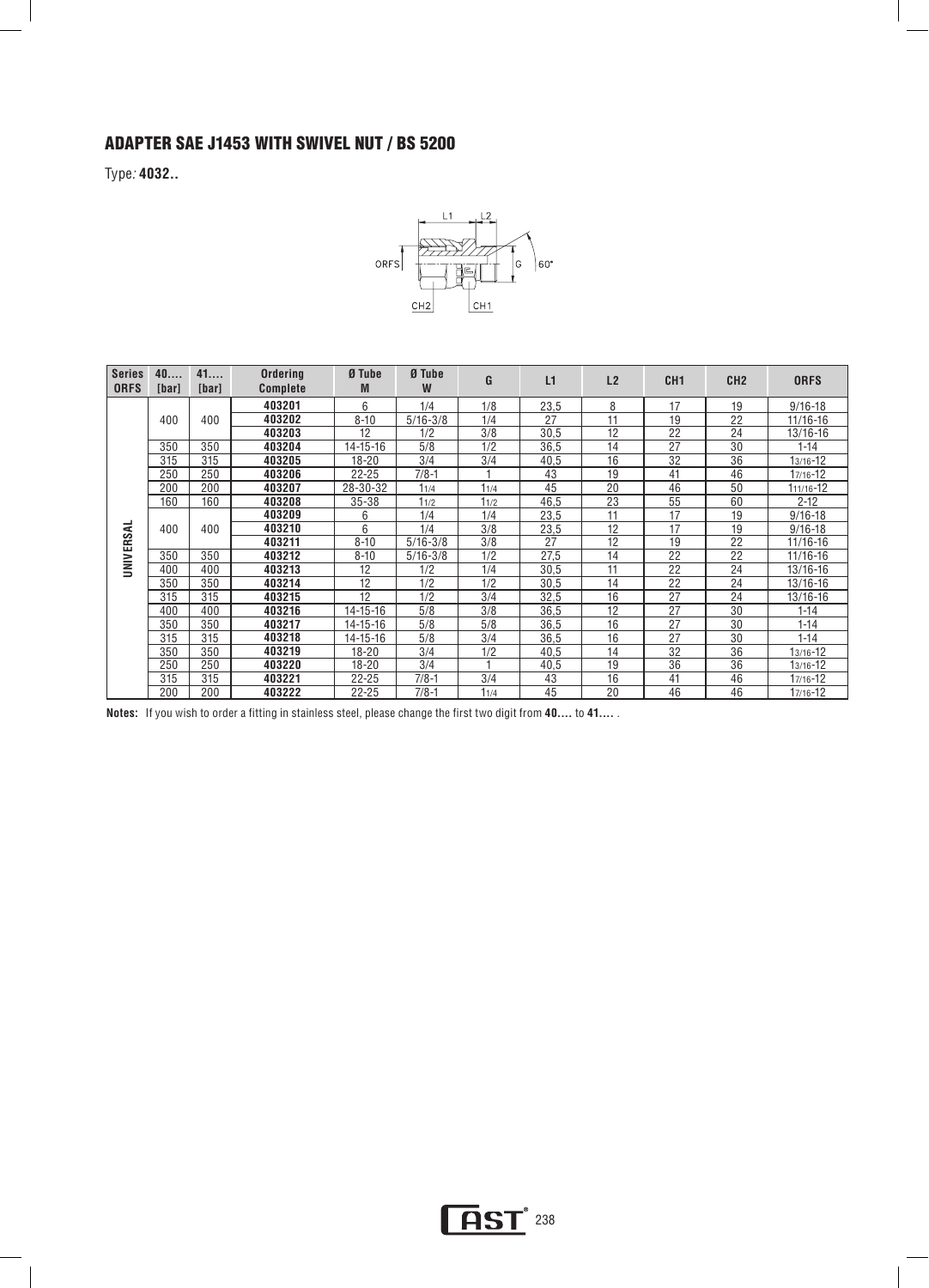## ADAPTER SAE J1453 WITH SWIVEL NUT / BS 5200

Type: **4032..**

L1 L2

ORFS G 60°

CH2 CH1

| Series ORFS | 40.... [bar] | 41.... [bar] | Ordering Complete | Ø Tube M | Ø Tube W | G | L1 | L2 | CH1 | CH2 | ORFS |
|---|---|---|---|---|---|---|---|---|---|---|---|
| UNIVERSAL | 400 | 400 | **403201** | 6 | 1/4 | 1/8 | 23,5 | 8 | 17 | 19 | 9/16-18 |
| | | | **403202** | 8-10 | 5/16-3/8 | 1/4 | 27 | 11 | 19 | 22 | 11/16-16 |
| | | | **403203** | 12 | 1/2 | 3/8 | 30,5 | 12 | 22 | 24 | 13/16-16 |
| | 350 | 350 | **403204** | 14-15-16 | 5/8 | 1/2 | 36,5 | 14 | 27 | 30 | 1-14 |
| | 315 | 315 | **403205** | 18-20 | 3/4 | 3/4 | 40,5 | 16 | 32 | 36 | 1 3/16-12 |
| | 250 | 250 | **403206** | 22-25 | 7/8-1 | 1 | 43 | 19 | 41 | 46 | 1 7/16-12 |
| | 200 | 200 | **403207** | 28-30-32 | 1 1/4 | 1 1/4 | 45 | 20 | 46 | 50 | 1 11/16-12 |
| | 160 | 160 | **403208** | 35-38 | 1 1/2 | 1 1/2 | 46,5 | 23 | 55 | 60 | 2-12 |
| | 400 | 400 | **403209** | 6 | 1/4 | 1/4 | 23,5 | 11 | 17 | 19 | 9/16-18 |
| | | | **403210** | 6 | 1/4 | 3/8 | 23,5 | 12 | 17 | 19 | 9/16-18 |
| | | | **403211** | 8-10 | 5/16-3/8 | 3/8 | 27 | 12 | 19 | 22 | 11/16-16 |
| | 350 | 350 | **403212** | 8-10 | 5/16-3/8 | 1/2 | 27,5 | 14 | 22 | 22 | 11/16-16 |
| | 400 | 400 | **403213** | 12 | 1/2 | 1/4 | 30,5 | 11 | 22 | 24 | 13/16-16 |
| | 350 | 350 | **403214** | 12 | 1/2 | 1/2 | 30,5 | 14 | 22 | 24 | 13/16-16 |
| | 315 | 315 | **403215** | 12 | 1/2 | 3/4 | 32,5 | 16 | 27 | 24 | 13/16-16 |
| | 400 | 400 | **403216** | 14-15-16 | 5/8 | 3/8 | 36,5 | 12 | 27 | 30 | 1-14 |
| | 350 | 350 | **403217** | 14-15-16 | 5/8 | 5/8 | 36,5 | 16 | 27 | 30 | 1-14 |
| | 315 | 315 | **403218** | 14-15-16 | 5/8 | 3/4 | 36,5 | 16 | 27 | 30 | 1-14 |
| | 350 | 350 | **403219** | 18-20 | 3/4 | 1/2 | 40,5 | 14 | 32 | 36 | 1 3/16-12 |
| | 250 | 250 | **403220** | 18-20 | 3/4 | 1 | 40,5 | 19 | 36 | 36 | 1 3/16-12 |
| | 315 | 315 | **403221** | 22-25 | 7/8-1 | 3/4 | 43 | 16 | 41 | 46 | 1 7/16-12 |
| | 200 | 200 | **403222** | 22-25 | 7/8-1 | 1 1/4 | 45 | 20 | 46 | 46 | 1 7/16-12 |

**Notes:** If you wish to order a fitting in stainless steel, please change the first two digit from **40....** to **41....** .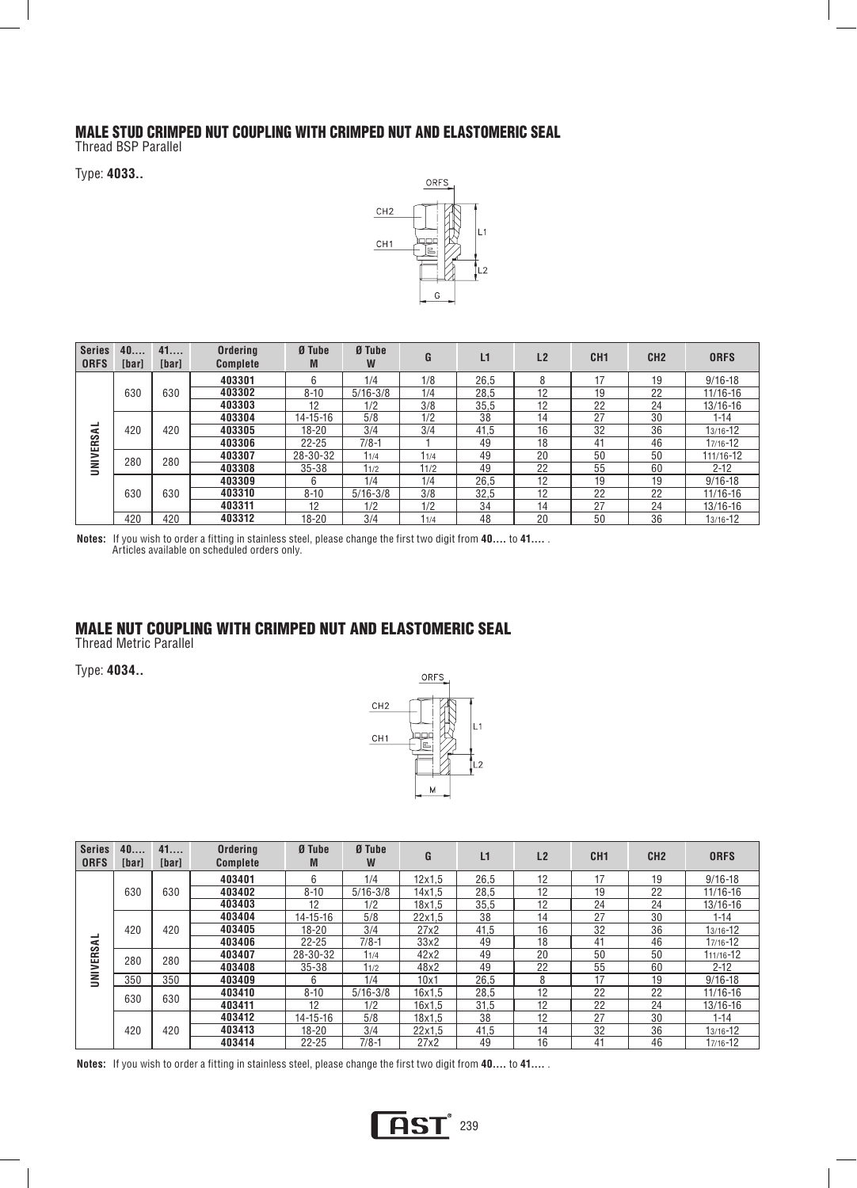## MALE STUD CRIMPED NUT COUPLING WITH CRIMPED NUT AND ELASTOMERIC SEAL

Thread BSP Parallel

Type: **4033..**

| Series ORFS | 40.... [bar] | 41.... [bar] | Ordering Complete | Ø Tube M | Ø Tube W | G | L1 | L2 | CH1 | CH2 | ORFS |
|---|---|---|---|---|---|---|---|---|---|---|---|
| UNIVERSAL | 630 | 630 | 403301 | 6 | 1/4 | 1/8 | 26,5 | 8 | 17 | 19 | 9/16-18 |
| | | | 403302 | 8-10 | 5/16-3/8 | 1/4 | 28,5 | 12 | 19 | 22 | 11/16-16 |
| | | | 403303 | 12 | 1/2 | 3/8 | 35,5 | 12 | 22 | 24 | 13/16-16 |
| | 420 | 420 | 403304 | 14-15-16 | 5/8 | 1/2 | 38 | 14 | 27 | 30 | 1-14 |
| | | | 403305 | 18-20 | 3/4 | 3/4 | 41,5 | 16 | 32 | 36 | 13/16-12 |
| | | | 403306 | 22-25 | 7/8-1 | 1 | 49 | 18 | 41 | 46 | 17/16-12 |
| | 280 | 280 | 403307 | 28-30-32 | 11/4 | 11/4 | 49 | 20 | 50 | 50 | 111/16-12 |
| | | | 403308 | 35-38 | 11/2 | 11/2 | 49 | 22 | 55 | 60 | 2-12 |
| | 630 | 630 | 403309 | 6 | 1/4 | 1/4 | 26,5 | 12 | 19 | 19 | 9/16-18 |
| | | | 403310 | 8-10 | 5/16-3/8 | 3/8 | 32,5 | 12 | 22 | 22 | 11/16-16 |
| | | | 403311 | 12 | 1/2 | 1/2 | 34 | 14 | 27 | 24 | 13/16-16 |
| | 420 | 420 | 403312 | 18-20 | 3/4 | 11/4 | 48 | 20 | 50 | 36 | 13/16-12 |

**Notes:** If you wish to order a fitting in stainless steel, please change the first two digit from **40....** to **41....** .
Articles available on scheduled orders only.

## MALE NUT COUPLING WITH CRIMPED NUT AND ELASTOMERIC SEAL

Thread Metric Parallel

Type: **4034..**

| Series ORFS | 40.... [bar] | 41.... [bar] | Ordering Complete | Ø Tube M | Ø Tube W | G | L1 | L2 | CH1 | CH2 | ORFS |
|---|---|---|---|---|---|---|---|---|---|---|---|
| UNIVERSAL | 630 | 630 | 403401 | 6 | 1/4 | 12x1,5 | 26,5 | 12 | 17 | 19 | 9/16-18 |
| | | | 403402 | 8-10 | 5/16-3/8 | 14x1,5 | 28,5 | 12 | 19 | 22 | 11/16-16 |
| | | | 403403 | 12 | 1/2 | 18x1,5 | 35,5 | 12 | 24 | 24 | 13/16-16 |
| | 420 | 420 | 403404 | 14-15-16 | 5/8 | 22x1,5 | 38 | 14 | 27 | 30 | 1-14 |
| | | | 403405 | 18-20 | 3/4 | 27x2 | 41,5 | 16 | 32 | 36 | 13/16-12 |
| | | | 403406 | 22-25 | 7/8-1 | 33x2 | 49 | 18 | 41 | 46 | 17/16-12 |
| | 280 | 280 | 403407 | 28-30-32 | 11/4 | 42x2 | 49 | 20 | 50 | 50 | 111/16-12 |
| | | | 403408 | 35-38 | 11/2 | 48x2 | 49 | 22 | 55 | 60 | 2-12 |
| | 350 | 350 | 403409 | 6 | 1/4 | 10x1 | 26,5 | 8 | 17 | 19 | 9/16-18 |
| | 630 | 630 | 403410 | 8-10 | 5/16-3/8 | 16x1,5 | 28,5 | 12 | 22 | 22 | 11/16-16 |
| | | | 403411 | 12 | 1/2 | 16x1,5 | 31,5 | 12 | 22 | 24 | 13/16-16 |
| | 420 | 420 | 403412 | 14-15-16 | 5/8 | 18x1,5 | 38 | 12 | 27 | 30 | 1-14 |
| | | | 403413 | 18-20 | 3/4 | 22x1,5 | 41,5 | 14 | 32 | 36 | 13/16-12 |
| | | | 403414 | 22-25 | 7/8-1 | 27x2 | 49 | 16 | 41 | 46 | 17/16-12 |

**Notes:** If you wish to order a fitting in stainless steel, please change the first two digit from **40....** to **41....** .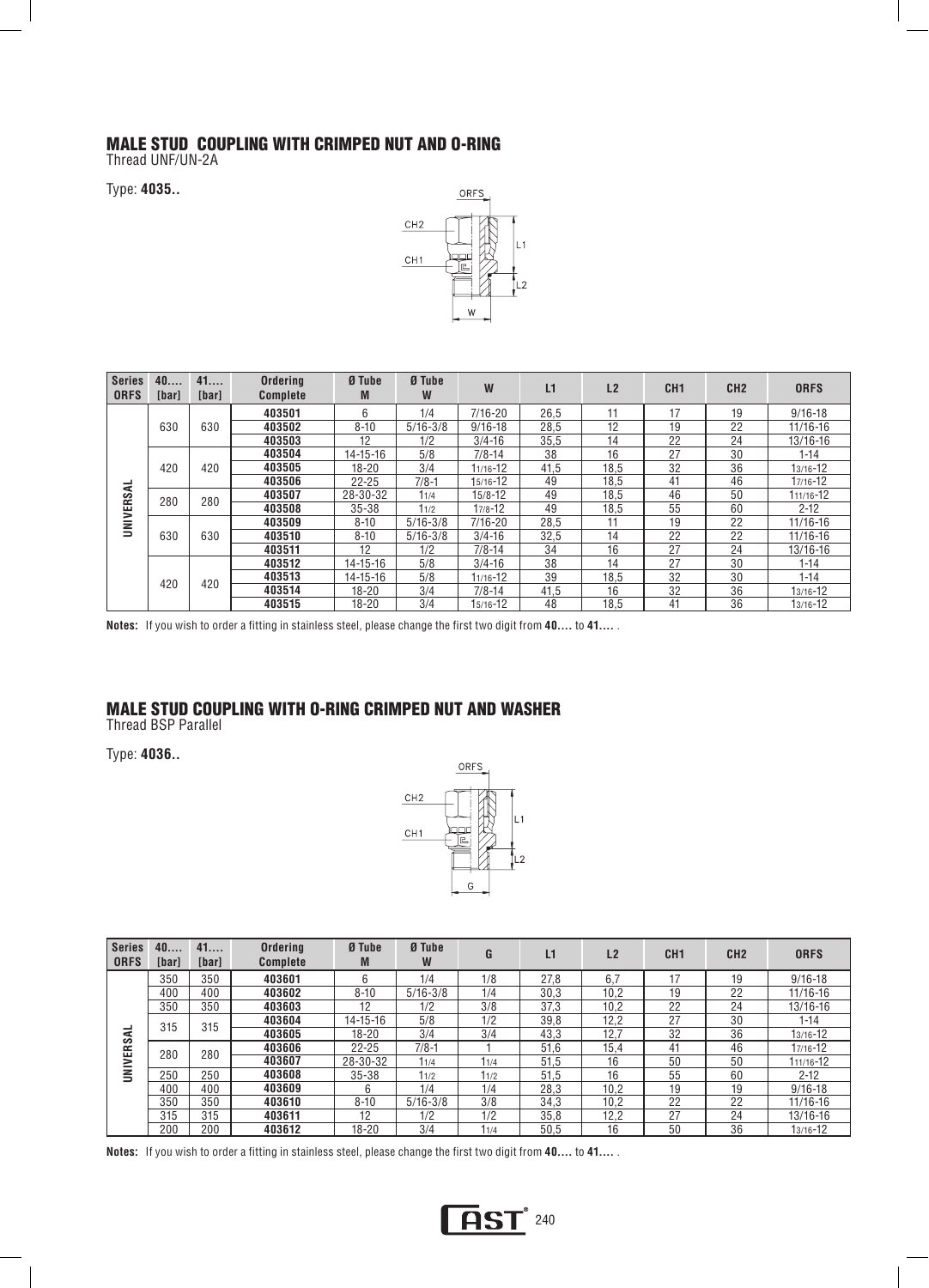## MALE STUD COUPLING WITH CRIMPED NUT AND O-RING

Thread UNF/UN-2A

Type: **4035..**

| Series ORFS | 40.... [bar] | 41.... [bar] | Ordering Complete | Ø Tube M | Ø Tube W | W | L1 | L2 | CH1 | CH2 | ORFS |
|---|---|---|---|---|---|---|---|---|---|---|---|
| UNIVERSAL | 630 | 630 | 403501 | 6 | 1/4 | 7/16-20 | 26,5 | 11 | 17 | 19 | 9/16-18 |
| | | | 403502 | 8-10 | 5/16-3/8 | 9/16-18 | 28,5 | 12 | 19 | 22 | 11/16-16 |
| | | | 403503 | 12 | 1/2 | 3/4-16 | 35,5 | 14 | 22 | 24 | 13/16-16 |
| | 420 | 420 | 403504 | 14-15-16 | 5/8 | 7/8-14 | 38 | 16 | 27 | 30 | 1-14 |
| | | | 403505 | 18-20 | 3/4 | 1 1/16-12 | 41,5 | 18,5 | 32 | 36 | 1 3/16-12 |
| | | | 403506 | 22-25 | 7/8-1 | 1 5/16-12 | 49 | 18,5 | 41 | 46 | 1 7/16-12 |
| | 280 | 280 | 403507 | 28-30-32 | 1 1/4 | 1 5/8-12 | 49 | 18,5 | 46 | 50 | 1 11/16-12 |
| | | | 403508 | 35-38 | 1 1/2 | 1 7/8-12 | 49 | 18,5 | 55 | 60 | 2-12 |
| | 630 | 630 | 403509 | 8-10 | 5/16-3/8 | 7/16-20 | 28,5 | 11 | 19 | 22 | 11/16-16 |
| | | | 403510 | 8-10 | 5/16-3/8 | 3/4-16 | 32,5 | 14 | 22 | 22 | 11/16-16 |
| | | | 403511 | 12 | 1/2 | 7/8-14 | 34 | 16 | 27 | 24 | 13/16-16 |
| | 420 | 420 | 403512 | 14-15-16 | 5/8 | 3/4-16 | 38 | 14 | 27 | 30 | 1-14 |
| | | | 403513 | 14-15-16 | 5/8 | 1 1/16-12 | 39 | 18,5 | 32 | 30 | 1-14 |
| | | | 403514 | 18-20 | 3/4 | 7/8-14 | 41,5 | 16 | 32 | 36 | 1 3/16-12 |
| | | | 403515 | 18-20 | 3/4 | 1 5/16-12 | 48 | 18,5 | 41 | 36 | 1 3/16-12 |

**Notes:** If you wish to order a fitting in stainless steel, please change the first two digit from **40....** to **41....** .

## MALE STUD COUPLING WITH O-RING CRIMPED NUT AND WASHER

Thread BSP Parallel

Type: **4036..**

| Series ORFS | 40.... [bar] | 41.... [bar] | Ordering Complete | Ø Tube M | Ø Tube W | G | L1 | L2 | CH1 | CH2 | ORFS |
|---|---|---|---|---|---|---|---|---|---|---|---|
| UNIVERSAL | 350 | 350 | 403601 | 6 | 1/4 | 1/8 | 27,8 | 6,7 | 17 | 19 | 9/16-18 |
| | 400 | 400 | 403602 | 8-10 | 5/16-3/8 | 1/4 | 30,3 | 10,2 | 19 | 22 | 11/16-16 |
| | 350 | 350 | 403603 | 12 | 1/2 | 3/8 | 37,3 | 10,2 | 22 | 24 | 13/16-16 |
| | 315 | 315 | 403604 | 14-15-16 | 5/8 | 1/2 | 39,8 | 12,2 | 27 | 30 | 1-14 |
| | | | 403605 | 18-20 | 3/4 | 3/4 | 43,3 | 12,7 | 32 | 36 | 1 3/16-12 |
| | 280 | 280 | 403606 | 22-25 | 7/8-1 | 1 | 51,6 | 15,4 | 41 | 46 | 1 7/16-12 |
| | | | 403607 | 28-30-32 | 1 1/4 | 1 1/4 | 51,5 | 16 | 50 | 50 | 1 11/16-12 |
| | 250 | 250 | 403608 | 35-38 | 1 1/2 | 1 1/2 | 51,5 | 16 | 55 | 60 | 2-12 |
| | 400 | 400 | 403609 | 6 | 1/4 | 1/4 | 28,3 | 10,2 | 19 | 19 | 9/16-18 |
| | 350 | 350 | 403610 | 8-10 | 5/16-3/8 | 3/8 | 34,3 | 10,2 | 22 | 22 | 11/16-16 |
| | 315 | 315 | 403611 | 12 | 1/2 | 1/2 | 35,8 | 12,2 | 27 | 24 | 13/16-16 |
| | 200 | 200 | 403612 | 18-20 | 3/4 | 1 1/4 | 50,5 | 16 | 50 | 36 | 1 3/16-12 |

**Notes:** If you wish to order a fitting in stainless steel, please change the first two digit from **40....** to **41....** .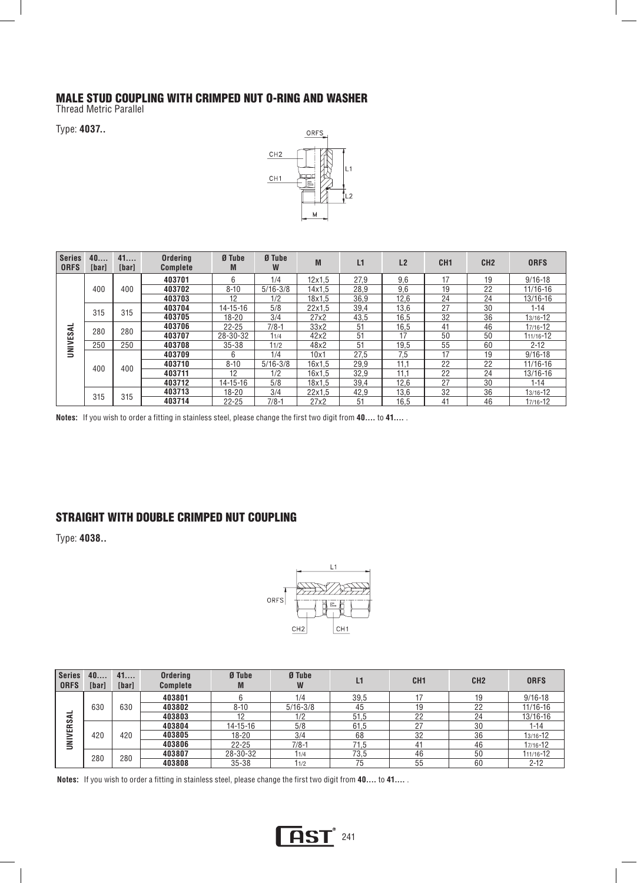## MALE STUD COUPLING WITH CRIMPED NUT O-RING AND WASHER

Thread Metric Parallel

Type: **4037..**

| Series ORFS | 40.... [bar] | 41.... [bar] | Ordering Complete | Ø Tube M | Ø Tube W | M | L1 | L2 | CH1 | CH2 | ORFS |
|---|---|---|---|---|---|---|---|---|---|---|---|
| UNIVESAL | 400 | 400 | **403701** | 6 | 1/4 | 12x1,5 | 27,9 | 9,6 | 17 | 19 | 9/16-18 |
| | | | **403702** | 8-10 | 5/16-3/8 | 14x1,5 | 28,9 | 9,6 | 19 | 22 | 11/16-16 |
| | | | **403703** | 12 | 1/2 | 18x1,5 | 36,9 | 12,6 | 24 | 24 | 13/16-16 |
| | 315 | 315 | **403704** | 14-15-16 | 5/8 | 22x1,5 | 39,4 | 13,6 | 27 | 30 | 1-14 |
| | | | **403705** | 18-20 | 3/4 | 27x2 | 43,5 | 16,5 | 32 | 36 | 13/16-12 |
| | 280 | 280 | **403706** | 22-25 | 7/8-1 | 33x2 | 51 | 16,5 | 41 | 46 | 17/16-12 |
| | | | **403707** | 28-30-32 | 11/4 | 42x2 | 51 | 17 | 50 | 50 | 111/16-12 |
| | 250 | 250 | **403708** | 35-38 | 11/2 | 48x2 | 51 | 19,5 | 55 | 60 | 2-12 |
| | 400 | 400 | **403709** | 6 | 1/4 | 10x1 | 27,5 | 7,5 | 17 | 19 | 9/16-18 |
| | | | **403710** | 8-10 | 5/16-3/8 | 16x1,5 | 29,9 | 11,1 | 22 | 22 | 11/16-16 |
| | | | **403711** | 12 | 1/2 | 16x1,5 | 32,9 | 11,1 | 22 | 24 | 13/16-16 |
| | | | **403712** | 14-15-16 | 5/8 | 18x1,5 | 39,4 | 12,6 | 27 | 30 | 1-14 |
| | 315 | 315 | **403713** | 18-20 | 3/4 | 22x1,5 | 42,9 | 13,6 | 32 | 36 | 13/16-12 |
| | | | **403714** | 22-25 | 7/8-1 | 27x2 | 51 | 16,5 | 41 | 46 | 17/16-12 |

**Notes:** If you wish to order a fitting in stainless steel, please change the first two digit from **40....** to **41....** .

## STRAIGHT WITH DOUBLE CRIMPED NUT COUPLING

Type: **4038..**

| Series ORFS | 40.... [bar] | 41.... [bar] | Ordering Complete | Ø Tube M | Ø Tube W | L1 | CH1 | CH2 | ORFS |
|---|---|---|---|---|---|---|---|---|---|
| UNIVERSAL | 630 | 630 | **403801** | 6 | 1/4 | 39,5 | 17 | 19 | 9/16-18 |
| | | | **403802** | 8-10 | 5/16-3/8 | 45 | 19 | 22 | 11/16-16 |
| | | | **403803** | 12 | 1/2 | 51,5 | 22 | 24 | 13/16-16 |
| | 420 | 420 | **403804** | 14-15-16 | 5/8 | 61,5 | 27 | 30 | 1-14 |
| | | | **403805** | 18-20 | 3/4 | 68 | 32 | 36 | 13/16-12 |
| | | | **403806** | 22-25 | 7/8-1 | 71,5 | 41 | 46 | 17/16-12 |
| | 280 | 280 | **403807** | 28-30-32 | 11/4 | 73,5 | 46 | 50 | 111/16-12 |
| | | | **403808** | 35-38 | 11/2 | 75 | 55 | 60 | 2-12 |

**Notes:** If you wish to order a fitting in stainless steel, please change the first two digit from **40....** to **41....** .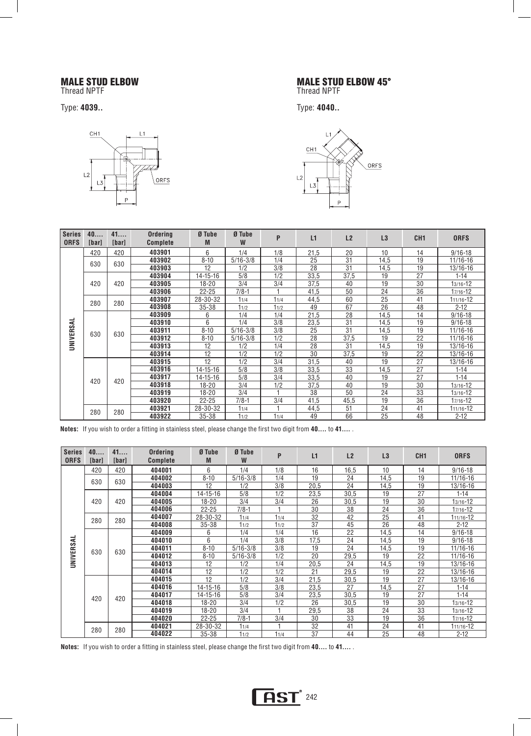## MALE STUD ELBOW

Thread NPTF

Type: **4039..**

## MALE STUD ELBOW 45°

Thread NPTF

Type: **4040..**

| Series ORFS | 40.... [bar] | 41.... [bar] | Ordering Complete | Ø Tube M | Ø Tube W | P | L1 | L2 | L3 | CH1 | ORFS |
|---|---|---|---|---|---|---|---|---|---|---|---|
| UNIVERSAL | 420 | 420 | 403901 | 6 | 1/4 | 1/8 | 21,5 | 20 | 10 | 14 | 9/16-18 |
| | 630 | 630 | 403902 | 8-10 | 5/16-3/8 | 1/4 | 25 | 31 | 14,5 | 19 | 11/16-16 |
| | | | 403903 | 12 | 1/2 | 3/8 | 28 | 31 | 14,5 | 19 | 13/16-16 |
| | 420 | 420 | 403904 | 14-15-16 | 5/8 | 1/2 | 33,5 | 37,5 | 19 | 27 | 1-14 |
| | | | 403905 | 18-20 | 3/4 | 3/4 | 37,5 | 40 | 19 | 30 | 13/16-12 |
| | | | 403906 | 22-25 | 7/8-1 | 1 | 41,5 | 50 | 24 | 36 | 17/16-12 |
| | 280 | 280 | 403907 | 28-30-32 | 11/4 | 11/4 | 44,5 | 60 | 25 | 41 | 111/16-12 |
| | | | 403908 | 35-38 | 11/2 | 11/2 | 49 | 67 | 26 | 48 | 2-12 |
| | 630 | 630 | 403909 | 6 | 1/4 | 1/4 | 21,5 | 28 | 14,5 | 14 | 9/16-18 |
| | | | 403910 | 6 | 1/4 | 3/8 | 23,5 | 31 | 14,5 | 19 | 9/16-18 |
| | | | 403911 | 8-10 | 5/16-3/8 | 3/8 | 25 | 31 | 14,5 | 19 | 11/16-16 |
| | | | 403912 | 8-10 | 5/16-3/8 | 1/2 | 28 | 37,5 | 19 | 22 | 11/16-16 |
| | | | 403913 | 12 | 1/2 | 1/4 | 28 | 31 | 14,5 | 19 | 13/16-16 |
| | | | 403914 | 12 | 1/2 | 1/2 | 30 | 37,5 | 19 | 22 | 13/16-16 |
| | 420 | 420 | 403915 | 12 | 1/2 | 3/4 | 31,5 | 40 | 19 | 27 | 13/16-16 |
| | | | 403916 | 14-15-16 | 5/8 | 3/8 | 33,5 | 33 | 14,5 | 27 | 1-14 |
| | | | 403917 | 14-15-16 | 5/8 | 3/4 | 33,5 | 40 | 19 | 27 | 1-14 |
| | | | 403918 | 18-20 | 3/4 | 1/2 | 37,5 | 40 | 19 | 30 | 13/16-12 |
| | | | 403919 | 18-20 | 3/4 | 1 | 38 | 50 | 24 | 33 | 13/16-12 |
| | | | 403920 | 22-25 | 7/8-1 | 3/4 | 41,5 | 45,5 | 19 | 36 | 17/16-12 |
| | 280 | 280 | 403921 | 28-30-32 | 11/4 | 1 | 44,5 | 51 | 24 | 41 | 111/16-12 |
| | | | 403922 | 35-38 | 11/2 | 11/4 | 49 | 66 | 25 | 48 | 2-12 |

**Notes:** If you wish to order a fitting in stainless steel, please change the first two digit from **40....** to **41....** .

| Series ORFS | 40.... [bar] | 41.... [bar] | Ordering Complete | Ø Tube M | Ø Tube W | P | L1 | L2 | L3 | CH1 | ORFS |
|---|---|---|---|---|---|---|---|---|---|---|---|
| UNIVERSAL | 420 | 420 | 404001 | 6 | 1/4 | 1/8 | 16 | 16,5 | 10 | 14 | 9/16-18 |
| | 630 | 630 | 404002 | 8-10 | 5/16-3/8 | 1/4 | 19 | 24 | 14,5 | 19 | 11/16-16 |
| | | | 404003 | 12 | 1/2 | 3/8 | 20,5 | 24 | 14,5 | 19 | 13/16-16 |
| | 420 | 420 | 404004 | 14-15-16 | 5/8 | 1/2 | 23,5 | 30,5 | 19 | 27 | 1-14 |
| | | | 404005 | 18-20 | 3/4 | 3/4 | 26 | 30,5 | 19 | 30 | 13/16-12 |
| | | | 404006 | 22-25 | 7/8-1 | 1 | 30 | 38 | 24 | 36 | 17/16-12 |
| | 280 | 280 | 404007 | 28-30-32 | 11/4 | 11/4 | 32 | 42 | 25 | 41 | 111/16-12 |
| | | | 404008 | 35-38 | 11/2 | 11/2 | 37 | 45 | 26 | 48 | 2-12 |
| | 630 | 630 | 404009 | 6 | 1/4 | 1/4 | 16 | 22 | 14,5 | 14 | 9/16-18 |
| | | | 404010 | 6 | 1/4 | 3/8 | 17,5 | 24 | 14,5 | 19 | 9/16-18 |
| | | | 404011 | 8-10 | 5/16-3/8 | 3/8 | 19 | 24 | 14,5 | 19 | 11/16-16 |
| | | | 404012 | 8-10 | 5/16-3/8 | 1/2 | 20 | 29,5 | 19 | 22 | 11/16-16 |
| | | | 404013 | 12 | 1/2 | 1/4 | 20,5 | 24 | 14,5 | 19 | 13/16-16 |
| | | | 404014 | 12 | 1/2 | 1/2 | 21 | 29,5 | 19 | 22 | 13/16-16 |
| | 420 | 420 | 404015 | 12 | 1/2 | 3/4 | 21,5 | 30,5 | 19 | 27 | 13/16-16 |
| | | | 404016 | 14-15-16 | 5/8 | 3/8 | 23,5 | 27 | 14,5 | 27 | 1-14 |
| | | | 404017 | 14-15-16 | 5/8 | 3/4 | 23,5 | 30,5 | 19 | 27 | 1-14 |
| | | | 404018 | 18-20 | 3/4 | 1/2 | 26 | 30,5 | 19 | 30 | 13/16-12 |
| | | | 404019 | 18-20 | 3/4 | 1 | 29,5 | 38 | 24 | 33 | 13/16-12 |
| | | | 404020 | 22-25 | 7/8-1 | 3/4 | 30 | 33 | 19 | 36 | 17/16-12 |
| | 280 | 280 | 404021 | 28-30-32 | 11/4 | 1 | 32 | 41 | 24 | 41 | 111/16-12 |
| | | | 404022 | 35-38 | 11/2 | 11/4 | 37 | 44 | 25 | 48 | 2-12 |

**Notes:** If you wish to order a fitting in stainless steel, please change the first two digit from **40....** to **41....** .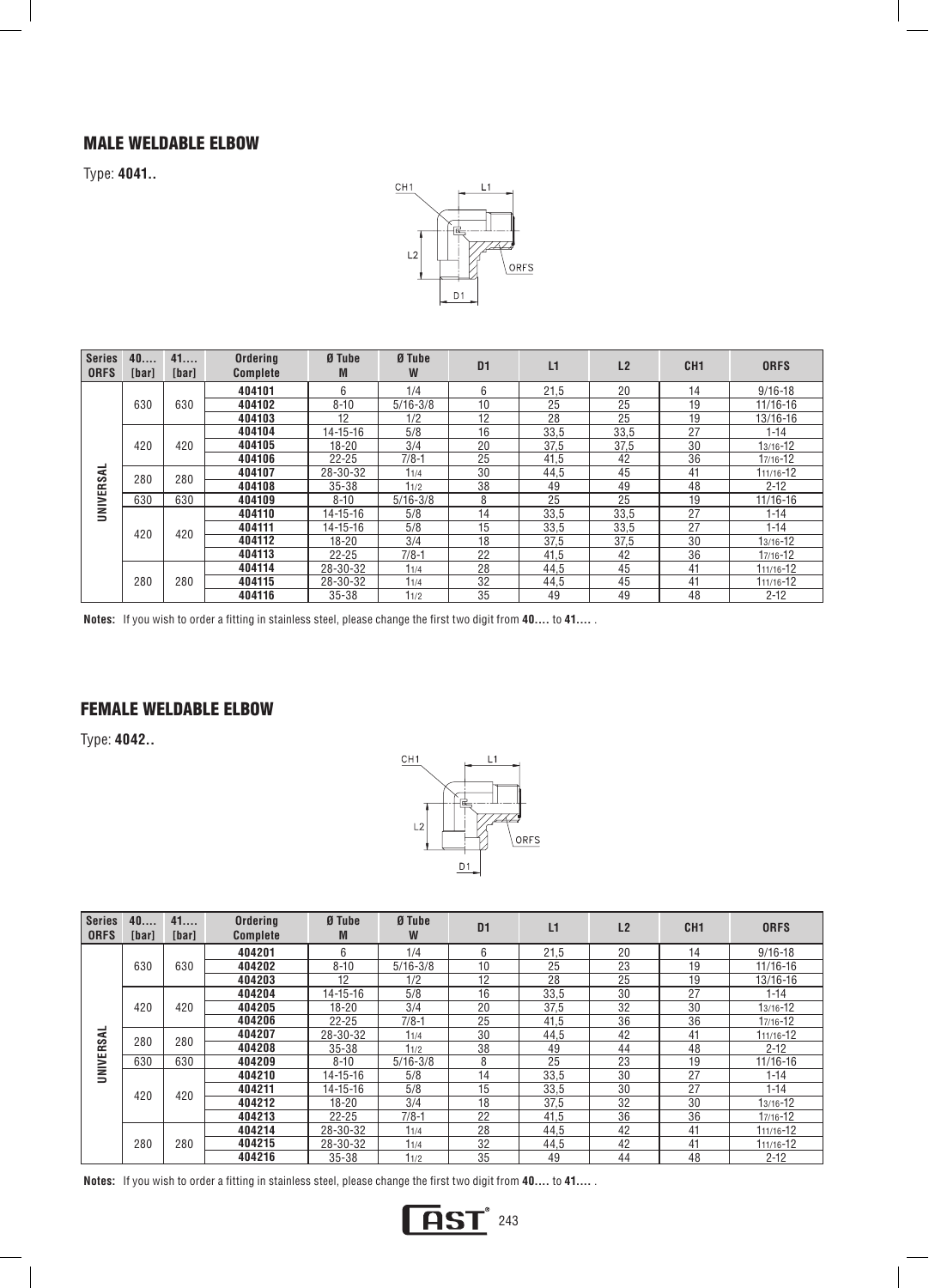## MALE WELDABLE ELBOW

Type: **4041..**

| Series ORFS | 40.... [bar] | 41.... [bar] | Ordering Complete | Ø Tube M | Ø Tube W | D1 | L1 | L2 | CH1 | ORFS |
|---|---|---|---|---|---|---|---|---|---|---|
| UNIVERSAL | 630 | 630 | 404101 | 6 | 1/4 | 6 | 21,5 | 20 | 14 | 9/16-18 |
| | | | 404102 | 8-10 | 5/16-3/8 | 10 | 25 | 25 | 19 | 11/16-16 |
| | | | 404103 | 12 | 1/2 | 12 | 28 | 25 | 19 | 13/16-16 |
| | 420 | 420 | 404104 | 14-15-16 | 5/8 | 16 | 33,5 | 33,5 | 27 | 1-14 |
| | | | 404105 | 18-20 | 3/4 | 20 | 37,5 | 37,5 | 30 | 13/16-12 |
| | | | 404106 | 22-25 | 7/8-1 | 25 | 41,5 | 42 | 36 | 17/16-12 |
| | 280 | 280 | 404107 | 28-30-32 | 11/4 | 30 | 44,5 | 45 | 41 | 111/16-12 |
| | | | 404108 | 35-38 | 11/2 | 38 | 49 | 49 | 48 | 2-12 |
| | 630 | 630 | 404109 | 8-10 | 5/16-3/8 | 8 | 25 | 25 | 19 | 11/16-16 |
| | 420 | 420 | 404110 | 14-15-16 | 5/8 | 14 | 33,5 | 33,5 | 27 | 1-14 |
| | | | 404111 | 14-15-16 | 5/8 | 15 | 33,5 | 33,5 | 27 | 1-14 |
| | | | 404112 | 18-20 | 3/4 | 18 | 37,5 | 37,5 | 30 | 13/16-12 |
| | | | 404113 | 22-25 | 7/8-1 | 22 | 41,5 | 42 | 36 | 17/16-12 |
| | 280 | 280 | 404114 | 28-30-32 | 11/4 | 28 | 44,5 | 45 | 41 | 111/16-12 |
| | | | 404115 | 28-30-32 | 11/4 | 32 | 44,5 | 45 | 41 | 111/16-12 |
| | | | 404116 | 35-38 | 11/2 | 35 | 49 | 49 | 48 | 2-12 |

**Notes:** If you wish to order a fitting in stainless steel, please change the first two digit from **40....** to **41....** .

## FEMALE WELDABLE ELBOW

Type: **4042..**

| Series ORFS | 40.... [bar] | 41.... [bar] | Ordering Complete | Ø Tube M | Ø Tube W | D1 | L1 | L2 | CH1 | ORFS |
|---|---|---|---|---|---|---|---|---|---|---|
| UNIVERSAL | 630 | 630 | 404201 | 6 | 1/4 | 6 | 21,5 | 20 | 14 | 9/16-18 |
| | | | 404202 | 8-10 | 5/16-3/8 | 10 | 25 | 23 | 19 | 11/16-16 |
| | | | 404203 | 12 | 1/2 | 12 | 28 | 25 | 19 | 13/16-16 |
| | 420 | 420 | 404204 | 14-15-16 | 5/8 | 16 | 33,5 | 30 | 27 | 1-14 |
| | | | 404205 | 18-20 | 3/4 | 20 | 37,5 | 32 | 30 | 13/16-12 |
| | | | 404206 | 22-25 | 7/8-1 | 25 | 41,5 | 36 | 36 | 17/16-12 |
| | 280 | 280 | 404207 | 28-30-32 | 11/4 | 30 | 44,5 | 42 | 41 | 111/16-12 |
| | | | 404208 | 35-38 | 11/2 | 38 | 49 | 44 | 48 | 2-12 |
| | 630 | 630 | 404209 | 8-10 | 5/16-3/8 | 8 | 25 | 23 | 19 | 11/16-16 |
| | 420 | 420 | 404210 | 14-15-16 | 5/8 | 14 | 33,5 | 30 | 27 | 1-14 |
| | | | 404211 | 14-15-16 | 5/8 | 15 | 33,5 | 30 | 27 | 1-14 |
| | | | 404212 | 18-20 | 3/4 | 18 | 37,5 | 32 | 30 | 13/16-12 |
| | | | 404213 | 22-25 | 7/8-1 | 22 | 41,5 | 36 | 36 | 17/16-12 |
| | 280 | 280 | 404214 | 28-30-32 | 11/4 | 28 | 44,5 | 42 | 41 | 111/16-12 |
| | | | 404215 | 28-30-32 | 11/4 | 32 | 44,5 | 42 | 41 | 111/16-12 |
| | | | 404216 | 35-38 | 11/2 | 35 | 49 | 44 | 48 | 2-12 |

**Notes:** If you wish to order a fitting in stainless steel, please change the first two digit from **40....** to **41....** .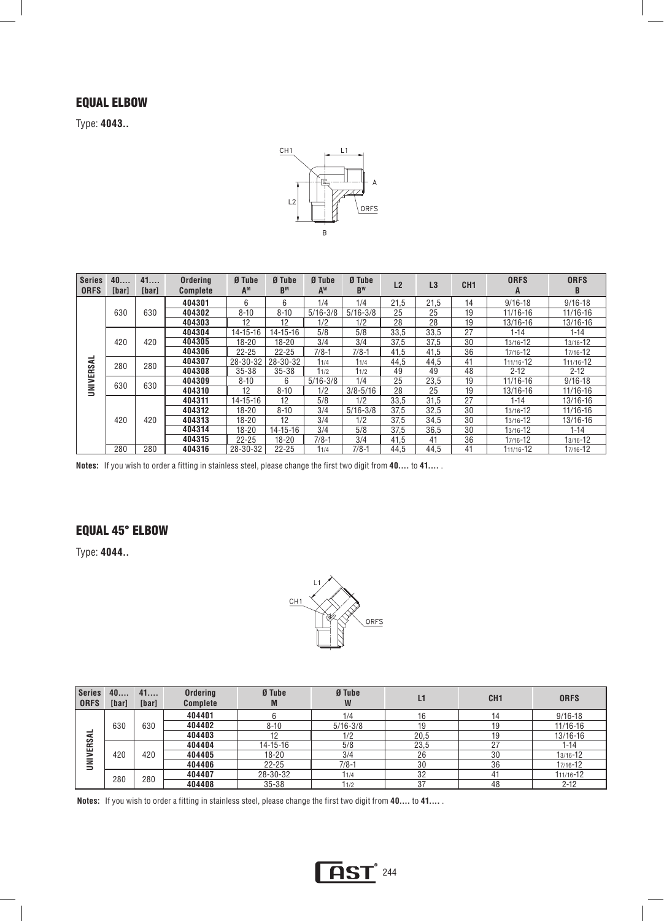## EQUAL ELBOW

Type: **4043..**

| Series ORFS | 40.... [bar] | 41.... [bar] | Ordering Complete | Ø Tube A^M | Ø Tube B^M | Ø Tube A^W | Ø Tube B^W | L2 | L3 | CH1 | ORFS A | ORFS B |
|---|---|---|---|---|---|---|---|---|---|---|---|---|
| UNIVERSAL | 630 | 630 | **404301** | 6 | 6 | 1/4 | 1/4 | 21,5 | 21,5 | 14 | 9/16-18 | 9/16-18 |
| | | | **404302** | 8-10 | 8-10 | 5/16-3/8 | 5/16-3/8 | 25 | 25 | 19 | 11/16-16 | 11/16-16 |
| | | | **404303** | 12 | 12 | 1/2 | 1/2 | 28 | 28 | 19 | 13/16-16 | 13/16-16 |
| | 420 | 420 | **404304** | 14-15-16 | 14-15-16 | 5/8 | 5/8 | 33,5 | 33,5 | 27 | 1-14 | 1-14 |
| | | | **404305** | 18-20 | 18-20 | 3/4 | 3/4 | 37,5 | 37,5 | 30 | 1 3/16-12 | 1 3/16-12 |
| | | | **404306** | 22-25 | 22-25 | 7/8-1 | 7/8-1 | 41,5 | 41,5 | 36 | 1 7/16-12 | 1 7/16-12 |
| | 280 | 280 | **404307** | 28-30-32 | 28-30-32 | 1 1/4 | 1 1/4 | 44,5 | 44,5 | 41 | 1 11/16-12 | 1 11/16-12 |
| | | | **404308** | 35-38 | 35-38 | 1 1/2 | 1 1/2 | 49 | 49 | 48 | 2-12 | 2-12 |
| | 630 | 630 | **404309** | 8-10 | 6 | 5/16-3/8 | 1/4 | 25 | 23,5 | 19 | 11/16-16 | 9/16-18 |
| | | | **404310** | 12 | 8-10 | 1/2 | 3/8-5/16 | 28 | 25 | 19 | 13/16-16 | 11/16-16 |
| | 420 | 420 | **404311** | 14-15-16 | 12 | 5/8 | 1/2 | 33,5 | 31,5 | 27 | 1-14 | 13/16-16 |
| | | | **404312** | 18-20 | 8-10 | 3/4 | 5/16-3/8 | 37,5 | 32,5 | 30 | 1 3/16-12 | 11/16-16 |
| | | | **404313** | 18-20 | 12 | 3/4 | 1/2 | 37,5 | 34,5 | 30 | 1 3/16-12 | 13/16-16 |
| | | | **404314** | 18-20 | 14-15-16 | 3/4 | 5/8 | 37,5 | 36,5 | 30 | 1 3/16-12 | 1-14 |
| | | | **404315** | 22-25 | 18-20 | 7/8-1 | 3/4 | 41,5 | 41 | 36 | 1 7/16-12 | 1 3/16-12 |
| | 280 | 280 | **404316** | 28-30-32 | 22-25 | 1 1/4 | 7/8-1 | 44,5 | 44,5 | 41 | 1 11/16-12 | 1 7/16-12 |

**Notes:** If you wish to order a fitting in stainless steel, please change the first two digit from **40....** to **41....** .

## EQUAL 45° ELBOW

Type: **4044..**

| Series ORFS | 40.... [bar] | 41.... [bar] | Ordering Complete | Ø Tube M | Ø Tube W | L1 | CH1 | ORFS |
|---|---|---|---|---|---|---|---|---|
| UNIVERSAL | 630 | 630 | **404401** | 6 | 1/4 | 16 | 14 | 9/16-18 |
| | | | **404402** | 8-10 | 5/16-3/8 | 19 | 19 | 11/16-16 |
| | | | **404403** | 12 | 1/2 | 20,5 | 19 | 13/16-16 |
| | 420 | 420 | **404404** | 14-15-16 | 5/8 | 23,5 | 27 | 1-14 |
| | | | **404405** | 18-20 | 3/4 | 26 | 30 | 1 3/16-12 |
| | | | **404406** | 22-25 | 7/8-1 | 30 | 36 | 1 7/16-12 |
| | 280 | 280 | **404407** | 28-30-32 | 1 1/4 | 32 | 41 | 1 11/16-12 |
| | | | **404408** | 35-38 | 1 1/2 | 37 | 48 | 2-12 |

**Notes:** If you wish to order a fitting in stainless steel, please change the first two digit from **40....** to **41....** .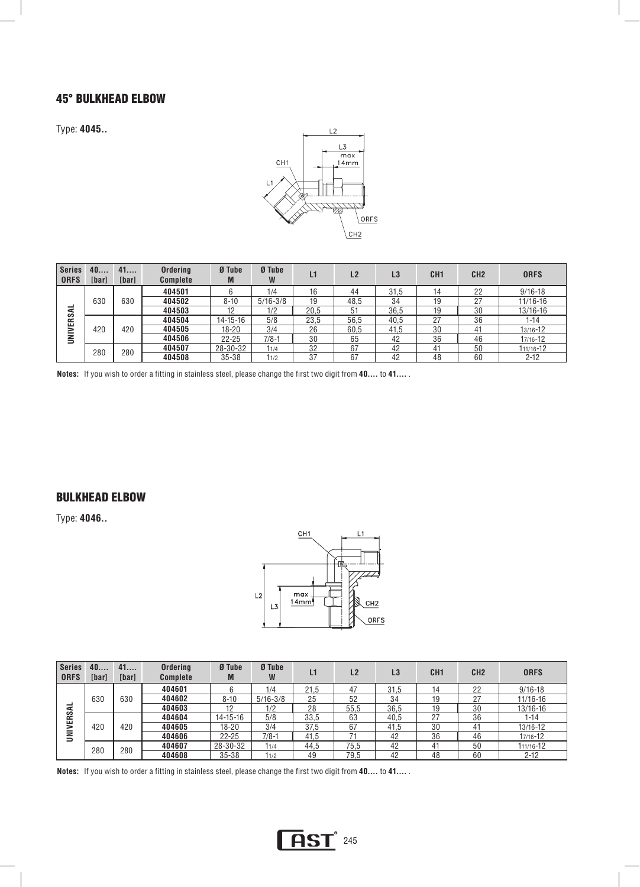## 45° BULKHEAD ELBOW

Type: **4045..**

| Series ORFS | 40.... [bar] | 41.... [bar] | Ordering Complete | Ø Tube M | Ø Tube W | L1 | L2 | L3 | CH1 | CH2 | ORFS |
|---|---|---|---|---|---|---|---|---|---|---|---|
| UNIVERSAL | 630 | 630 | **404501** | 6 | 1/4 | 16 | 44 | 31,5 | 14 | 22 | 9/16-18 |
| | | | **404502** | 8-10 | 5/16-3/8 | 19 | 48,5 | 34 | 19 | 27 | 11/16-16 |
| | | | **404503** | 12 | 1/2 | 20,5 | 51 | 36,5 | 19 | 30 | 13/16-16 |
| | 420 | 420 | **404504** | 14-15-16 | 5/8 | 23,5 | 56,5 | 40,5 | 27 | 36 | 1-14 |
| | | | **404505** | 18-20 | 3/4 | 26 | 60,5 | 41,5 | 30 | 41 | 13/16-12 |
| | | | **404506** | 22-25 | 7/8-1 | 30 | 65 | 42 | 36 | 46 | 17/16-12 |
| | 280 | 280 | **404507** | 28-30-32 | 11/4 | 32 | 67 | 42 | 41 | 50 | 111/16-12 |
| | | | **404508** | 35-38 | 11/2 | 37 | 67 | 42 | 48 | 60 | 2-12 |

**Notes:** If you wish to order a fitting in stainless steel, please change the first two digit from **40....** to **41....** .

## BULKHEAD ELBOW

Type: **4046..**

| Series ORFS | 40.... [bar] | 41.... [bar] | Ordering Complete | Ø Tube M | Ø Tube W | L1 | L2 | L3 | CH1 | CH2 | ORFS |
|---|---|---|---|---|---|---|---|---|---|---|---|
| UNIVERSAL | 630 | 630 | **404601** | 6 | 1/4 | 21,5 | 47 | 31,5 | 14 | 22 | 9/16-18 |
| | | | **404602** | 8-10 | 5/16-3/8 | 25 | 52 | 34 | 19 | 27 | 11/16-16 |
| | | | **404603** | 12 | 1/2 | 28 | 55,5 | 36,5 | 19 | 30 | 13/16-16 |
| | 420 | 420 | **404604** | 14-15-16 | 5/8 | 33,5 | 63 | 40,5 | 27 | 36 | 1-14 |
| | | | **404605** | 18-20 | 3/4 | 37,5 | 67 | 41,5 | 30 | 41 | 13/16-12 |
| | | | **404606** | 22-25 | 7/8-1 | 41,5 | 71 | 42 | 36 | 46 | 17/16-12 |
| | 280 | 280 | **404607** | 28-30-32 | 11/4 | 44,5 | 75,5 | 42 | 41 | 50 | 111/16-12 |
| | | | **404608** | 35-38 | 11/2 | 49 | 79,5 | 42 | 48 | 60 | 2-12 |

**Notes:** If you wish to order a fitting in stainless steel, please change the first two digit from **40....** to **41....** .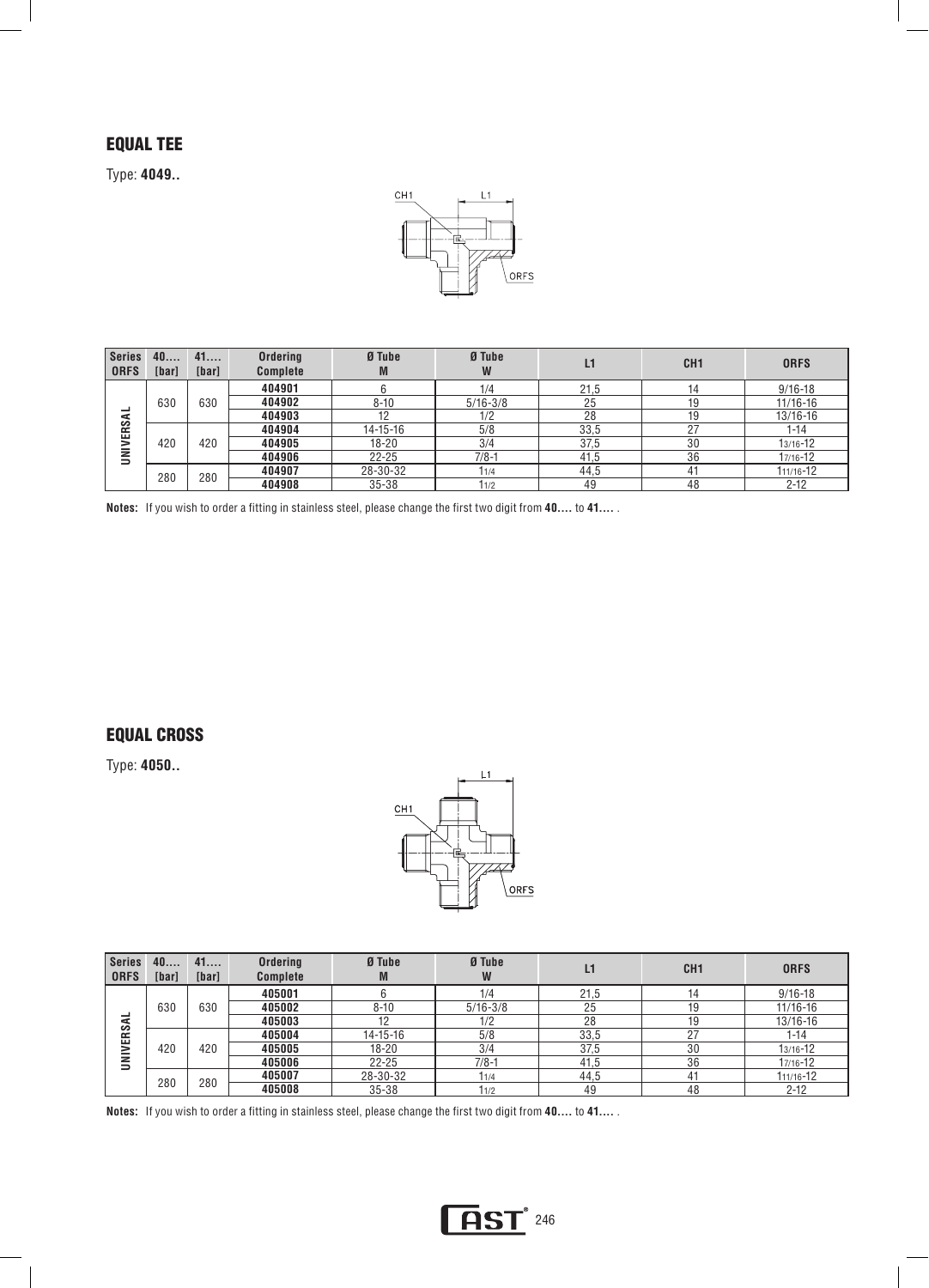## EQUAL TEE

Type: **4049..**

| Series ORFS | 40.... [bar] | 41.... [bar] | Ordering Complete | Ø Tube M | Ø Tube W | L1 | CH1 | ORFS |
|---|---|---|---|---|---|---|---|---|
| UNIVERSAL | 630 | 630 | **404901** | 6 | 1/4 | 21,5 | 14 | 9/16-18 |
| | | | **404902** | 8-10 | 5/16-3/8 | 25 | 19 | 11/16-16 |
| | | | **404903** | 12 | 1/2 | 28 | 19 | 13/16-16 |
| | 420 | 420 | **404904** | 14-15-16 | 5/8 | 33,5 | 27 | 1-14 |
| | | | **404905** | 18-20 | 3/4 | 37,5 | 30 | 1 3/16-12 |
| | | | **404906** | 22-25 | 7/8-1 | 41,5 | 36 | 1 7/16-12 |
| | 280 | 280 | **404907** | 28-30-32 | 1 1/4 | 44,5 | 41 | 1 11/16-12 |
| | | | **404908** | 35-38 | 1 1/2 | 49 | 48 | 2-12 |

**Notes:** If you wish to order a fitting in stainless steel, please change the first two digit from **40....** to **41....** .

## EQUAL CROSS

Type: **4050..**

| Series ORFS | 40.... [bar] | 41.... [bar] | Ordering Complete | Ø Tube M | Ø Tube W | L1 | CH1 | ORFS |
|---|---|---|---|---|---|---|---|---|
| UNIVERSAL | 630 | 630 | **405001** | 6 | 1/4 | 21,5 | 14 | 9/16-18 |
| | | | **405002** | 8-10 | 5/16-3/8 | 25 | 19 | 11/16-16 |
| | | | **405003** | 12 | 1/2 | 28 | 19 | 13/16-16 |
| | 420 | 420 | **405004** | 14-15-16 | 5/8 | 33,5 | 27 | 1-14 |
| | | | **405005** | 18-20 | 3/4 | 37,5 | 30 | 1 3/16-12 |
| | | | **405006** | 22-25 | 7/8-1 | 41,5 | 36 | 1 7/16-12 |
| | 280 | 280 | **405007** | 28-30-32 | 1 1/4 | 44,5 | 41 | 1 11/16-12 |
| | | | **405008** | 35-38 | 1 1/2 | 49 | 48 | 2-12 |

**Notes:** If you wish to order a fitting in stainless steel, please change the first two digit from **40....** to **41....** .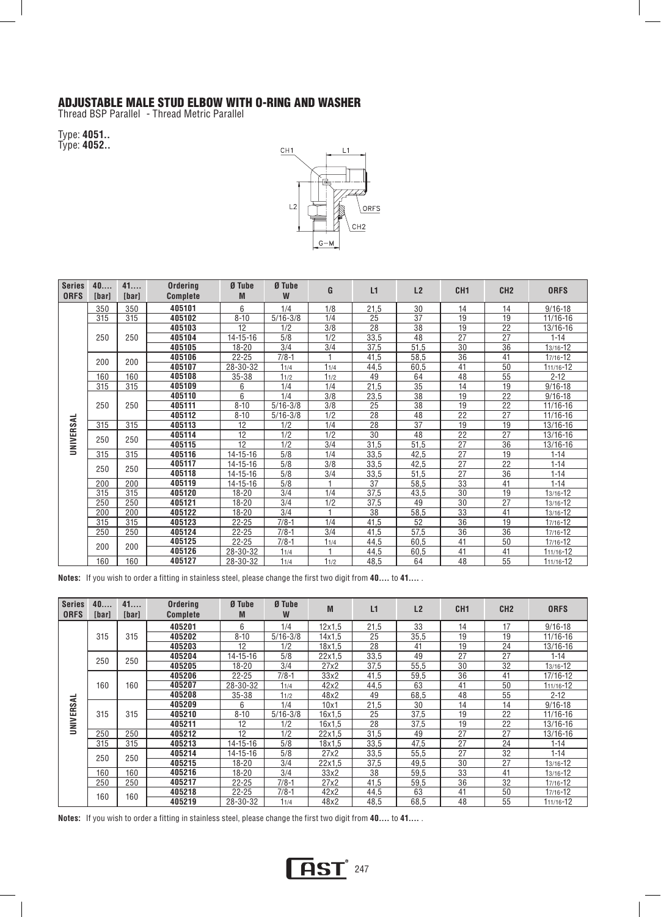# ADJUSTABLE MALE STUD ELBOW WITH O-RING AND WASHER

Thread BSP Parallel - Thread Metric Parallel

Type: **4051..**
Type: **4052..**

| Series ORFS | 40.... [bar] | 41.... [bar] | Ordering Complete | Ø Tube M | Ø Tube W | G | L1 | L2 | CH1 | CH2 | ORFS |
|---|---|---|---|---|---|---|---|---|---|---|---|
| UNIVERSAL | 350 | 350 | **405101** | 6 | 1/4 | 1/8 | 21,5 | 30 | 14 | 14 | 9/16-18 |
| | 315 | 315 | **405102** | 8-10 | 5/16-3/8 | 1/4 | 25 | 37 | 19 | 19 | 11/16-16 |
| | 250 | 250 | **405103** | 12 | 1/2 | 3/8 | 28 | 38 | 19 | 22 | 13/16-16 |
| | | | **405104** | 14-15-16 | 5/8 | 1/2 | 33,5 | 48 | 27 | 27 | 1-14 |
| | | | **405105** | 18-20 | 3/4 | 3/4 | 37,5 | 51,5 | 30 | 36 | 13/16-12 |
| | 200 | 200 | **405106** | 22-25 | 7/8-1 | 1 | 41,5 | 58,5 | 36 | 41 | 17/16-12 |
| | | | **405107** | 28-30-32 | 11/4 | 11/4 | 44,5 | 60,5 | 41 | 50 | 111/16-12 |
| | 160 | 160 | **405108** | 35-38 | 11/2 | 11/2 | 49 | 64 | 48 | 55 | 2-12 |
| | 315 | 315 | **405109** | 6 | 1/4 | 1/4 | 21,5 | 35 | 14 | 19 | 9/16-18 |
| | 250 | 250 | **405110** | 6 | 1/4 | 3/8 | 23,5 | 38 | 19 | 22 | 9/16-18 |
| | | | **405111** | 8-10 | 5/16-3/8 | 3/8 | 25 | 38 | 19 | 22 | 11/16-16 |
| | | | **405112** | 8-10 | 5/16-3/8 | 1/2 | 28 | 48 | 22 | 27 | 11/16-16 |
| | 315 | 315 | **405113** | 12 | 1/2 | 1/4 | 28 | 37 | 19 | 19 | 13/16-16 |
| | 250 | 250 | **405114** | 12 | 1/2 | 1/2 | 30 | 48 | 22 | 27 | 13/16-16 |
| | | | **405115** | 12 | 1/2 | 3/4 | 31,5 | 51,5 | 27 | 36 | 13/16-16 |
| | 315 | 315 | **405116** | 14-15-16 | 5/8 | 1/4 | 33,5 | 42,5 | 27 | 19 | 1-14 |
| | 250 | 250 | **405117** | 14-15-16 | 5/8 | 3/8 | 33,5 | 42,5 | 27 | 22 | 1-14 |
| | | | **405118** | 14-15-16 | 5/8 | 3/4 | 33,5 | 51,5 | 27 | 36 | 1-14 |
| | 200 | 200 | **405119** | 14-15-16 | 5/8 | 1 | 37 | 58,5 | 33 | 41 | 1-14 |
| | 315 | 315 | **405120** | 18-20 | 3/4 | 1/4 | 37,5 | 43,5 | 30 | 19 | 13/16-12 |
| | 250 | 250 | **405121** | 18-20 | 3/4 | 1/2 | 37,5 | 49 | 30 | 27 | 13/16-12 |
| | 200 | 200 | **405122** | 18-20 | 3/4 | 1 | 38 | 58,5 | 33 | 41 | 13/16-12 |
| | 315 | 315 | **405123** | 22-25 | 7/8-1 | 1/4 | 41,5 | 52 | 36 | 19 | 17/16-12 |
| | 250 | 250 | **405124** | 22-25 | 7/8-1 | 3/4 | 41,5 | 57,5 | 36 | 36 | 17/16-12 |
| | 200 | 200 | **405125** | 22-25 | 7/8-1 | 11/4 | 44,5 | 60,5 | 41 | 50 | 17/16-12 |
| | | | **405126** | 28-30-32 | 11/4 | 1 | 44,5 | 60,5 | 41 | 41 | 111/16-12 |
| | 160 | 160 | **405127** | 28-30-32 | 11/4 | 11/2 | 48,5 | 64 | 48 | 55 | 111/16-12 |

**Notes:** If you wish to order a fitting in stainless steel, please change the first two digit from **40....** to **41....** .

| Series ORFS | 40.... [bar] | 41.... [bar] | Ordering Complete | Ø Tube M | Ø Tube W | M | L1 | L2 | CH1 | CH2 | ORFS |
|---|---|---|---|---|---|---|---|---|---|---|---|
| UNIVERSAL | 315 | 315 | **405201** | 6 | 1/4 | 12x1,5 | 21,5 | 33 | 14 | 17 | 9/16-18 |
| | | | **405202** | 8-10 | 5/16-3/8 | 14x1,5 | 25 | 35,5 | 19 | 19 | 11/16-16 |
| | | | **405203** | 12 | 1/2 | 18x1,5 | 28 | 41 | 19 | 24 | 13/16-16 |
| | 250 | 250 | **405204** | 14-15-16 | 5/8 | 22x1,5 | 33,5 | 49 | 27 | 27 | 1-14 |
| | | | **405205** | 18-20 | 3/4 | 27x2 | 37,5 | 55,5 | 30 | 32 | 13/16-12 |
| | 160 | 160 | **405206** | 22-25 | 7/8-1 | 33x2 | 41,5 | 59,5 | 36 | 41 | 17/16-12 |
| | | | **405207** | 28-30-32 | 11/4 | 42x2 | 44,5 | 63 | 41 | 50 | 111/16-12 |
| | | | **405208** | 35-38 | 11/2 | 48x2 | 49 | 68,5 | 48 | 55 | 2-12 |
| | 315 | 315 | **405209** | 6 | 1/4 | 10x1 | 21,5 | 30 | 14 | 14 | 9/16-18 |
| | | | **405210** | 8-10 | 5/16-3/8 | 16x1,5 | 25 | 37,5 | 19 | 22 | 11/16-16 |
| | | | **405211** | 12 | 1/2 | 16x1,5 | 28 | 37,5 | 19 | 22 | 13/16-16 |
| | 250 | 250 | **405212** | 12 | 1/2 | 22x1,5 | 31,5 | 49 | 27 | 27 | 13/16-16 |
| | 315 | 315 | **405213** | 14-15-16 | 5/8 | 18x1,5 | 33,5 | 47,5 | 27 | 24 | 1-14 |
| | 250 | 250 | **405214** | 14-15-16 | 5/8 | 27x2 | 33,5 | 55,5 | 27 | 32 | 1-14 |
| | | | **405215** | 18-20 | 3/4 | 22x1,5 | 37,5 | 49,5 | 30 | 27 | 13/16-12 |
| | 160 | 160 | **405216** | 18-20 | 3/4 | 33x2 | 38 | 59,5 | 33 | 41 | 13/16-12 |
| | 250 | 250 | **405217** | 22-25 | 7/8-1 | 27x2 | 41,5 | 59,5 | 36 | 32 | 17/16-12 |
| | 160 | 160 | **405218** | 22-25 | 7/8-1 | 42x2 | 44,5 | 63 | 41 | 50 | 17/16-12 |
| | | | **405219** | 28-30-32 | 11/4 | 48x2 | 48,5 | 68,5 | 48 | 55 | 111/16-12 |

**Notes:** If you wish to order a fitting in stainless steel, please change the first two digit from **40....** to **41....** .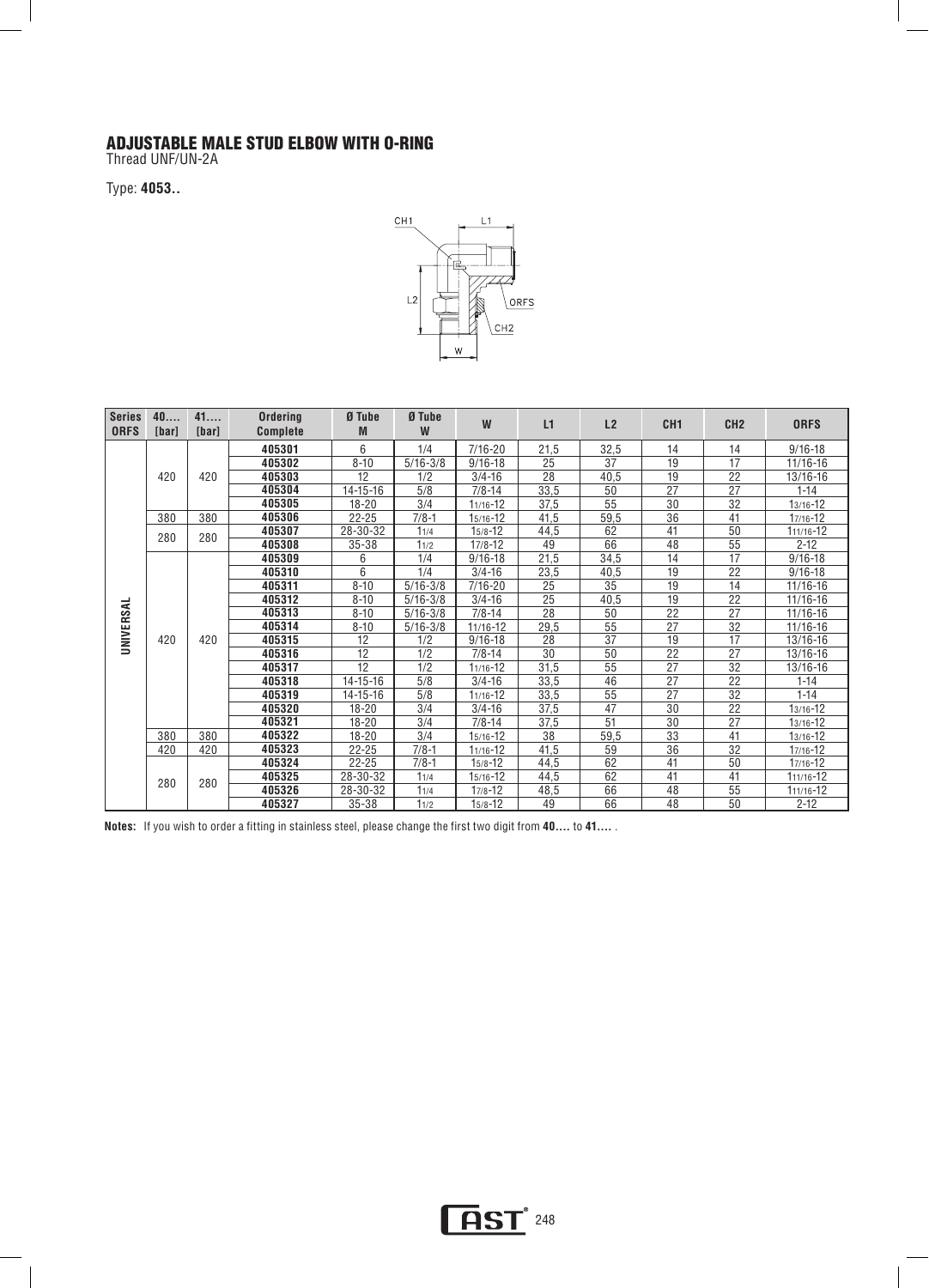# ADJUSTABLE MALE STUD ELBOW WITH O-RING

Thread UNF/UN-2A

Type: **4053..**

| Series ORFS | 40.... [bar] | 41.... [bar] | Ordering Complete | Ø Tube M | Ø Tube W | W | L1 | L2 | CH1 | CH2 | ORFS |
|---|---|---|---|---|---|---|---|---|---|---|---|
| UNIVERSAL | 420 | 420 | **405301** | 6 | 1/4 | 7/16-20 | 21,5 | 32,5 | 14 | 14 | 9/16-18 |
| | | | **405302** | 8-10 | 5/16-3/8 | 9/16-18 | 25 | 37 | 19 | 17 | 11/16-16 |
| | | | **405303** | 12 | 1/2 | 3/4-16 | 28 | 40,5 | 19 | 22 | 13/16-16 |
| | | | **405304** | 14-15-16 | 5/8 | 7/8-14 | 33,5 | 50 | 27 | 27 | 1-14 |
| | | | **405305** | 18-20 | 3/4 | 1 1/16-12 | 37,5 | 55 | 30 | 32 | 1 3/16-12 |
| | 380 | 380 | **405306** | 22-25 | 7/8-1 | 1 5/16-12 | 41,5 | 59,5 | 36 | 41 | 1 7/16-12 |
| | 280 | 280 | **405307** | 28-30-32 | 1 1/4 | 1 5/8-12 | 44,5 | 62 | 41 | 50 | 1 11/16-12 |
| | | | **405308** | 35-38 | 1 1/2 | 1 7/8-12 | 49 | 66 | 48 | 55 | 2-12 |
| | 420 | 420 | **405309** | 6 | 1/4 | 9/16-18 | 21,5 | 34,5 | 14 | 17 | 9/16-18 |
| | | | **405310** | 6 | 1/4 | 3/4-16 | 23,5 | 40,5 | 19 | 22 | 9/16-18 |
| | | | **405311** | 8-10 | 5/16-3/8 | 7/16-20 | 25 | 35 | 19 | 14 | 11/16-16 |
| | | | **405312** | 8-10 | 5/16-3/8 | 3/4-16 | 25 | 40,5 | 19 | 22 | 11/16-16 |
| | | | **405313** | 8-10 | 5/16-3/8 | 7/8-14 | 28 | 50 | 22 | 27 | 11/16-16 |
| | | | **405314** | 8-10 | 5/16-3/8 | 11/16-12 | 29,5 | 55 | 27 | 32 | 11/16-16 |
| | | | **405315** | 12 | 1/2 | 9/16-18 | 28 | 37 | 19 | 17 | 13/16-16 |
| | | | **405316** | 12 | 1/2 | 7/8-14 | 30 | 50 | 22 | 27 | 13/16-16 |
| | | | **405317** | 12 | 1/2 | 1 1/16-12 | 31,5 | 55 | 27 | 32 | 13/16-16 |
| | | | **405318** | 14-15-16 | 5/8 | 3/4-16 | 33,5 | 46 | 27 | 22 | 1-14 |
| | | | **405319** | 14-15-16 | 5/8 | 1 1/16-12 | 33,5 | 55 | 27 | 32 | 1-14 |
| | | | **405320** | 18-20 | 3/4 | 3/4-16 | 37,5 | 47 | 30 | 22 | 1 3/16-12 |
| | | | **405321** | 18-20 | 3/4 | 7/8-14 | 37,5 | 51 | 30 | 27 | 1 3/16-12 |
| | 380 | 380 | **405322** | 18-20 | 3/4 | 1 5/16-12 | 38 | 59,5 | 33 | 41 | 1 3/16-12 |
| | 420 | 420 | **405323** | 22-25 | 7/8-1 | 1 1/16-12 | 41,5 | 59 | 36 | 32 | 1 7/16-12 |
| | 280 | 280 | **405324** | 22-25 | 7/8-1 | 1 5/8-12 | 44,5 | 62 | 41 | 50 | 1 7/16-12 |
| | | | **405325** | 28-30-32 | 1 1/4 | 1 5/16-12 | 44,5 | 62 | 41 | 41 | 1 11/16-12 |
| | | | **405326** | 28-30-32 | 1 1/4 | 1 7/8-12 | 48,5 | 66 | 48 | 55 | 1 11/16-12 |
| | | | **405327** | 35-38 | 1 1/2 | 1 5/8-12 | 49 | 66 | 48 | 50 | 2-12 |

**Notes:** If you wish to order a fitting in stainless steel, please change the first two digit from **40....** to **41....** .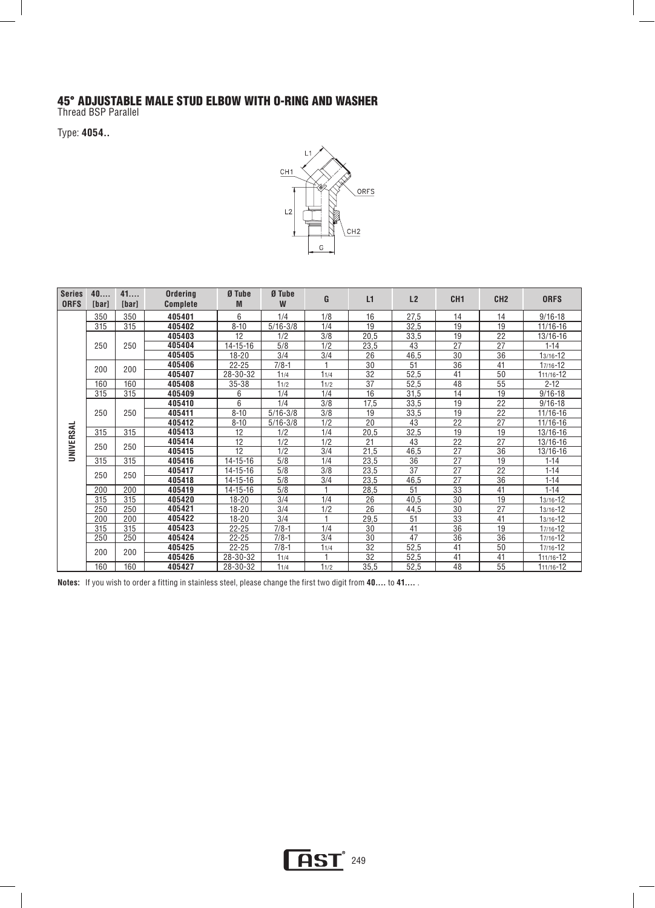# 45° ADJUSTABLE MALE STUD ELBOW WITH O-RING AND WASHER

Thread BSP Parallel

Type: **4054..**

| Series ORFS | 40.... [bar] | 41.... [bar] | Ordering Complete | Ø Tube M | Ø Tube W | G | L1 | L2 | CH1 | CH2 | ORFS |
|---|---|---|---|---|---|---|---|---|---|---|---|
| UNIVERSAL | 350 | 350 | **405401** | 6 | 1/4 | 1/8 | 16 | 27,5 | 14 | 14 | 9/16-18 |
| | 315 | 315 | **405402** | 8-10 | 5/16-3/8 | 1/4 | 19 | 32,5 | 19 | 19 | 11/16-16 |
| | 250 | 250 | **405403** | 12 | 1/2 | 3/8 | 20,5 | 33,5 | 19 | 22 | 13/16-16 |
| | | | **405404** | 14-15-16 | 5/8 | 1/2 | 23,5 | 43 | 27 | 27 | 1-14 |
| | | | **405405** | 18-20 | 3/4 | 3/4 | 26 | 46,5 | 30 | 36 | 1 3/16-12 |
| | 200 | 200 | **405406** | 22-25 | 7/8-1 | 1 | 30 | 51 | 36 | 41 | 1 7/16-12 |
| | | | **405407** | 28-30-32 | 1 1/4 | 1 1/4 | 32 | 52,5 | 41 | 50 | 1 11/16-12 |
| | 160 | 160 | **405408** | 35-38 | 1 1/2 | 1 1/2 | 37 | 52,5 | 48 | 55 | 2-12 |
| | 315 | 315 | **405409** | 6 | 1/4 | 1/4 | 16 | 31,5 | 14 | 19 | 9/16-18 |
| | 250 | 250 | **405410** | 6 | 1/4 | 3/8 | 17,5 | 33,5 | 19 | 22 | 9/16-18 |
| | | | **405411** | 8-10 | 5/16-3/8 | 3/8 | 19 | 33,5 | 19 | 22 | 11/16-16 |
| | | | **405412** | 8-10 | 5/16-3/8 | 1/2 | 20 | 43 | 22 | 27 | 11/16-16 |
| | 315 | 315 | **405413** | 12 | 1/2 | 1/4 | 20,5 | 32,5 | 19 | 19 | 13/16-16 |
| | 250 | 250 | **405414** | 12 | 1/2 | 1/2 | 21 | 43 | 22 | 27 | 13/16-16 |
| | | | **405415** | 12 | 1/2 | 3/4 | 21,5 | 46,5 | 27 | 36 | 13/16-16 |
| | 315 | 315 | **405416** | 14-15-16 | 5/8 | 1/4 | 23,5 | 36 | 27 | 19 | 1-14 |
| | 250 | 250 | **405417** | 14-15-16 | 5/8 | 3/8 | 23,5 | 37 | 27 | 22 | 1-14 |
| | | | **405418** | 14-15-16 | 5/8 | 3/4 | 23,5 | 46,5 | 27 | 36 | 1-14 |
| | 200 | 200 | **405419** | 14-15-16 | 5/8 | 1 | 28,5 | 51 | 33 | 41 | 1-14 |
| | 315 | 315 | **405420** | 18-20 | 3/4 | 1/4 | 26 | 40,5 | 30 | 19 | 1 3/16-12 |
| | 250 | 250 | **405421** | 18-20 | 3/4 | 1/2 | 26 | 44,5 | 30 | 27 | 1 3/16-12 |
| | 200 | 200 | **405422** | 18-20 | 3/4 | 1 | 29,5 | 51 | 33 | 41 | 1 3/16-12 |
| | 315 | 315 | **405423** | 22-25 | 7/8-1 | 1/4 | 30 | 41 | 36 | 19 | 1 7/16-12 |
| | 250 | 250 | **405424** | 22-25 | 7/8-1 | 3/4 | 30 | 47 | 36 | 36 | 1 7/16-12 |
| | 200 | 200 | **405425** | 22-25 | 7/8-1 | 1 1/4 | 32 | 52,5 | 41 | 50 | 1 7/16-12 |
| | | | **405426** | 28-30-32 | 1 1/4 | 1 | 32 | 52,5 | 41 | 41 | 1 11/16-12 |
| | 160 | 160 | **405427** | 28-30-32 | 1 1/4 | 1 1/2 | 35,5 | 52,5 | 48 | 55 | 1 11/16-12 |

**Notes:** If you wish to order a fitting in stainless steel, please change the first two digit from **40....** to **41....** .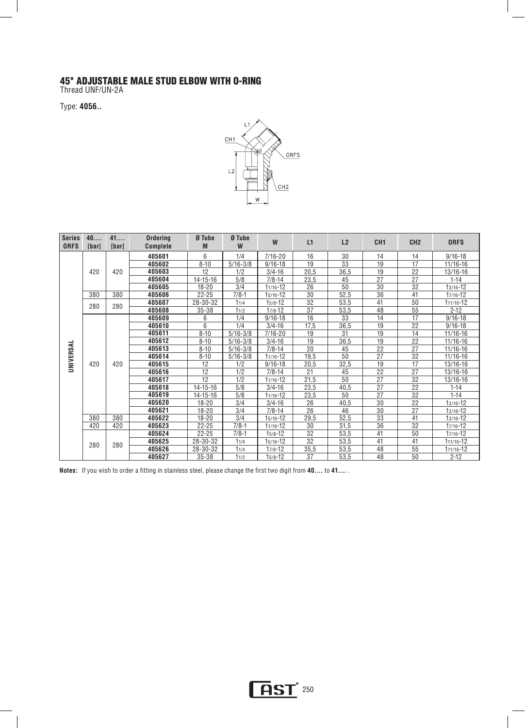## 45° ADJUSTABLE MALE STUD ELBOW WITH O-RING

Thread UNF/UN-2A

Type: **4056..**

| Series ORFS | 40.... [bar] | 41.... [bar] | Ordering Complete | Ø Tube M | Ø Tube W | W | L1 | L2 | CH1 | CH2 | ORFS |
|---|---|---|---|---|---|---|---|---|---|---|---|
| UNIVERSAL | 420 | 420 | **405601** | 6 | 1/4 | 7/16-20 | 16 | 30 | 14 | 14 | 9/16-18 |
| | | | **405602** | 8-10 | 5/16-3/8 | 9/16-18 | 19 | 33 | 19 | 17 | 11/16-16 |
| | | | **405603** | 12 | 1/2 | 3/4-16 | 20,5 | 36,5 | 19 | 22 | 13/16-16 |
| | | | **405604** | 14-15-16 | 5/8 | 7/8-14 | 23,5 | 45 | 27 | 27 | 1-14 |
| | | | **405605** | 18-20 | 3/4 | 1 1/16-12 | 26 | 50 | 30 | 32 | 1 3/16-12 |
| | 380 | 380 | **405606** | 22-25 | 7/8-1 | 1 5/16-12 | 30 | 52,5 | 36 | 41 | 1 7/16-12 |
| | 280 | 280 | **405607** | 28-30-32 | 1 1/4 | 1 5/8-12 | 32 | 53,5 | 41 | 50 | 1 11/16-12 |
| | | | **405608** | 35-38 | 1 1/2 | 1 7/8-12 | 37 | 53,5 | 48 | 55 | 2-12 |
| | 420 | 420 | **405609** | 6 | 1/4 | 9/16-18 | 16 | 33 | 14 | 17 | 9/16-18 |
| | | | **405610** | 6 | 1/4 | 3/4-16 | 17,5 | 36,5 | 19 | 22 | 9/16-18 |
| | | | **405611** | 8-10 | 5/16-3/8 | 7/16-20 | 19 | 31 | 19 | 14 | 11/16-16 |
| | | | **405612** | 8-10 | 5/16-3/8 | 3/4-16 | 19 | 36,5 | 19 | 22 | 11/16-16 |
| | | | **405613** | 8-10 | 5/16-3/8 | 7/8-14 | 20 | 45 | 22 | 27 | 11/16-16 |
| | | | **405614** | 8-10 | 5/16-3/8 | 1 1/16-12 | 19,5 | 50 | 27 | 32 | 11/16-16 |
| | | | **405615** | 12 | 1/2 | 9/16-18 | 20,5 | 32,5 | 19 | 17 | 13/16-16 |
| | | | **405616** | 12 | 1/2 | 7/8-14 | 21 | 45 | 22 | 27 | 13/16-16 |
| | | | **405617** | 12 | 1/2 | 1 1/16-12 | 21,5 | 50 | 27 | 32 | 13/16-16 |
| | | | **405618** | 14-15-16 | 5/8 | 3/4-16 | 23,5 | 40,5 | 27 | 22 | 1-14 |
| | | | **405619** | 14-15-16 | 5/8 | 1 1/16-12 | 23,5 | 50 | 27 | 32 | 1-14 |
| | | | **405620** | 18-20 | 3/4 | 3/4-16 | 26 | 40,5 | 30 | 22 | 1 3/16-12 |
| | | | **405621** | 18-20 | 3/4 | 7/8-14 | 26 | 46 | 30 | 27 | 1 3/16-12 |
| | 380 | 380 | **405622** | 18-20 | 3/4 | 1 5/16-12 | 29,5 | 52,5 | 33 | 41 | 1 3/16-12 |
| | 420 | 420 | **405623** | 22-25 | 7/8-1 | 1 1/16-12 | 30 | 51,5 | 36 | 32 | 1 7/16-12 |
| | 280 | 280 | **405624** | 22-25 | 7/8-1 | 1 5/8-12 | 32 | 53,5 | 41 | 50 | 1 7/16-12 |
| | | | **405625** | 28-30-32 | 1 1/4 | 1 5/16-12 | 32 | 53,5 | 41 | 41 | 1 11/16-12 |
| | | | **405626** | 28-30-32 | 1 1/4 | 1 7/8-12 | 35,5 | 53,5 | 48 | 55 | 1 11/16-12 |
| | | | **405627** | 35-38 | 1 1/2 | 1 5/8-12 | 37 | 53,5 | 48 | 50 | 2-12 |

**Notes:** If you wish to order a fitting in stainless steel, please change the first two digit from **40....** to **41....** .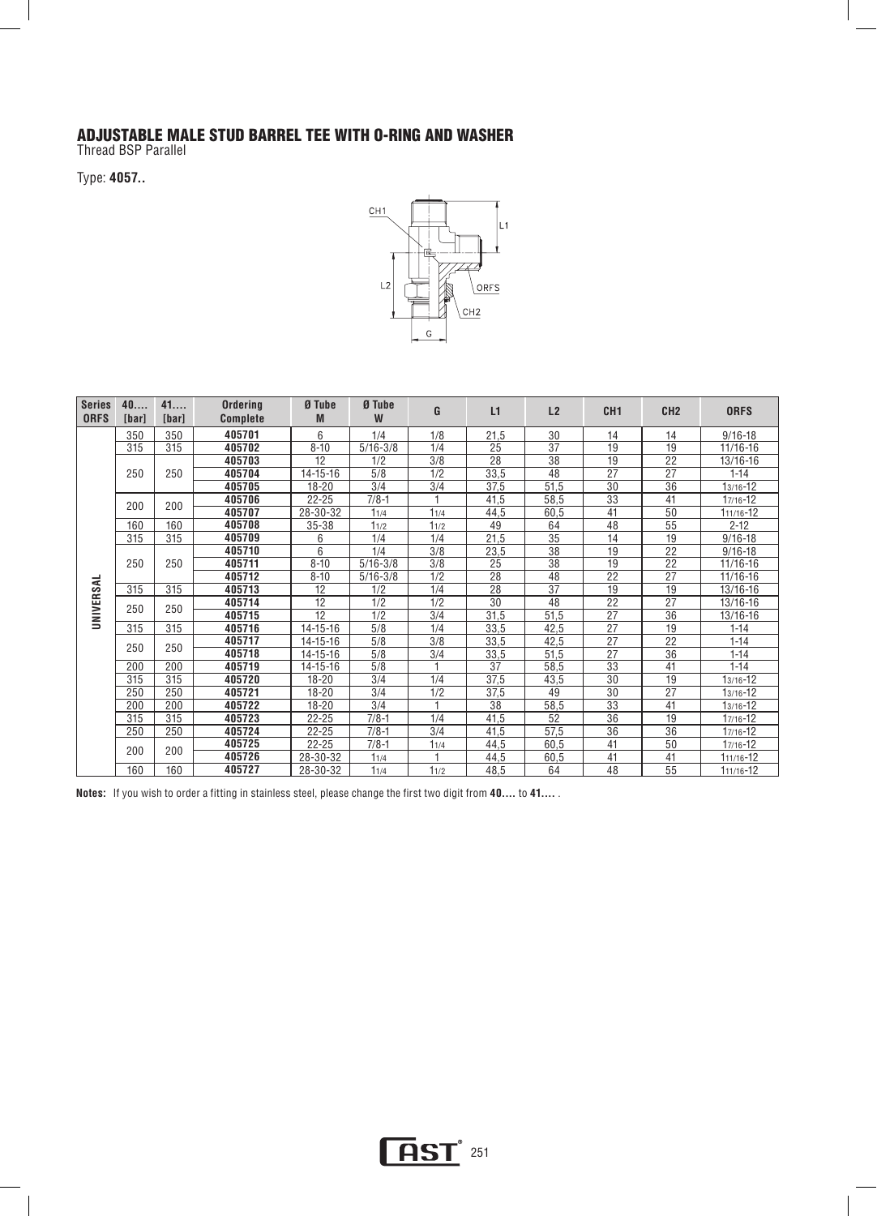# ADJUSTABLE MALE STUD BARREL TEE WITH O-RING AND WASHER

Thread BSP Parallel

Type: **4057..**

| Series ORFS | 40.... [bar] | 41.... [bar] | Ordering Complete | Ø Tube M | Ø Tube W | G | L1 | L2 | CH1 | CH2 | ORFS |
|---|---|---|---|---|---|---|---|---|---|---|---|
| UNIVERSAL | 350 | 350 | **405701** | 6 | 1/4 | 1/8 | 21,5 | 30 | 14 | 14 | 9/16-18 |
| | 315 | 315 | **405702** | 8-10 | 5/16-3/8 | 1/4 | 25 | 37 | 19 | 19 | 11/16-16 |
| | 250 | 250 | **405703** | 12 | 1/2 | 3/8 | 28 | 38 | 19 | 22 | 13/16-16 |
| | | | **405704** | 14-15-16 | 5/8 | 1/2 | 33,5 | 48 | 27 | 27 | 1-14 |
| | | | **405705** | 18-20 | 3/4 | 3/4 | 37,5 | 51,5 | 30 | 36 | 13/16-12 |
| | 200 | 200 | **405706** | 22-25 | 7/8-1 | 1 | 41,5 | 58,5 | 33 | 41 | 17/16-12 |
| | | | **405707** | 28-30-32 | 11/4 | 11/4 | 44,5 | 60,5 | 41 | 50 | 111/16-12 |
| | 160 | 160 | **405708** | 35-38 | 11/2 | 11/2 | 49 | 64 | 48 | 55 | 2-12 |
| | 315 | 315 | **405709** | 6 | 1/4 | 1/4 | 21,5 | 35 | 14 | 19 | 9/16-18 |
| | 250 | 250 | **405710** | 6 | 1/4 | 3/8 | 23,5 | 38 | 19 | 22 | 9/16-18 |
| | | | **405711** | 8-10 | 5/16-3/8 | 3/8 | 25 | 38 | 19 | 22 | 11/16-16 |
| | | | **405712** | 8-10 | 5/16-3/8 | 1/2 | 28 | 48 | 22 | 27 | 11/16-16 |
| | 315 | 315 | **405713** | 12 | 1/2 | 1/4 | 28 | 37 | 19 | 19 | 13/16-16 |
| | 250 | 250 | **405714** | 12 | 1/2 | 1/2 | 30 | 48 | 22 | 27 | 13/16-16 |
| | | | **405715** | 12 | 1/2 | 3/4 | 31,5 | 51,5 | 27 | 36 | 13/16-16 |
| | 315 | 315 | **405716** | 14-15-16 | 5/8 | 1/4 | 33,5 | 42,5 | 27 | 19 | 1-14 |
| | 250 | 250 | **405717** | 14-15-16 | 5/8 | 3/8 | 33,5 | 42,5 | 27 | 22 | 1-14 |
| | | | **405718** | 14-15-16 | 5/8 | 3/4 | 33,5 | 51,5 | 27 | 36 | 1-14 |
| | 200 | 200 | **405719** | 14-15-16 | 5/8 | 1 | 37 | 58,5 | 33 | 41 | 1-14 |
| | 315 | 315 | **405720** | 18-20 | 3/4 | 1/4 | 37,5 | 43,5 | 30 | 19 | 13/16-12 |
| | 250 | 250 | **405721** | 18-20 | 3/4 | 1/2 | 37,5 | 49 | 30 | 27 | 13/16-12 |
| | 200 | 200 | **405722** | 18-20 | 3/4 | 1 | 38 | 58,5 | 33 | 41 | 13/16-12 |
| | 315 | 315 | **405723** | 22-25 | 7/8-1 | 1/4 | 41,5 | 52 | 36 | 19 | 17/16-12 |
| | 250 | 250 | **405724** | 22-25 | 7/8-1 | 3/4 | 41,5 | 57,5 | 36 | 36 | 17/16-12 |
| | 200 | 200 | **405725** | 22-25 | 7/8-1 | 11/4 | 44,5 | 60,5 | 41 | 50 | 17/16-12 |
| | | | **405726** | 28-30-32 | 11/4 | 1 | 44,5 | 60,5 | 41 | 41 | 111/16-12 |
| | 160 | 160 | **405727** | 28-30-32 | 11/4 | 11/2 | 48,5 | 64 | 48 | 55 | 111/16-12 |

**Notes:** If you wish to order a fitting in stainless steel, please change the first two digit from **40....** to **41....** .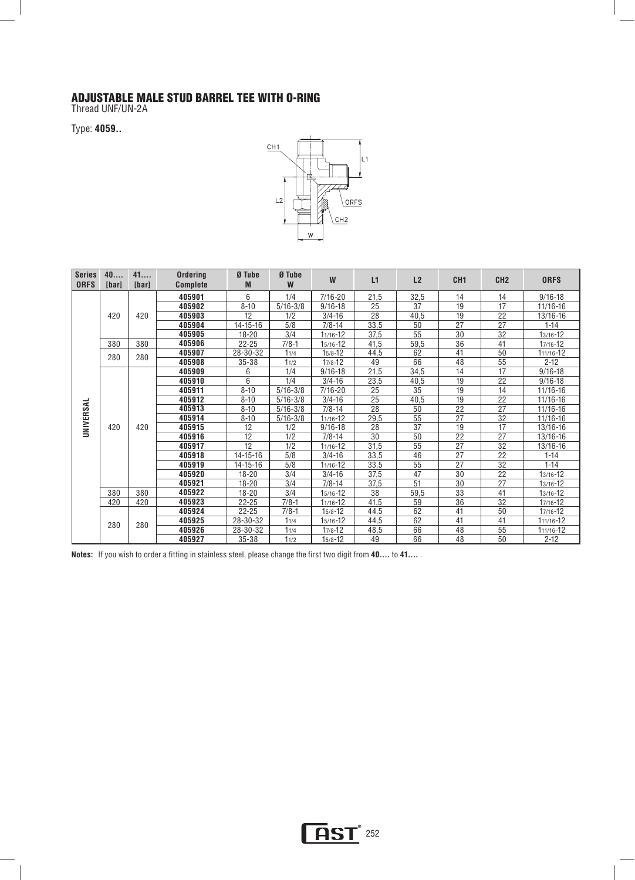# ADJUSTABLE MALE STUD BARREL TEE WITH O-RING

Thread UNF/UN-2A

Type: **4059..**

| Series ORFS | 40.... [bar] | 41.... [bar] | Ordering Complete | Ø Tube M | Ø Tube W | W | L1 | L2 | CH1 | CH2 | ORFS |
|---|---|---|---|---|---|---|---|---|---|---|---|
| UNIVERSAL | 420 | 420 | **405901** | 6 | 1/4 | 7/16-20 | 21,5 | 32,5 | 14 | 14 | 9/16-18 |
| | | | **405902** | 8-10 | 5/16-3/8 | 9/16-18 | 25 | 37 | 19 | 17 | 11/16-16 |
| | | | **405903** | 12 | 1/2 | 3/4-16 | 28 | 40,5 | 19 | 22 | 13/16-16 |
| | | | **405904** | 14-15-16 | 5/8 | 7/8-14 | 33,5 | 50 | 27 | 27 | 1-14 |
| | | | **405905** | 18-20 | 3/4 | 1 1/16-12 | 37,5 | 55 | 30 | 32 | 1 3/16-12 |
| | 380 | 380 | **405906** | 22-25 | 7/8-1 | 1 5/16-12 | 41,5 | 59,5 | 36 | 41 | 1 7/16-12 |
| | 280 | 280 | **405907** | 28-30-32 | 1 1/4 | 1 5/8-12 | 44,5 | 62 | 41 | 50 | 1 11/16-12 |
| | | | **405908** | 35-38 | 1 1/2 | 1 7/8-12 | 49 | 66 | 48 | 55 | 2-12 |
| | 420 | 420 | **405909** | 6 | 1/4 | 9/16-18 | 21,5 | 34,5 | 14 | 17 | 9/16-18 |
| | | | **405910** | 6 | 1/4 | 3/4-16 | 23,5 | 40,5 | 19 | 22 | 9/16-18 |
| | | | **405911** | 8-10 | 5/16-3/8 | 7/16-20 | 25 | 35 | 19 | 14 | 11/16-16 |
| | | | **405912** | 8-10 | 5/16-3/8 | 3/4-16 | 25 | 40,5 | 19 | 22 | 11/16-16 |
| | | | **405913** | 8-10 | 5/16-3/8 | 7/8-14 | 28 | 50 | 22 | 27 | 11/16-16 |
| | | | **405914** | 8-10 | 5/16-3/8 | 1 1/16-12 | 29,5 | 55 | 27 | 32 | 11/16-16 |
| | | | **405915** | 12 | 1/2 | 9/16-18 | 28 | 37 | 19 | 17 | 13/16-16 |
| | | | **405916** | 12 | 1/2 | 7/8-14 | 30 | 50 | 22 | 27 | 13/16-16 |
| | | | **405917** | 12 | 1/2 | 1 1/16-12 | 31,5 | 55 | 27 | 32 | 13/16-16 |
| | | | **405918** | 14-15-16 | 5/8 | 3/4-16 | 33,5 | 46 | 27 | 22 | 1-14 |
| | | | **405919** | 14-15-16 | 5/8 | 1 1/16-12 | 33,5 | 55 | 27 | 32 | 1-14 |
| | | | **405920** | 18-20 | 3/4 | 3/4-16 | 37,5 | 47 | 30 | 22 | 1 3/16-12 |
| | | | **405921** | 18-20 | 3/4 | 7/8-14 | 37,5 | 51 | 30 | 27 | 1 3/16-12 |
| | 380 | 380 | **405922** | 18-20 | 3/4 | 1 5/16-12 | 38 | 59,5 | 33 | 41 | 1 3/16-12 |
| | 420 | 420 | **405923** | 22-25 | 7/8-1 | 1 1/16-12 | 41,5 | 59 | 36 | 32 | 1 7/16-12 |
| | 280 | 280 | **405924** | 22-25 | 7/8-1 | 1 5/8-12 | 44,5 | 62 | 41 | 50 | 1 7/16-12 |
| | | | **405925** | 28-30-32 | 1 1/4 | 1 5/16-12 | 44,5 | 62 | 41 | 41 | 1 11/16-12 |
| | | | **405926** | 28-30-32 | 1 1/4 | 1 7/8-12 | 48,5 | 66 | 48 | 55 | 1 11/16-12 |
| | | | **405927** | 35-38 | 1 1/2 | 1 5/8-12 | 49 | 66 | 48 | 50 | 2-12 |

**Notes:** If you wish to order a fitting in stainless steel, please change the first two digit from **40....** to **41....** .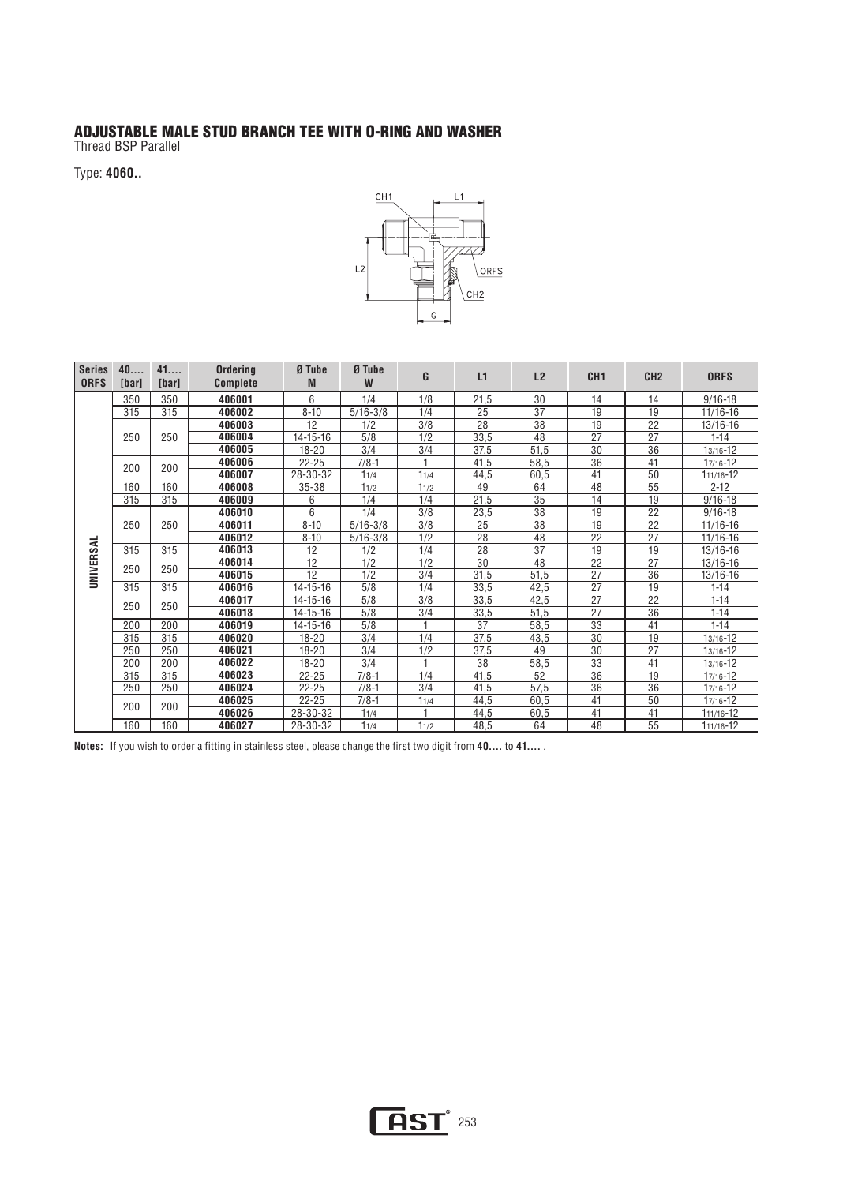# ADJUSTABLE MALE STUD BRANCH TEE WITH O-RING AND WASHER

Thread BSP Parallel

Type: **4060..**

| Series ORFS | 40.... [bar] | 41.... [bar] | Ordering Complete | Ø Tube M | Ø Tube W | G | L1 | L2 | CH1 | CH2 | ORFS |
|---|---|---|---|---|---|---|---|---|---|---|---|
| UNIVERSAL | 350 | 350 | **406001** | 6 | 1/4 | 1/8 | 21,5 | 30 | 14 | 14 | 9/16-18 |
| | 315 | 315 | **406002** | 8-10 | 5/16-3/8 | 1/4 | 25 | 37 | 19 | 19 | 11/16-16 |
| | 250 | 250 | **406003** | 12 | 1/2 | 3/8 | 28 | 38 | 19 | 22 | 13/16-16 |
| | | | **406004** | 14-15-16 | 5/8 | 1/2 | 33,5 | 48 | 27 | 27 | 1-14 |
| | | | **406005** | 18-20 | 3/4 | 3/4 | 37,5 | 51,5 | 30 | 36 | 1 3/16-12 |
| | 200 | 200 | **406006** | 22-25 | 7/8-1 | 1 | 41,5 | 58,5 | 36 | 41 | 1 7/16-12 |
| | | | **406007** | 28-30-32 | 1 1/4 | 1 1/4 | 44,5 | 60,5 | 41 | 50 | 1 11/16-12 |
| | 160 | 160 | **406008** | 35-38 | 1 1/2 | 1 1/2 | 49 | 64 | 48 | 55 | 2-12 |
| | 315 | 315 | **406009** | 6 | 1/4 | 1/4 | 21,5 | 35 | 14 | 19 | 9/16-18 |
| | 250 | 250 | **406010** | 6 | 1/4 | 3/8 | 23,5 | 38 | 19 | 22 | 9/16-18 |
| | | | **406011** | 8-10 | 5/16-3/8 | 3/8 | 25 | 38 | 19 | 22 | 11/16-16 |
| | | | **406012** | 8-10 | 5/16-3/8 | 1/2 | 28 | 48 | 22 | 27 | 11/16-16 |
| | 315 | 315 | **406013** | 12 | 1/2 | 1/4 | 28 | 37 | 19 | 19 | 13/16-16 |
| | 250 | 250 | **406014** | 12 | 1/2 | 1/2 | 30 | 48 | 22 | 27 | 13/16-16 |
| | | | **406015** | 12 | 1/2 | 3/4 | 31,5 | 51,5 | 27 | 36 | 13/16-16 |
| | 315 | 315 | **406016** | 14-15-16 | 5/8 | 1/4 | 33,5 | 42,5 | 27 | 19 | 1-14 |
| | 250 | 250 | **406017** | 14-15-16 | 5/8 | 3/8 | 33,5 | 42,5 | 27 | 22 | 1-14 |
| | | | **406018** | 14-15-16 | 5/8 | 3/4 | 33,5 | 51,5 | 27 | 36 | 1-14 |
| | 200 | 200 | **406019** | 14-15-16 | 5/8 | 1 | 37 | 58,5 | 33 | 41 | 1-14 |
| | 315 | 315 | **406020** | 18-20 | 3/4 | 1/4 | 37,5 | 43,5 | 30 | 19 | 1 3/16-12 |
| | 250 | 250 | **406021** | 18-20 | 3/4 | 1/2 | 37,5 | 49 | 30 | 27 | 1 3/16-12 |
| | 200 | 200 | **406022** | 18-20 | 3/4 | 1 | 38 | 58,5 | 33 | 41 | 1 3/16-12 |
| | 315 | 315 | **406023** | 22-25 | 7/8-1 | 1/4 | 41,5 | 52 | 36 | 19 | 1 7/16-12 |
| | 250 | 250 | **406024** | 22-25 | 7/8-1 | 3/4 | 41,5 | 57,5 | 36 | 36 | 1 7/16-12 |
| | 200 | 200 | **406025** | 22-25 | 7/8-1 | 1 1/4 | 44,5 | 60,5 | 41 | 50 | 1 7/16-12 |
| | | | **406026** | 28-30-32 | 1 1/4 | 1 | 44,5 | 60,5 | 41 | 41 | 1 11/16-12 |
| | 160 | 160 | **406027** | 28-30-32 | 1 1/4 | 1 1/2 | 48,5 | 64 | 48 | 55 | 1 11/16-12 |

**Notes:** If you wish to order a fitting in stainless steel, please change the first two digit from **40....** to **41....** .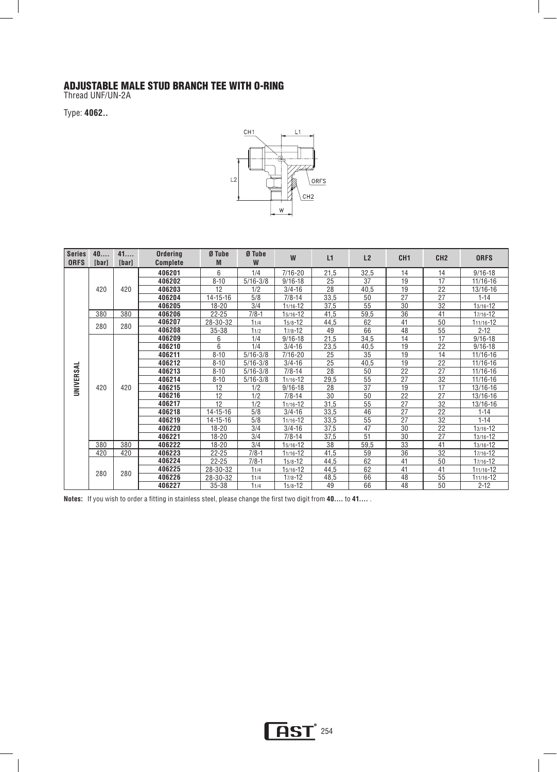# ADJUSTABLE MALE STUD BRANCH TEE WITH O-RING

Thread UNF/UN-2A

Type: **4062..**

| Series ORFS | 40.... [bar] | 41.... [bar] | Ordering Complete | Ø Tube M | Ø Tube W | W | L1 | L2 | CH1 | CH2 | ORFS |
|---|---|---|---|---|---|---|---|---|---|---|---|
| UNIVERSAL | 420 | 420 | **406201** | 6 | 1/4 | 7/16-20 | 21,5 | 32,5 | 14 | 14 | 9/16-18 |
| | | | **406202** | 8-10 | 5/16-3/8 | 9/16-18 | 25 | 37 | 19 | 17 | 11/16-16 |
| | | | **406203** | 12 | 1/2 | 3/4-16 | 28 | 40,5 | 19 | 22 | 13/16-16 |
| | | | **406204** | 14-15-16 | 5/8 | 7/8-14 | 33,5 | 50 | 27 | 27 | 1-14 |
| | | | **406205** | 18-20 | 3/4 | 1 1/16-12 | 37,5 | 55 | 30 | 32 | 1 3/16-12 |
| | 380 | 380 | **406206** | 22-25 | 7/8-1 | 1 5/16-12 | 41,5 | 59,5 | 36 | 41 | 1 7/16-12 |
| | 280 | 280 | **406207** | 28-30-32 | 1 1/4 | 1 5/8-12 | 44,5 | 62 | 41 | 50 | 1 11/16-12 |
| | | | **406208** | 35-38 | 1 1/2 | 1 7/8-12 | 49 | 66 | 48 | 55 | 2-12 |
| | 420 | 420 | **406209** | 6 | 1/4 | 9/16-18 | 21,5 | 34,5 | 14 | 17 | 9/16-18 |
| | | | **406210** | 6 | 1/4 | 3/4-16 | 23,5 | 40,5 | 19 | 22 | 9/16-18 |
| | | | **406211** | 8-10 | 5/16-3/8 | 7/16-20 | 25 | 35 | 19 | 14 | 11/16-16 |
| | | | **406212** | 8-10 | 5/16-3/8 | 3/4-16 | 25 | 40,5 | 19 | 22 | 11/16-16 |
| | | | **406213** | 8-10 | 5/16-3/8 | 7/8-14 | 28 | 50 | 22 | 27 | 11/16-16 |
| | | | **406214** | 8-10 | 5/16-3/8 | 1 1/16-12 | 29,5 | 55 | 27 | 32 | 11/16-16 |
| | | | **406215** | 12 | 1/2 | 9/16-18 | 28 | 37 | 19 | 17 | 13/16-16 |
| | | | **406216** | 12 | 1/2 | 7/8-14 | 30 | 50 | 22 | 27 | 13/16-16 |
| | | | **406217** | 12 | 1/2 | 1 1/16-12 | 31,5 | 55 | 27 | 32 | 13/16-16 |
| | | | **406218** | 14-15-16 | 5/8 | 3/4-16 | 33,5 | 46 | 27 | 22 | 1-14 |
| | | | **406219** | 14-15-16 | 5/8 | 1 1/16-12 | 33,5 | 55 | 27 | 32 | 1-14 |
| | | | **406220** | 18-20 | 3/4 | 3/4-16 | 37,5 | 47 | 30 | 22 | 1 3/16-12 |
| | | | **406221** | 18-20 | 3/4 | 7/8-14 | 37,5 | 51 | 30 | 27 | 1 3/16-12 |
| | 380 | 380 | **406222** | 18-20 | 3/4 | 1 5/16-12 | 38 | 59,5 | 33 | 41 | 1 3/16-12 |
| | 420 | 420 | **406223** | 22-25 | 7/8-1 | 1 1/16-12 | 41,5 | 59 | 36 | 32 | 1 7/16-12 |
| | 280 | 280 | **406224** | 22-25 | 7/8-1 | 1 5/8-12 | 44,5 | 62 | 41 | 50 | 1 7/16-12 |
| | | | **406225** | 28-30-32 | 1 1/4 | 1 5/16-12 | 44,5 | 62 | 41 | 41 | 1 11/16-12 |
| | | | **406226** | 28-30-32 | 1 1/4 | 1 7/8-12 | 48,5 | 66 | 48 | 55 | 1 11/16-12 |
| | | | **406227** | 35-38 | 1 1/4 | 1 5/8-12 | 49 | 66 | 48 | 50 | 2-12 |

**Notes:** If you wish to order a fitting in stainless steel, please change the first two digit from **40....** to **41....** .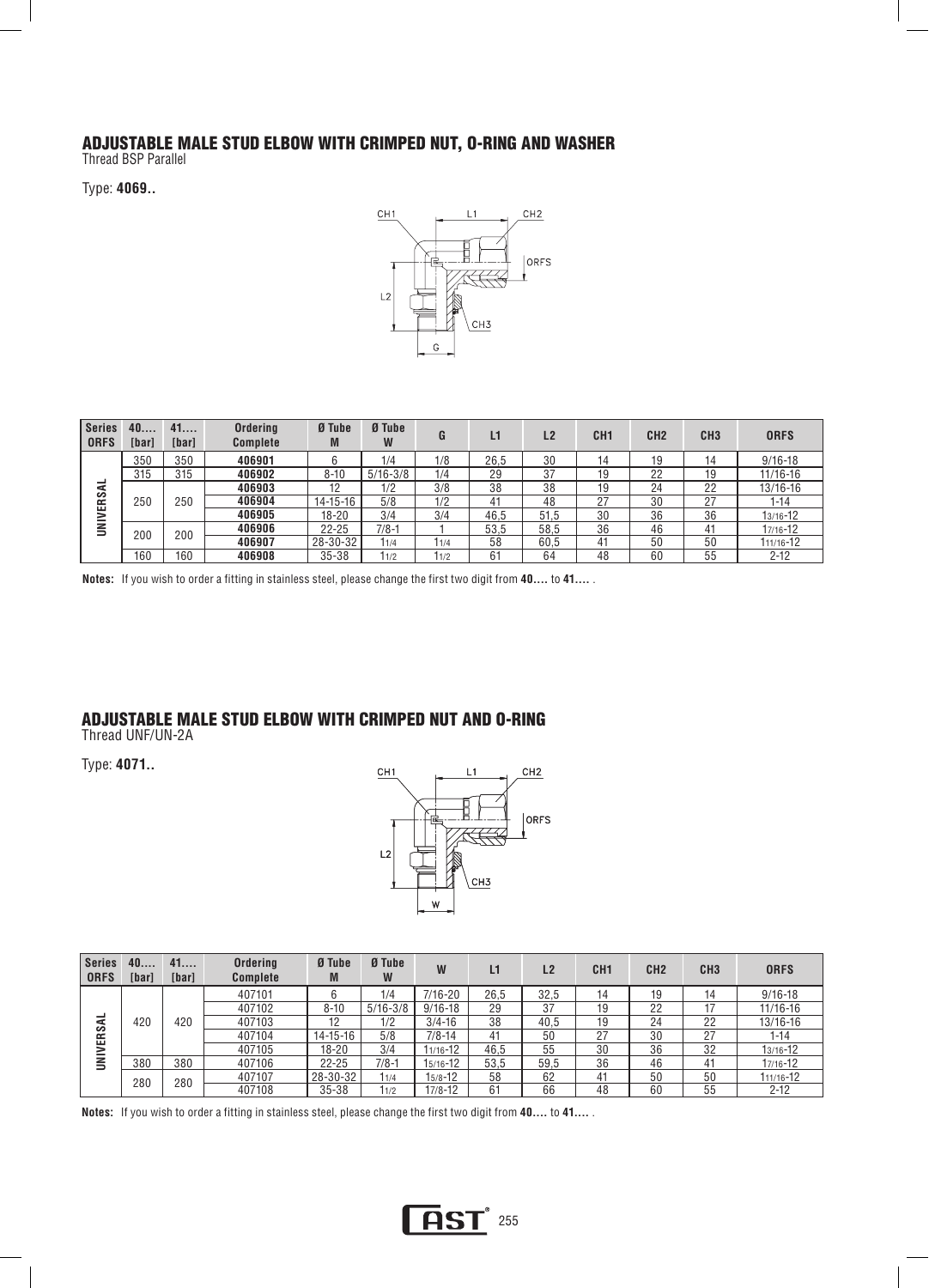## ADJUSTABLE MALE STUD ELBOW WITH CRIMPED NUT, O-RING AND WASHER

Thread BSP Parallel

Type: **4069..**

| Series ORFS | 40.... [bar] | 41.... [bar] | Ordering Complete | Ø Tube M | Ø Tube W | G | L1 | L2 | CH1 | CH2 | CH3 | ORFS |
|---|---|---|---|---|---|---|---|---|---|---|---|---|
| UNIVERSAL | 350 | 350 | **406901** | 6 | 1/4 | 1/8 | 26,5 | 30 | 14 | 19 | 14 | 9/16-18 |
| | 315 | 315 | **406902** | 8-10 | 5/16-3/8 | 1/4 | 29 | 37 | 19 | 22 | 19 | 11/16-16 |
| | 250 | 250 | **406903** | 12 | 1/2 | 3/8 | 38 | 38 | 19 | 24 | 22 | 13/16-16 |
| | | | **406904** | 14-15-16 | 5/8 | 1/2 | 41 | 48 | 27 | 30 | 27 | 1-14 |
| | | | **406905** | 18-20 | 3/4 | 3/4 | 46,5 | 51,5 | 30 | 36 | 36 | 1 3/16-12 |
| | 200 | 200 | **406906** | 22-25 | 7/8-1 | 1 | 53,5 | 58,5 | 36 | 46 | 41 | 1 7/16-12 |
| | | | **406907** | 28-30-32 | 1 1/4 | 1 1/4 | 58 | 60,5 | 41 | 50 | 50 | 1 11/16-12 |
| | 160 | 160 | **406908** | 35-38 | 1 1/2 | 1 1/2 | 61 | 64 | 48 | 60 | 55 | 2-12 |

**Notes:** If you wish to order a fitting in stainless steel, please change the first two digit from **40....** to **41....** .

## ADJUSTABLE MALE STUD ELBOW WITH CRIMPED NUT AND O-RING

Thread UNF/UN-2A

Type: **4071..**

| Series ORFS | 40.... [bar] | 41.... [bar] | Ordering Complete | Ø Tube M | Ø Tube W | W | L1 | L2 | CH1 | CH2 | CH3 | ORFS |
|---|---|---|---|---|---|---|---|---|---|---|---|---|
| UNIVERSAL | 420 | 420 | 407101 | 6 | 1/4 | 7/16-20 | 26,5 | 32,5 | 14 | 19 | 14 | 9/16-18 |
| | | | 407102 | 8-10 | 5/16-3/8 | 9/16-18 | 29 | 37 | 19 | 22 | 17 | 11/16-16 |
| | | | 407103 | 12 | 1/2 | 3/4-16 | 38 | 40,5 | 19 | 24 | 22 | 13/16-16 |
| | | | 407104 | 14-15-16 | 5/8 | 7/8-14 | 41 | 50 | 27 | 30 | 27 | 1-14 |
| | | | 407105 | 18-20 | 3/4 | 1 1/16-12 | 46,5 | 55 | 30 | 36 | 32 | 1 3/16-12 |
| | 380 | 380 | 407106 | 22-25 | 7/8-1 | 1 5/16-12 | 53,5 | 59,5 | 36 | 46 | 41 | 1 7/16-12 |
| | 280 | 280 | 407107 | 28-30-32 | 1 1/4 | 1 5/8-12 | 58 | 62 | 41 | 50 | 50 | 1 11/16-12 |
| | | | 407108 | 35-38 | 1 1/2 | 1 7/8-12 | 61 | 66 | 48 | 60 | 55 | 2-12 |

**Notes:** If you wish to order a fitting in stainless steel, please change the first two digit from **40....** to **41....** .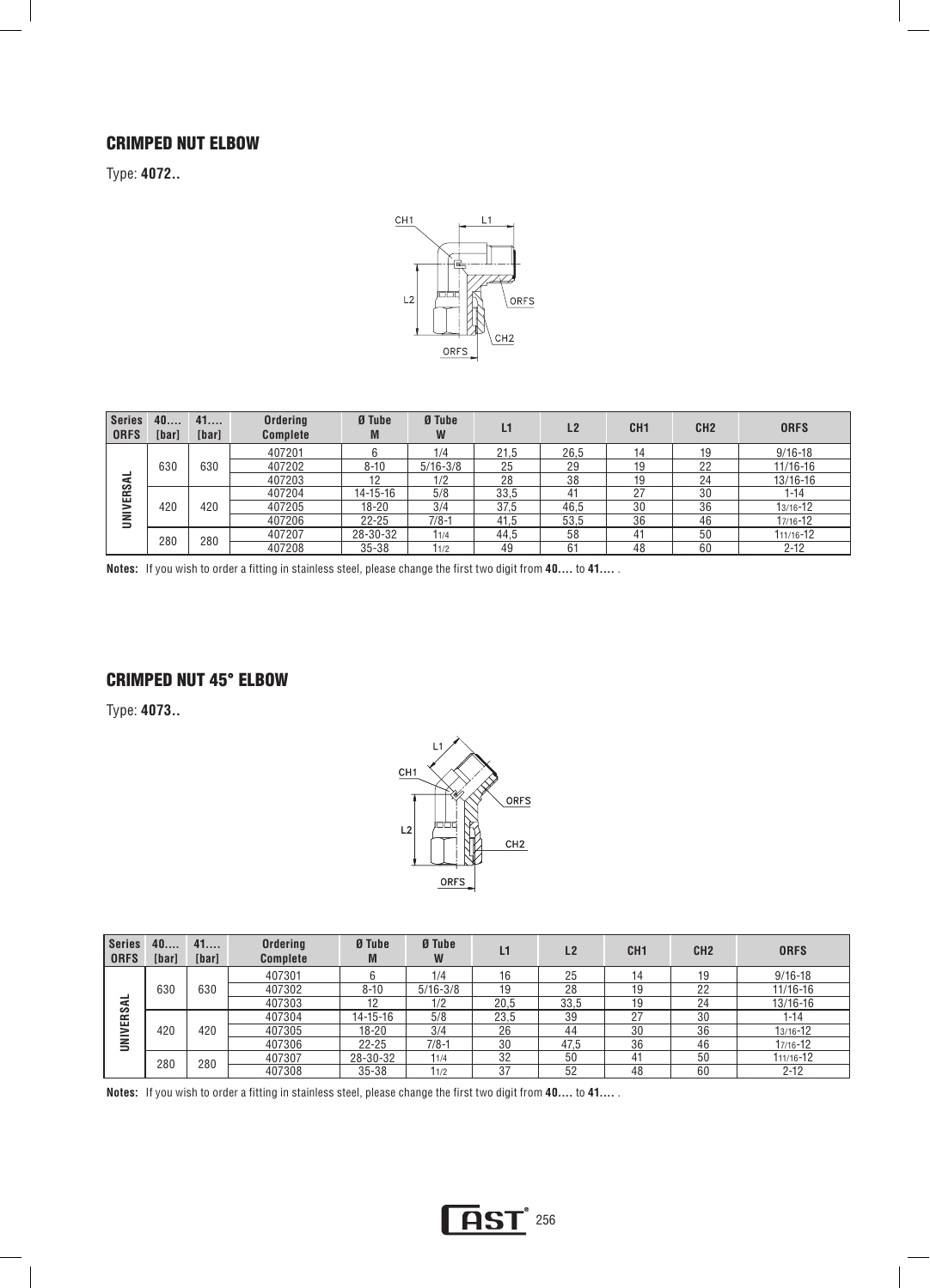## CRIMPED NUT ELBOW

Type: **4072..**

| Series ORFS | 40.... [bar] | 41.... [bar] | Ordering Complete | Ø Tube M | Ø Tube W | L1 | L2 | CH1 | CH2 | ORFS |
|---|---|---|---|---|---|---|---|---|---|---|
| UNIVERSAL | 630 | 630 | 407201 | 6 | 1/4 | 21,5 | 26,5 | 14 | 19 | 9/16-18 |
| | | | 407202 | 8-10 | 5/16-3/8 | 25 | 29 | 19 | 22 | 11/16-16 |
| | | | 407203 | 12 | 1/2 | 28 | 38 | 19 | 24 | 13/16-16 |
| | 420 | 420 | 407204 | 14-15-16 | 5/8 | 33,5 | 41 | 27 | 30 | 1-14 |
| | | | 407205 | 18-20 | 3/4 | 37,5 | 46,5 | 30 | 36 | 1 3/16-12 |
| | | | 407206 | 22-25 | 7/8-1 | 41,5 | 53,5 | 36 | 46 | 1 7/16-12 |
| | 280 | 280 | 407207 | 28-30-32 | 1 1/4 | 44,5 | 58 | 41 | 50 | 1 11/16-12 |
| | | | 407208 | 35-38 | 1 1/2 | 49 | 61 | 48 | 60 | 2-12 |

**Notes:** If you wish to order a fitting in stainless steel, please change the first two digit from **40....** to **41....** .

## CRIMPED NUT 45° ELBOW

Type: **4073..**

| Series ORFS | 40.... [bar] | 41.... [bar] | Ordering Complete | Ø Tube M | Ø Tube W | L1 | L2 | CH1 | CH2 | ORFS |
|---|---|---|---|---|---|---|---|---|---|---|
| UNIVERSAL | 630 | 630 | 407301 | 6 | 1/4 | 16 | 25 | 14 | 19 | 9/16-18 |
| | | | 407302 | 8-10 | 5/16-3/8 | 19 | 28 | 19 | 22 | 11/16-16 |
| | | | 407303 | 12 | 1/2 | 20,5 | 33,5 | 19 | 24 | 13/16-16 |
| | 420 | 420 | 407304 | 14-15-16 | 5/8 | 23,5 | 39 | 27 | 30 | 1-14 |
| | | | 407305 | 18-20 | 3/4 | 26 | 44 | 30 | 36 | 1 3/16-12 |
| | | | 407306 | 22-25 | 7/8-1 | 30 | 47,5 | 36 | 46 | 1 7/16-12 |
| | 280 | 280 | 407307 | 28-30-32 | 1 1/4 | 32 | 50 | 41 | 50 | 1 11/16-12 |
| | | | 407308 | 35-38 | 1 1/2 | 37 | 52 | 48 | 60 | 2-12 |

**Notes:** If you wish to order a fitting in stainless steel, please change the first two digit from **40....** to **41....** .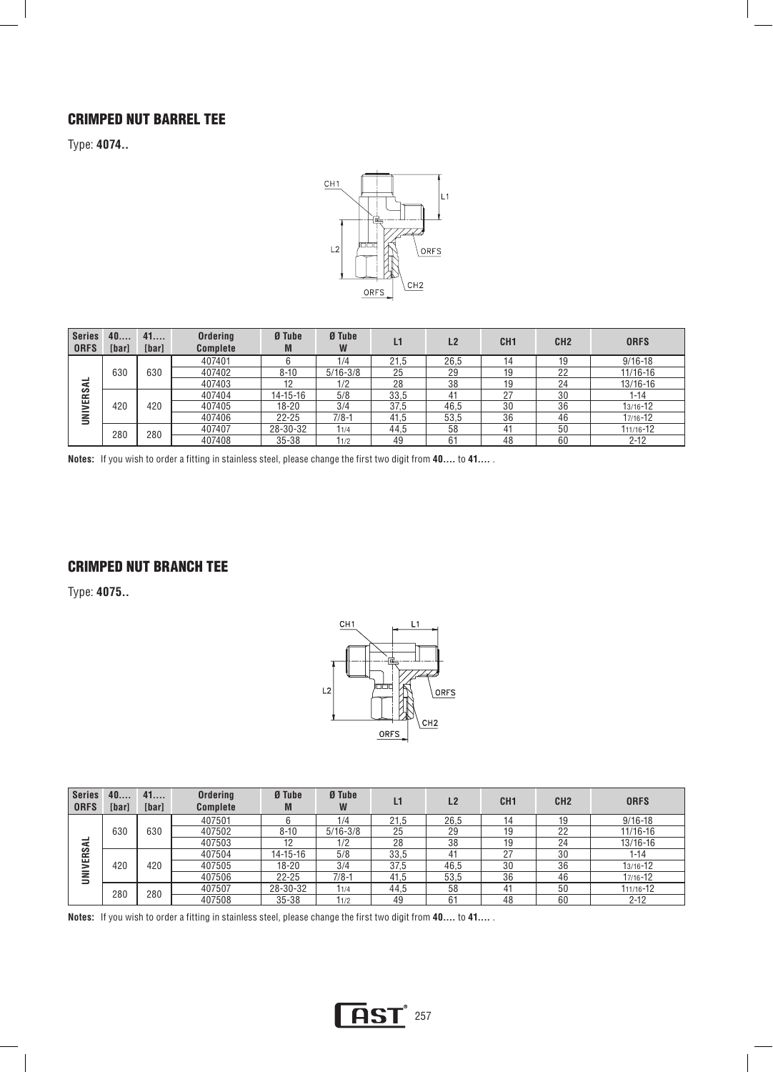## CRIMPED NUT BARREL TEE

Type: **4074..**

| Series ORFS | 40.... [bar] | 41.... [bar] | Ordering Complete | Ø Tube M | Ø Tube W | L1 | L2 | CH1 | CH2 | ORFS |
|---|---|---|---|---|---|---|---|---|---|---|
| UNIVERSAL | 630 | 630 | 407401 | 6 | 1/4 | 21,5 | 26,5 | 14 | 19 | 9/16-18 |
| | | | 407402 | 8-10 | 5/16-3/8 | 25 | 29 | 19 | 22 | 11/16-16 |
| | | | 407403 | 12 | 1/2 | 28 | 38 | 19 | 24 | 13/16-16 |
| | 420 | 420 | 407404 | 14-15-16 | 5/8 | 33,5 | 41 | 27 | 30 | 1-14 |
| | | | 407405 | 18-20 | 3/4 | 37,5 | 46,5 | 30 | 36 | 1 3/16-12 |
| | | | 407406 | 22-25 | 7/8-1 | 41,5 | 53,5 | 36 | 46 | 1 7/16-12 |
| | 280 | 280 | 407407 | 28-30-32 | 1 1/4 | 44,5 | 58 | 41 | 50 | 1 11/16-12 |
| | | | 407408 | 35-38 | 1 1/2 | 49 | 61 | 48 | 60 | 2-12 |

**Notes:** If you wish to order a fitting in stainless steel, please change the first two digit from **40....** to **41....** .

## CRIMPED NUT BRANCH TEE

Type: **4075..**

| Series ORFS | 40.... [bar] | 41.... [bar] | Ordering Complete | Ø Tube M | Ø Tube W | L1 | L2 | CH1 | CH2 | ORFS |
|---|---|---|---|---|---|---|---|---|---|---|
| UNIVERSAL | 630 | 630 | 407501 | 6 | 1/4 | 21,5 | 26,5 | 14 | 19 | 9/16-18 |
| | | | 407502 | 8-10 | 5/16-3/8 | 25 | 29 | 19 | 22 | 11/16-16 |
| | | | 407503 | 12 | 1/2 | 28 | 38 | 19 | 24 | 13/16-16 |
| | 420 | 420 | 407504 | 14-15-16 | 5/8 | 33,5 | 41 | 27 | 30 | 1-14 |
| | | | 407505 | 18-20 | 3/4 | 37,5 | 46,5 | 30 | 36 | 1 3/16-12 |
| | | | 407506 | 22-25 | 7/8-1 | 41,5 | 53,5 | 36 | 46 | 1 7/16-12 |
| | 280 | 280 | 407507 | 28-30-32 | 1 1/4 | 44,5 | 58 | 41 | 50 | 1 11/16-12 |
| | | | 407508 | 35-38 | 1 1/2 | 49 | 61 | 48 | 60 | 2-12 |

**Notes:** If you wish to order a fitting in stainless steel, please change the first two digit from **40....** to **41....** .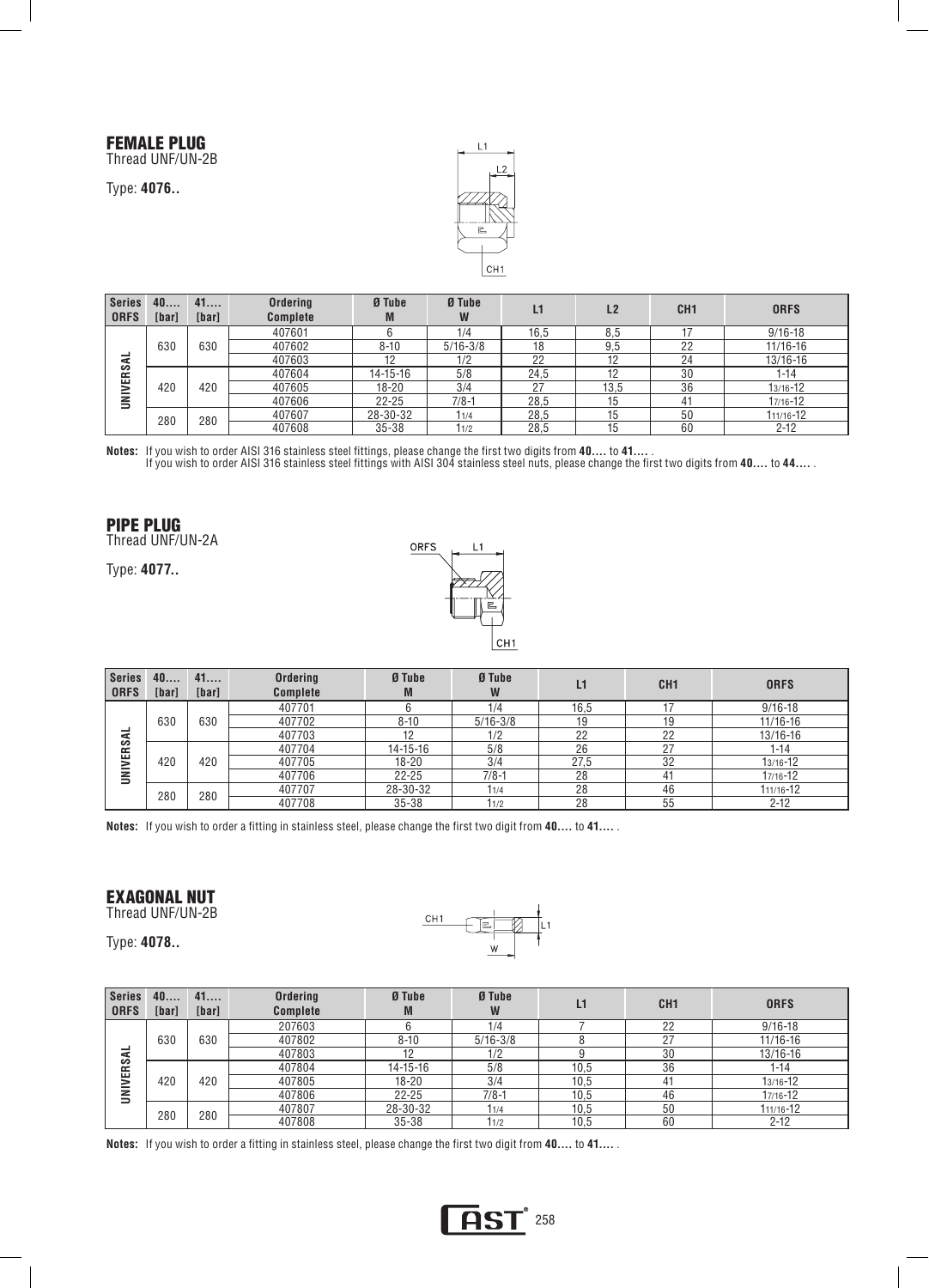## FEMALE PLUG

Thread UNF/UN-2B

Type: **4076..**

L1
L2
CH1

| Series ORFS | 40.... [bar] | 41.... [bar] | Ordering Complete | Ø Tube M | Ø Tube W | L1 | L2 | CH1 | ORFS |
|---|---|---|---|---|---|---|---|---|---|
| UNIVERSAL | 630 | 630 | 407601 | 6 | 1/4 | 16,5 | 8,5 | 17 | 9/16-18 |
| | | | 407602 | 8-10 | 5/16-3/8 | 18 | 9,5 | 22 | 11/16-16 |
| | | | 407603 | 12 | 1/2 | 22 | 12 | 24 | 13/16-16 |
| | 420 | 420 | 407604 | 14-15-16 | 5/8 | 24,5 | 12 | 30 | 1-14 |
| | | | 407605 | 18-20 | 3/4 | 27 | 13,5 | 36 | 13/16-12 |
| | | | 407606 | 22-25 | 7/8-1 | 28,5 | 15 | 41 | 17/16-12 |
| | 280 | 280 | 407607 | 28-30-32 | 11/4 | 28,5 | 15 | 50 | 111/16-12 |
| | | | 407608 | 35-38 | 11/2 | 28,5 | 15 | 60 | 2-12 |

**Notes:** If you wish to order AISI 316 stainless steel fittings, please change the first two digits from **40....** to **41....** .
If you wish to order AISI 316 stainless steel fittings with AISI 304 stainless steel nuts, please change the first two digits from **40....** to **44....** .

## PIPE PLUG

Thread UNF/UN-2A

Type: **4077..**

ORFS
L1
CH1

| Series ORFS | 40.... [bar] | 41.... [bar] | Ordering Complete | Ø Tube M | Ø Tube W | L1 | CH1 | ORFS |
|---|---|---|---|---|---|---|---|---|
| UNIVERSAL | 630 | 630 | 407701 | 6 | 1/4 | 16,5 | 17 | 9/16-18 |
| | | | 407702 | 8-10 | 5/16-3/8 | 19 | 19 | 11/16-16 |
| | | | 407703 | 12 | 1/2 | 22 | 22 | 13/16-16 |
| | 420 | 420 | 407704 | 14-15-16 | 5/8 | 26 | 27 | 1-14 |
| | | | 407705 | 18-20 | 3/4 | 27,5 | 32 | 13/16-12 |
| | | | 407706 | 22-25 | 7/8-1 | 28 | 41 | 17/16-12 |
| | 280 | 280 | 407707 | 28-30-32 | 11/4 | 28 | 46 | 111/16-12 |
| | | | 407708 | 35-38 | 11/2 | 28 | 55 | 2-12 |

**Notes:** If you wish to order a fitting in stainless steel, please change the first two digit from **40....** to **41....** .

## EXAGONAL NUT

Thread UNF/UN-2B

Type: **4078..**

CH1
L1
W

| Series ORFS | 40.... [bar] | 41.... [bar] | Ordering Complete | Ø Tube M | Ø Tube W | L1 | CH1 | ORFS |
|---|---|---|---|---|---|---|---|---|
| UNIVERSAL | 630 | 630 | 207603 | 6 | 1/4 | 7 | 22 | 9/16-18 |
| | | | 407802 | 8-10 | 5/16-3/8 | 8 | 27 | 11/16-16 |
| | | | 407803 | 12 | 1/2 | 9 | 30 | 13/16-16 |
| | 420 | 420 | 407804 | 14-15-16 | 5/8 | 10,5 | 36 | 1-14 |
| | | | 407805 | 18-20 | 3/4 | 10,5 | 41 | 13/16-12 |
| | | | 407806 | 22-25 | 7/8-1 | 10,5 | 46 | 17/16-12 |
| | 280 | 280 | 407807 | 28-30-32 | 11/4 | 10,5 | 50 | 111/16-12 |
| | | | 407808 | 35-38 | 11/2 | 10,5 | 60 | 2-12 |

**Notes:** If you wish to order a fitting in stainless steel, please change the first two digit from **40....** to **41....** .